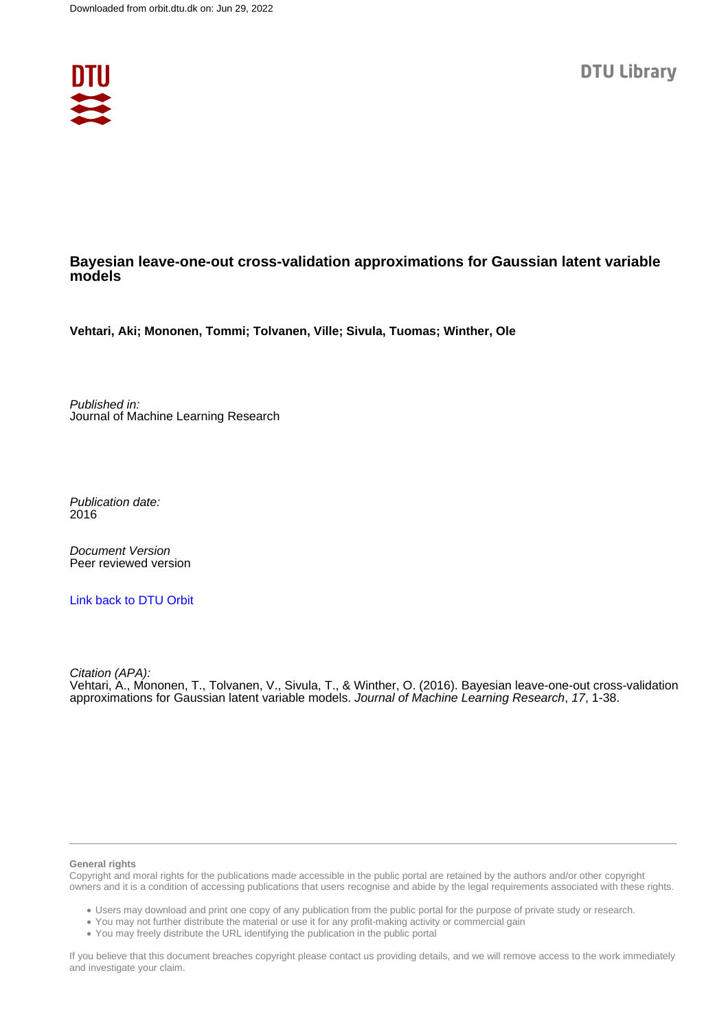Downloaded from orbit.dtu.dk on: Jun 29, 2022

DTU Library

# Bayesian leave-one-out cross-validation approximations for Gaussian latent variable models

**Vehtari, Aki; Mononen, Tommi; Tolvanen, Ville; Sivula, Tuomas; Winther, Ole**

*Published in:*
Journal of Machine Learning Research

*Publication date:*
2016

*Document Version*
Peer reviewed version

Link back to DTU Orbit

*Citation (APA):*
Vehtari, A., Mononen, T., Tolvanen, V., Sivula, T., & Winther, O. (2016). Bayesian leave-one-out cross-validation approximations for Gaussian latent variable models. *Journal of Machine Learning Research*, *17*, 1-38.

**General rights**
Copyright and moral rights for the publications made accessible in the public portal are retained by the authors and/or other copyright owners and it is a condition of accessing publications that users recognise and abide by the legal requirements associated with these rights.

- Users may download and print one copy of any publication from the public portal for the purpose of private study or research.
- You may not further distribute the material or use it for any profit-making activity or commercial gain
- You may freely distribute the URL identifying the publication in the public portal

If you believe that this document breaches copyright please contact us providing details, and we will remove access to the work immediately and investigate your claim.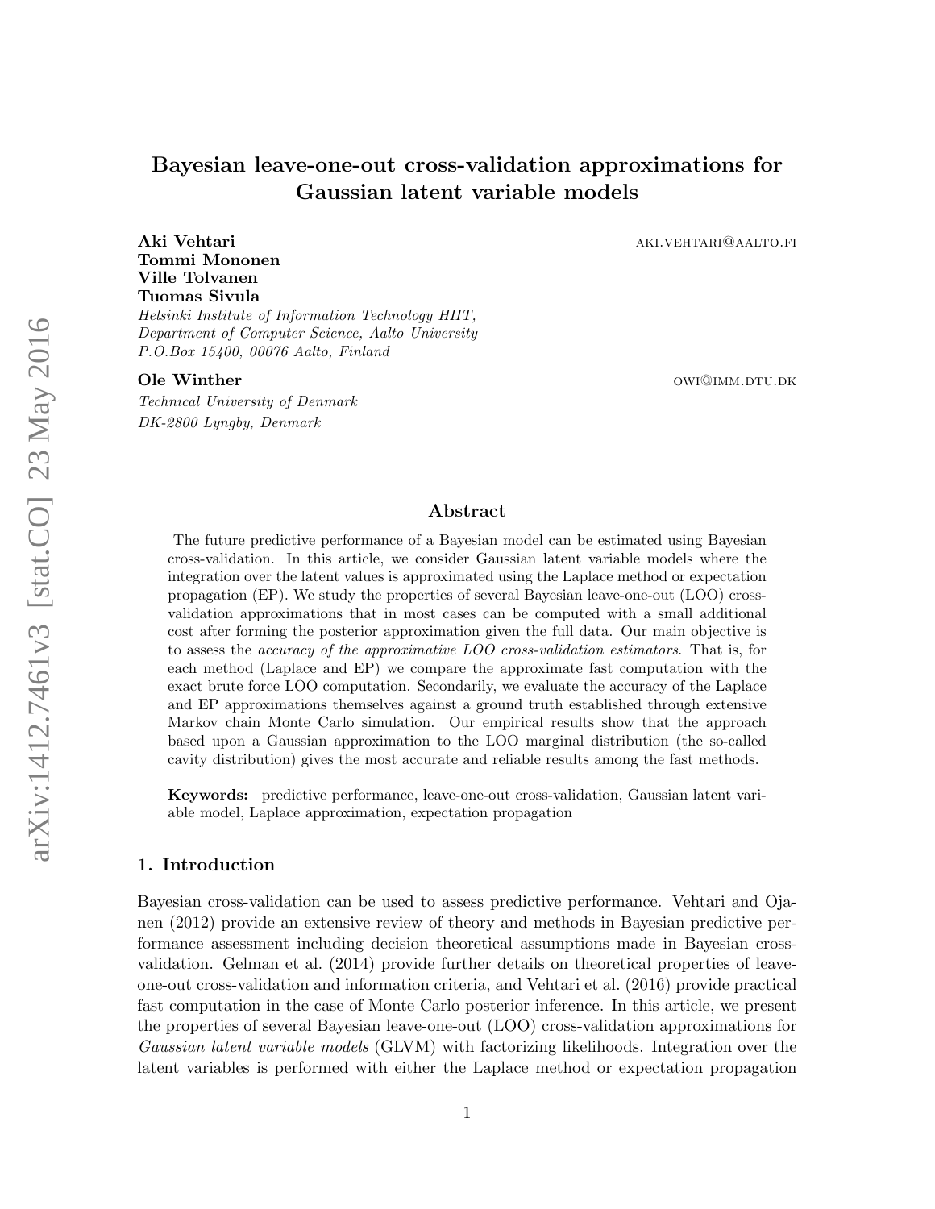# Bayesian leave-one-out cross-validation approximations for Gaussian latent variable models

**Aki Vehtari** AKI.VEHTARI@AALTO.FI
**Tommi Mononen**
**Ville Tolvanen**
**Tuomas Sivula**
*Helsinki Institute of Information Technology HIIT,*
*Department of Computer Science, Aalto University*
*P.O.Box 15400, 00076 Aalto, Finland*

**Ole Winther** OWI@IMM.DTU.DK
*Technical University of Denmark*
*DK-2800 Lyngby, Denmark*

arXiv:1412.7461v3 [stat.CO] 23 May 2016

## Abstract

The future predictive performance of a Bayesian model can be estimated using Bayesian cross-validation. In this article, we consider Gaussian latent variable models where the integration over the latent values is approximated using the Laplace method or expectation propagation (EP). We study the properties of several Bayesian leave-one-out (LOO) cross-validation approximations that in most cases can be computed with a small additional cost after forming the posterior approximation given the full data. Our main objective is to assess the *accuracy of the approximative LOO cross-validation estimators*. That is, for each method (Laplace and EP) we compare the approximate fast computation with the exact brute force LOO computation. Secondarily, we evaluate the accuracy of the Laplace and EP approximations themselves against a ground truth established through extensive Markov chain Monte Carlo simulation. Our empirical results show that the approach based upon a Gaussian approximation to the LOO marginal distribution (the so-called cavity distribution) gives the most accurate and reliable results among the fast methods.

**Keywords:** predictive performance, leave-one-out cross-validation, Gaussian latent variable model, Laplace approximation, expectation propagation

## 1. Introduction

Bayesian cross-validation can be used to assess predictive performance. Vehtari and Ojanen (2012) provide an extensive review of theory and methods in Bayesian predictive performance assessment including decision theoretical assumptions made in Bayesian cross-validation. Gelman et al. (2014) provide further details on theoretical properties of leave-one-out cross-validation and information criteria, and Vehtari et al. (2016) provide practical fast computation in the case of Monte Carlo posterior inference. In this article, we present the properties of several Bayesian leave-one-out (LOO) cross-validation approximations for *Gaussian latent variable models* (GLVM) with factorizing likelihoods. Integration over the latent variables is performed with either the Laplace method or expectation propagation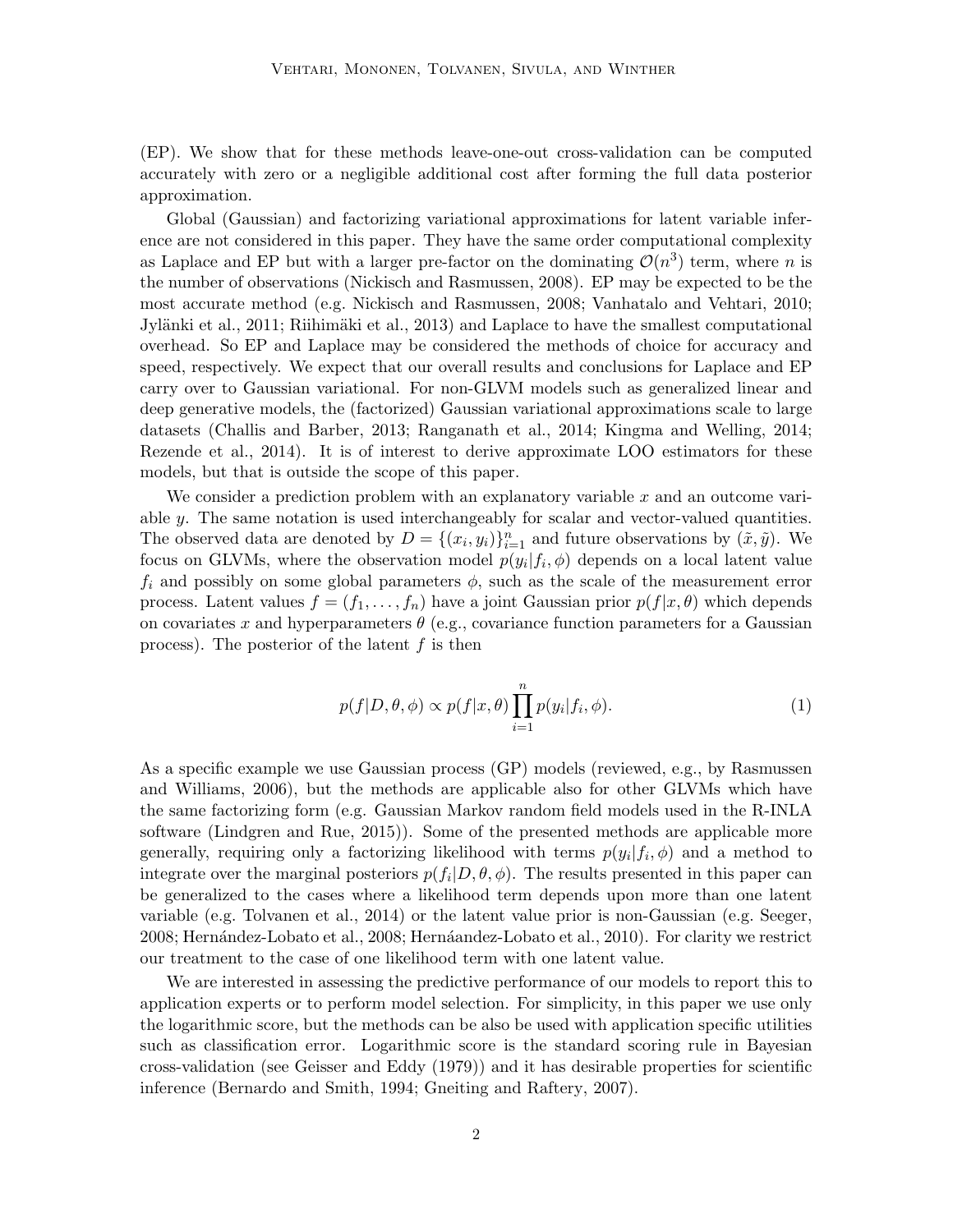(EP). We show that for these methods leave-one-out cross-validation can be computed accurately with zero or a negligible additional cost after forming the full data posterior approximation.

Global (Gaussian) and factorizing variational approximations for latent variable inference are not considered in this paper. They have the same order computational complexity as Laplace and EP but with a larger pre-factor on the dominating $\mathcal{O}(n^3)$ term, where $n$ is the number of observations (Nickisch and Rasmussen, 2008). EP may be expected to be the most accurate method (e.g. Nickisch and Rasmussen, 2008; Vanhatalo and Vehtari, 2010; Jylänki et al., 2011; Riihimäki et al., 2013) and Laplace to have the smallest computational overhead. So EP and Laplace may be considered the methods of choice for accuracy and speed, respectively. We expect that our overall results and conclusions for Laplace and EP carry over to Gaussian variational. For non-GLVM models such as generalized linear and deep generative models, the (factorized) Gaussian variational approximations scale to large datasets (Challis and Barber, 2013; Ranganath et al., 2014; Kingma and Welling, 2014; Rezende et al., 2014). It is of interest to derive approximate LOO estimators for these models, but that is outside the scope of this paper.

We consider a prediction problem with an explanatory variable $x$ and an outcome variable $y$. The same notation is used interchangeably for scalar and vector-valued quantities. The observed data are denoted by $D = \{(x_i, y_i)\}_{i=1}^n$ and future observations by $(\tilde{x}, \tilde{y})$. We focus on GLVMs, where the observation model $p(y_i|f_i, \phi)$ depends on a local latent value $f_i$ and possibly on some global parameters $\phi$, such as the scale of the measurement error process. Latent values $f = (f_1, \ldots, f_n)$ have a joint Gaussian prior $p(f|x, \theta)$ which depends on covariates $x$ and hyperparameters $\theta$ (e.g., covariance function parameters for a Gaussian process). The posterior of the latent $f$ is then

$$p(f|D, \theta, \phi) \propto p(f|x, \theta) \prod_{i=1}^{n} p(y_i|f_i, \phi). \tag{1}$$

As a specific example we use Gaussian process (GP) models (reviewed, e.g., by Rasmussen and Williams, 2006), but the methods are applicable also for other GLVMs which have the same factorizing form (e.g. Gaussian Markov random field models used in the R-INLA software (Lindgren and Rue, 2015)). Some of the presented methods are applicable more generally, requiring only a factorizing likelihood with terms $p(y_i|f_i, \phi)$ and a method to integrate over the marginal posteriors $p(f_i|D, \theta, \phi)$. The results presented in this paper can be generalized to the cases where a likelihood term depends upon more than one latent variable (e.g. Tolvanen et al., 2014) or the latent value prior is non-Gaussian (e.g. Seeger, 2008; Hernández-Lobato et al., 2008; Hernáandez-Lobato et al., 2010). For clarity we restrict our treatment to the case of one likelihood term with one latent value.

We are interested in assessing the predictive performance of our models to report this to application experts or to perform model selection. For simplicity, in this paper we use only the logarithmic score, but the methods can be also be used with application specific utilities such as classification error. Logarithmic score is the standard scoring rule in Bayesian cross-validation (see Geisser and Eddy (1979)) and it has desirable properties for scientific inference (Bernardo and Smith, 1994; Gneiting and Raftery, 2007).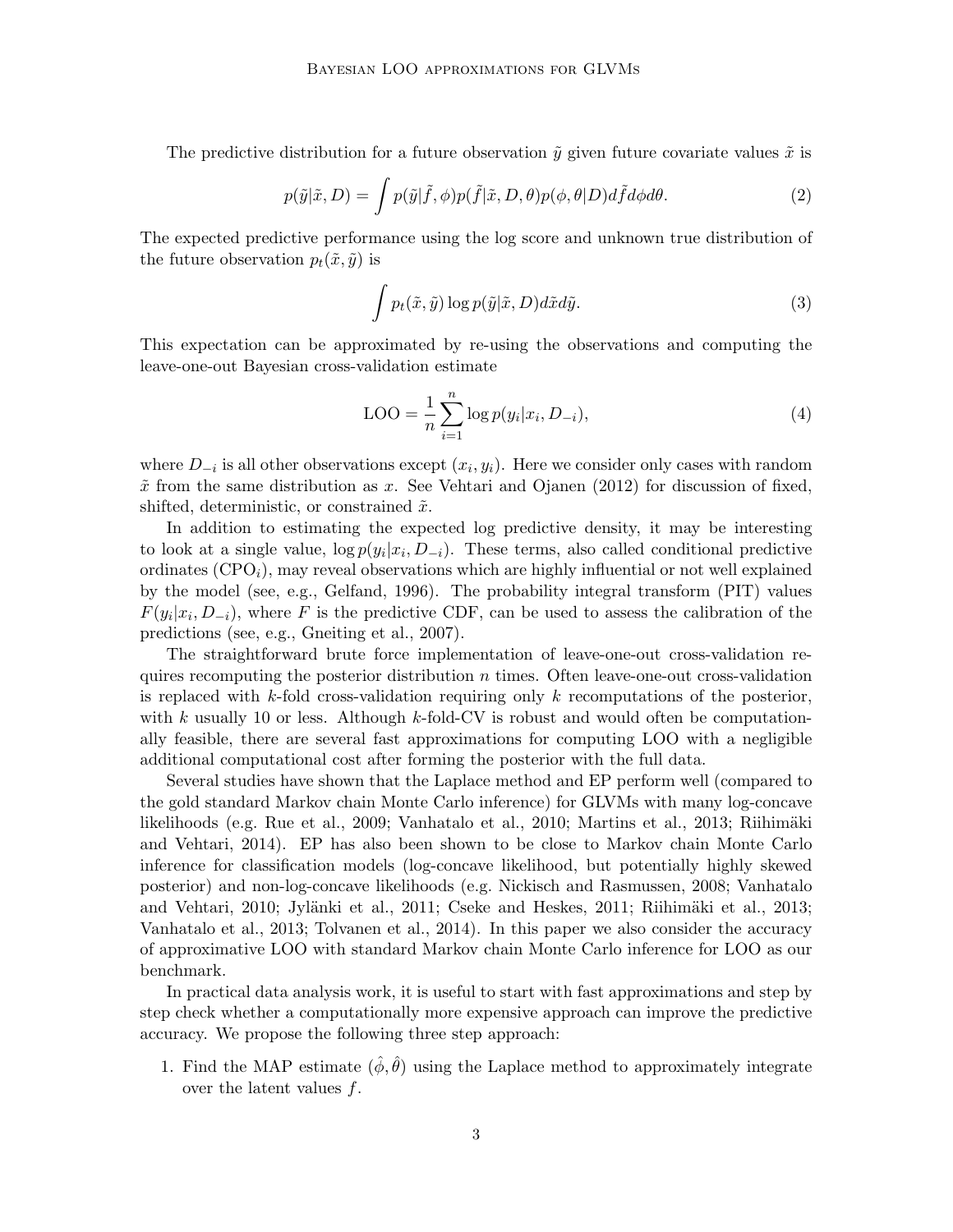The predictive distribution for a future observation $\tilde{y}$ given future covariate values $\tilde{x}$ is

$$p(\tilde{y}|\tilde{x}, D) = \int p(\tilde{y}|\tilde{f}, \phi) p(\tilde{f}|\tilde{x}, D, \theta) p(\phi, \theta|D) d\tilde{f} d\phi d\theta. \tag{2}$$

The expected predictive performance using the log score and unknown true distribution of the future observation $p_t(\tilde{x}, \tilde{y})$ is

$$\int p_t(\tilde{x}, \tilde{y}) \log p(\tilde{y}|\tilde{x}, D) d\tilde{x} d\tilde{y}. \tag{3}$$

This expectation can be approximated by re-using the observations and computing the leave-one-out Bayesian cross-validation estimate

$$\text{LOO} = \frac{1}{n} \sum_{i=1}^{n} \log p(y_i|x_i, D_{-i}), \tag{4}$$

where $D_{-i}$ is all other observations except $(x_i, y_i)$. Here we consider only cases with random $\tilde{x}$ from the same distribution as $x$. See Vehtari and Ojanen (2012) for discussion of fixed, shifted, deterministic, or constrained $\tilde{x}$.

In addition to estimating the expected log predictive density, it may be interesting to look at a single value, $\log p(y_i|x_i, D_{-i})$. These terms, also called conditional predictive ordinates ($\text{CPO}_i$), may reveal observations which are highly influential or not well explained by the model (see, e.g., Gelfand, 1996). The probability integral transform (PIT) values $F(y_i|x_i, D_{-i})$, where $F$ is the predictive CDF, can be used to assess the calibration of the predictions (see, e.g., Gneiting et al., 2007).

The straightforward brute force implementation of leave-one-out cross-validation requires recomputing the posterior distribution $n$ times. Often leave-one-out cross-validation is replaced with $k$-fold cross-validation requiring only $k$ recomputations of the posterior, with $k$ usually 10 or less. Although $k$-fold-CV is robust and would often be computationally feasible, there are several fast approximations for computing LOO with a negligible additional computational cost after forming the posterior with the full data.

Several studies have shown that the Laplace method and EP perform well (compared to the gold standard Markov chain Monte Carlo inference) for GLVMs with many log-concave likelihoods (e.g. Rue et al., 2009; Vanhatalo et al., 2010; Martins et al., 2013; Riihimäki and Vehtari, 2014). EP has also been shown to be close to Markov chain Monte Carlo inference for classification models (log-concave likelihood, but potentially highly skewed posterior) and non-log-concave likelihoods (e.g. Nickisch and Rasmussen, 2008; Vanhatalo and Vehtari, 2010; Jylänki et al., 2011; Cseke and Heskes, 2011; Riihimäki et al., 2013; Vanhatalo et al., 2013; Tolvanen et al., 2014). In this paper we also consider the accuracy of approximative LOO with standard Markov chain Monte Carlo inference for LOO as our benchmark.

In practical data analysis work, it is useful to start with fast approximations and step by step check whether a computationally more expensive approach can improve the predictive accuracy. We propose the following three step approach:

1. Find the MAP estimate $(\hat{\phi}, \hat{\theta})$ using the Laplace method to approximately integrate over the latent values $f$.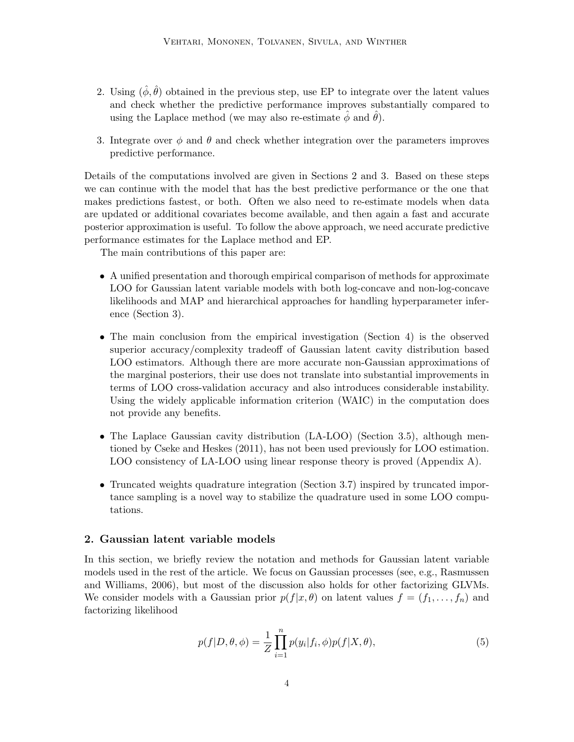2. Using $(\hat{\phi}, \hat{\theta})$ obtained in the previous step, use EP to integrate over the latent values and check whether the predictive performance improves substantially compared to using the Laplace method (we may also re-estimate $\hat{\phi}$ and $\hat{\theta}$).
3. Integrate over $\phi$ and $\theta$ and check whether integration over the parameters improves predictive performance.

Details of the computations involved are given in Sections 2 and 3. Based on these steps we can continue with the model that has the best predictive performance or the one that makes predictions fastest, or both. Often we also need to re-estimate models when data are updated or additional covariates become available, and then again a fast and accurate posterior approximation is useful. To follow the above approach, we need accurate predictive performance estimates for the Laplace method and EP.

The main contributions of this paper are:

- A unified presentation and thorough empirical comparison of methods for approximate LOO for Gaussian latent variable models with both log-concave and non-log-concave likelihoods and MAP and hierarchical approaches for handling hyperparameter inference (Section 3).
- The main conclusion from the empirical investigation (Section 4) is the observed superior accuracy/complexity tradeoff of Gaussian latent cavity distribution based LOO estimators. Although there are more accurate non-Gaussian approximations of the marginal posteriors, their use does not translate into substantial improvements in terms of LOO cross-validation accuracy and also introduces considerable instability. Using the widely applicable information criterion (WAIC) in the computation does not provide any benefits.
- The Laplace Gaussian cavity distribution (LA-LOO) (Section 3.5), although mentioned by Cseke and Heskes (2011), has not been used previously for LOO estimation. LOO consistency of LA-LOO using linear response theory is proved (Appendix A).
- Truncated weights quadrature integration (Section 3.7) inspired by truncated importance sampling is a novel way to stabilize the quadrature used in some LOO computations.

## 2. Gaussian latent variable models

In this section, we briefly review the notation and methods for Gaussian latent variable models used in the rest of the article. We focus on Gaussian processes (see, e.g., Rasmussen and Williams, 2006), but most of the discussion also holds for other factorizing GLVMs. We consider models with a Gaussian prior $p(f|x, \theta)$ on latent values $f = (f_1, \ldots, f_n)$ and factorizing likelihood

$$p(f|D, \theta, \phi) = \frac{1}{Z} \prod_{i=1}^{n} p(y_i|f_i, \phi) p(f|X, \theta), \tag{5}$$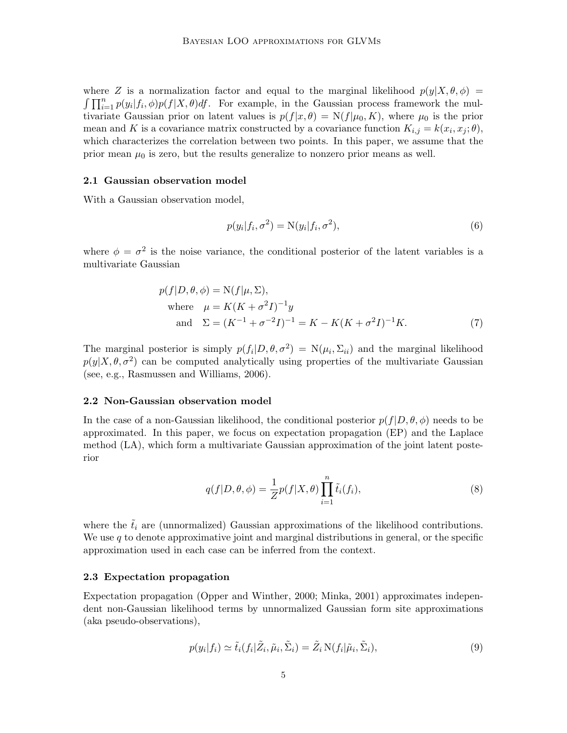where $Z$ is a normalization factor and equal to the marginal likelihood $p(y|X, \theta, \phi) = \int \prod_{i=1}^{n} p(y_i|f_i, \phi) p(f|X, \theta) df$. For example, in the Gaussian process framework the multivariate Gaussian prior on latent values is $p(f|x, \theta) = \mathrm{N}(f|\mu_0, K)$, where $\mu_0$ is the prior mean and $K$ is a covariance matrix constructed by a covariance function $K_{i,j} = k(x_i, x_j; \theta)$, which characterizes the correlation between two points. In this paper, we assume that the prior mean $\mu_0$ is zero, but the results generalize to nonzero prior means as well.

### 2.1 Gaussian observation model

With a Gaussian observation model,

$$p(y_i|f_i, \sigma^2) = \mathrm{N}(y_i|f_i, \sigma^2), \tag{6}$$

where $\phi = \sigma^2$ is the noise variance, the conditional posterior of the latent variables is a multivariate Gaussian

$$\begin{aligned} p(f|D, \theta, \phi) &= \mathrm{N}(f|\mu, \Sigma), \\ \text{where} \quad \mu &= K(K + \sigma^2 I)^{-1} y \\ \text{and} \quad \Sigma &= (K^{-1} + \sigma^{-2} I)^{-1} = K - K(K + \sigma^2 I)^{-1} K. \end{aligned} \tag{7}$$

The marginal posterior is simply $p(f_i|D, \theta, \sigma^2) = \mathrm{N}(\mu_i, \Sigma_{ii})$ and the marginal likelihood $p(y|X, \theta, \sigma^2)$ can be computed analytically using properties of the multivariate Gaussian (see, e.g., Rasmussen and Williams, 2006).

### 2.2 Non-Gaussian observation model

In the case of a non-Gaussian likelihood, the conditional posterior $p(f|D, \theta, \phi)$ needs to be approximated. In this paper, we focus on expectation propagation (EP) and the Laplace method (LA), which form a multivariate Gaussian approximation of the joint latent posterior

$$q(f|D, \theta, \phi) = \frac{1}{Z} p(f|X, \theta) \prod_{i=1}^{n} \tilde{t}_i(f_i), \tag{8}$$

where the $\tilde{t}_i$ are (unnormalized) Gaussian approximations of the likelihood contributions. We use $q$ to denote approximative joint and marginal distributions in general, or the specific approximation used in each case can be inferred from the context.

### 2.3 Expectation propagation

Expectation propagation (Opper and Winther, 2000; Minka, 2001) approximates independent non-Gaussian likelihood terms by unnormalized Gaussian form site approximations (aka pseudo-observations),

$$p(y_i|f_i) \simeq \tilde{t}_i(f_i|\tilde{Z}_i, \tilde{\mu}_i, \tilde{\Sigma}_i) = \tilde{Z}_i \, \mathrm{N}(f_i|\tilde{\mu}_i, \tilde{\Sigma}_i), \tag{9}$$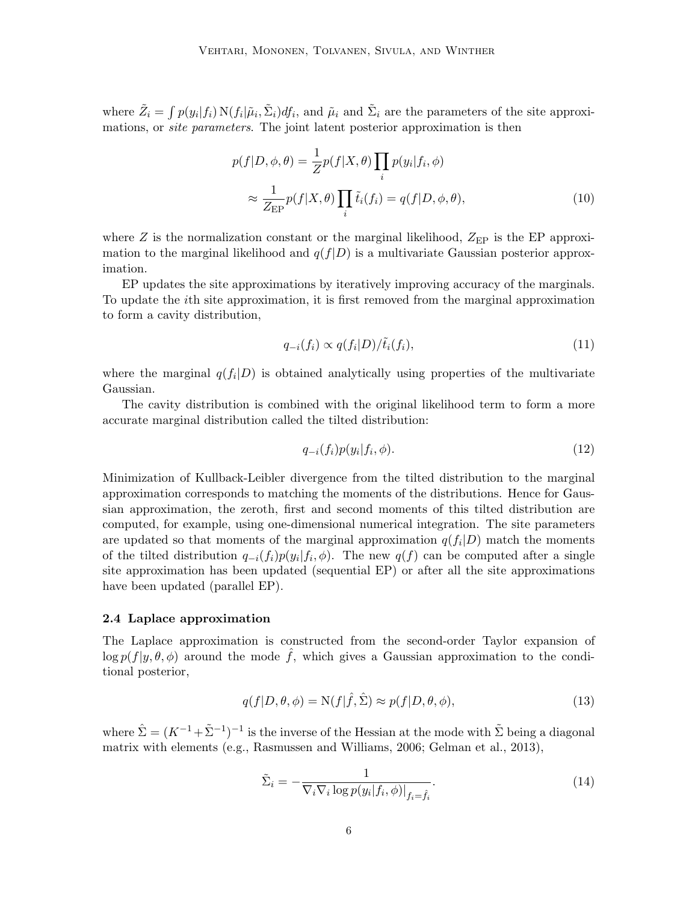where $\tilde{Z}_i = \int p(y_i|f_i)\,\mathrm{N}(f_i|\tilde{\mu}_i, \tilde{\Sigma}_i)df_i$, and $\tilde{\mu}_i$ and $\tilde{\Sigma}_i$ are the parameters of the site approximations, or *site parameters*. The joint latent posterior approximation is then

$$
\begin{aligned}
p(f|D, \phi, \theta) &= \frac{1}{Z} p(f|X, \theta) \prod_i p(y_i|f_i, \phi) \\
&\approx \frac{1}{Z_{\mathrm{EP}}} p(f|X, \theta) \prod_i \tilde{t}_i(f_i) = q(f|D, \phi, \theta),
\end{aligned} \tag{10}
$$

where $Z$ is the normalization constant or the marginal likelihood, $Z_{\mathrm{EP}}$ is the EP approximation to the marginal likelihood and $q(f|D)$ is a multivariate Gaussian posterior approximation.

EP updates the site approximations by iteratively improving accuracy of the marginals. To update the $i$th site approximation, it is first removed from the marginal approximation to form a cavity distribution,

$$
q_{-i}(f_i) \propto q(f_i|D)/\tilde{t}_i(f_i), \tag{11}
$$

where the marginal $q(f_i|D)$ is obtained analytically using properties of the multivariate Gaussian.

The cavity distribution is combined with the original likelihood term to form a more accurate marginal distribution called the tilted distribution:

$$
q_{-i}(f_i) p(y_i|f_i, \phi). \tag{12}
$$

Minimization of Kullback-Leibler divergence from the tilted distribution to the marginal approximation corresponds to matching the moments of the distributions. Hence for Gaussian approximation, the zeroth, first and second moments of this tilted distribution are computed, for example, using one-dimensional numerical integration. The site parameters are updated so that moments of the marginal approximation $q(f_i|D)$ match the moments of the tilted distribution $q_{-i}(f_i)p(y_i|f_i, \phi)$. The new $q(f)$ can be computed after a single site approximation has been updated (sequential EP) or after all the site approximations have been updated (parallel EP).

### 2.4 Laplace approximation

The Laplace approximation is constructed from the second-order Taylor expansion of $\log p(f|y, \theta, \phi)$ around the mode $\hat{f}$, which gives a Gaussian approximation to the conditional posterior,

$$
q(f|D, \theta, \phi) = \mathrm{N}(f|\hat{f}, \hat{\Sigma}) \approx p(f|D, \theta, \phi), \tag{13}
$$

where $\hat{\Sigma} = (K^{-1} + \tilde{\Sigma}^{-1})^{-1}$ is the inverse of the Hessian at the mode with $\tilde{\Sigma}$ being a diagonal matrix with elements (e.g., Rasmussen and Williams, 2006; Gelman et al., 2013),

$$
\tilde{\Sigma}_i = -\frac{1}{\nabla_i \nabla_i \log p(y_i|f_i, \phi)|_{f_i = \hat{f}_i}}. \tag{14}
$$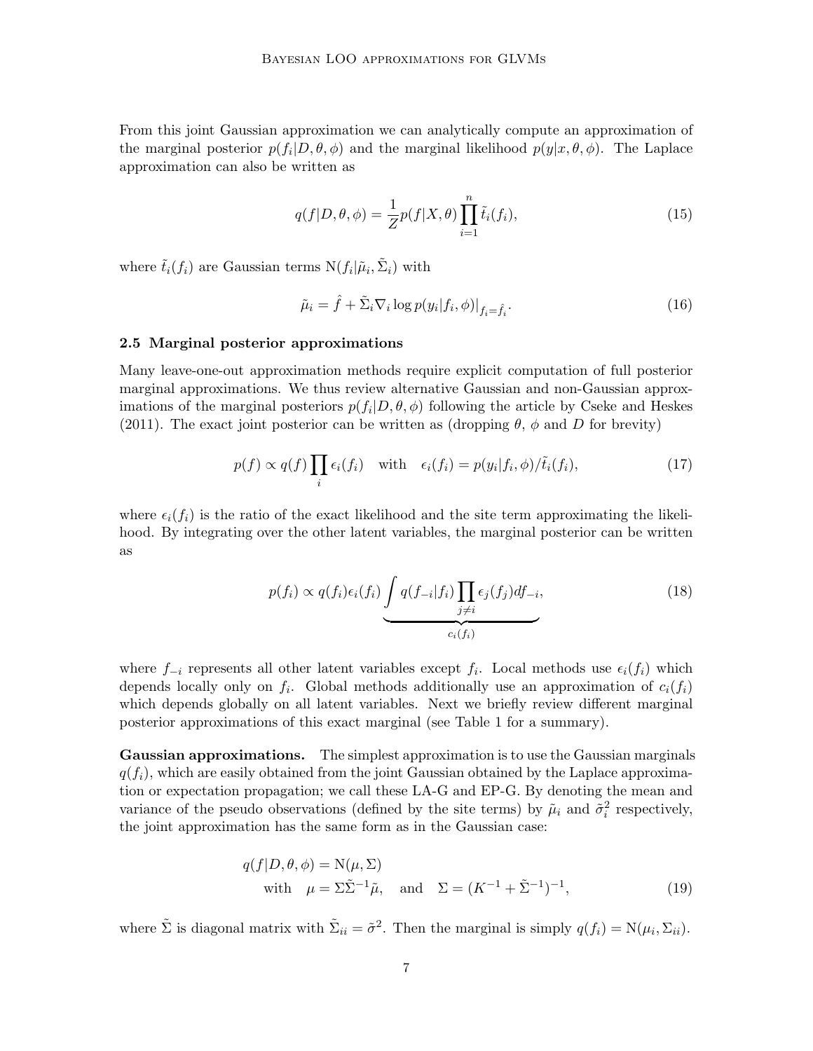From this joint Gaussian approximation we can analytically compute an approximation of the marginal posterior $p(f_i|D, \theta, \phi)$ and the marginal likelihood $p(y|x, \theta, \phi)$. The Laplace approximation can also be written as

$$q(f|D, \theta, \phi) = \frac{1}{Z} p(f|X, \theta) \prod_{i=1}^{n} \tilde{t}_i(f_i), \tag{15}$$

where $\tilde{t}_i(f_i)$ are Gaussian terms $\mathrm{N}(f_i|\tilde{\mu}_i, \tilde{\Sigma}_i)$ with

$$\tilde{\mu}_i = \hat{f} + \tilde{\Sigma}_i \nabla_i \log p(y_i|f_i, \phi)\big|_{f_i=\hat{f}_i}. \tag{16}$$

### 2.5 Marginal posterior approximations

Many leave-one-out approximation methods require explicit computation of full posterior marginal approximations. We thus review alternative Gaussian and non-Gaussian approximations of the marginal posteriors $p(f_i|D, \theta, \phi)$ following the article by Cseke and Heskes (2011). The exact joint posterior can be written as (dropping $\theta$, $\phi$ and $D$ for brevity)

$$p(f) \propto q(f) \prod_i \epsilon_i(f_i) \quad \text{with} \quad \epsilon_i(f_i) = p(y_i|f_i, \phi)/\tilde{t}_i(f_i), \tag{17}$$

where $\epsilon_i(f_i)$ is the ratio of the exact likelihood and the site term approximating the likelihood. By integrating over the other latent variables, the marginal posterior can be written as

$$p(f_i) \propto q(f_i)\epsilon_i(f_i) \underbrace{\int q(f_{-i}|f_i) \prod_{j \neq i} \epsilon_j(f_j) df_{-i}}_{c_i(f_i)}, \tag{18}$$

where $f_{-i}$ represents all other latent variables except $f_i$. Local methods use $\epsilon_i(f_i)$ which depends locally only on $f_i$. Global methods additionally use an approximation of $c_i(f_i)$ which depends globally on all latent variables. Next we briefly review different marginal posterior approximations of this exact marginal (see Table 1 for a summary).

**Gaussian approximations.** The simplest approximation is to use the Gaussian marginals $q(f_i)$, which are easily obtained from the joint Gaussian obtained by the Laplace approximation or expectation propagation; we call these LA-G and EP-G. By denoting the mean and variance of the pseudo observations (defined by the site terms) by $\tilde{\mu}_i$ and $\tilde{\sigma}_i^2$ respectively, the joint approximation has the same form as in the Gaussian case:

$$\begin{aligned} q(f|D, \theta, \phi) &= \mathrm{N}(\mu, \Sigma) \\ \text{with} \quad \mu &= \Sigma\tilde{\Sigma}^{-1}\tilde{\mu}, \quad \text{and} \quad \Sigma = (K^{-1} + \tilde{\Sigma}^{-1})^{-1}, \end{aligned} \tag{19}$$

where $\tilde{\Sigma}$ is diagonal matrix with $\tilde{\Sigma}_{ii} = \tilde{\sigma}^2$. Then the marginal is simply $q(f_i) = \mathrm{N}(\mu_i, \Sigma_{ii})$.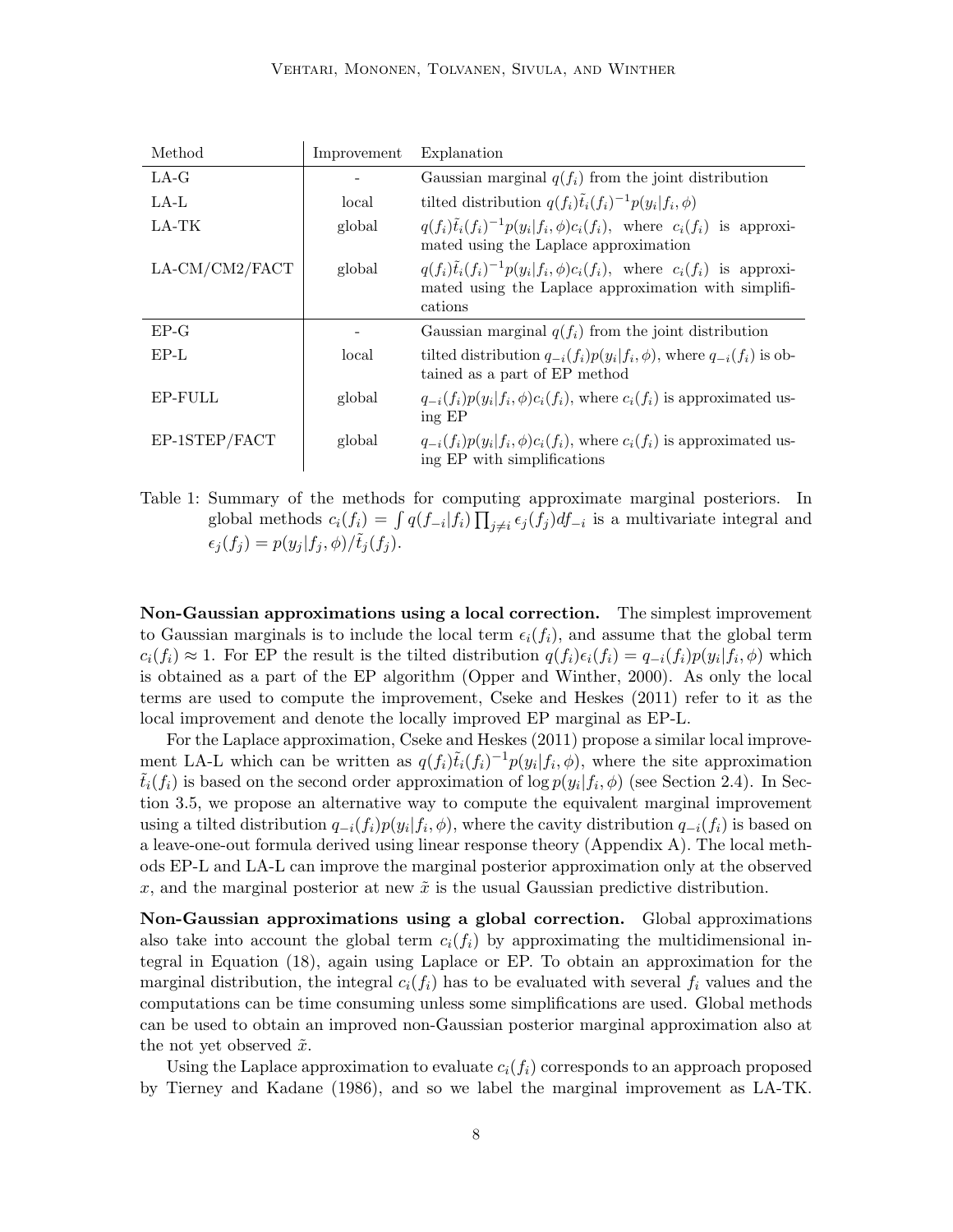| Method | Improvement | Explanation |
|---|---|---|
| LA-G | - | Gaussian marginal $q(f_i)$ from the joint distribution |
| LA-L | local | tilted distribution $q(f_i)\tilde{t}_i(f_i)^{-1}p(y_i\|f_i,\phi)$ |
| LA-TK | global | $q(f_i)\tilde{t}_i(f_i)^{-1}p(y_i\|f_i,\phi)c_i(f_i)$, where $c_i(f_i)$ is approximated using the Laplace approximation |
| LA-CM/CM2/FACT | global | $q(f_i)\tilde{t}_i(f_i)^{-1}p(y_i\|f_i,\phi)c_i(f_i)$, where $c_i(f_i)$ is approximated using the Laplace approximation with simplifications |
| EP-G | - | Gaussian marginal $q(f_i)$ from the joint distribution |
| EP-L | local | tilted distribution $q_{-i}(f_i)p(y_i\|f_i,\phi)$, where $q_{-i}(f_i)$ is obtained as a part of EP method |
| EP-FULL | global | $q_{-i}(f_i)p(y_i\|f_i,\phi)c_i(f_i)$, where $c_i(f_i)$ is approximated using EP |
| EP-1STEP/FACT | global | $q_{-i}(f_i)p(y_i\|f_i,\phi)c_i(f_i)$, where $c_i(f_i)$ is approximated using EP with simplifications |

Table 1: Summary of the methods for computing approximate marginal posteriors. In global methods $c_i(f_i) = \int q(f_{-i}|f_i)\prod_{j\neq i}\epsilon_j(f_j)df_{-i}$ is a multivariate integral and $\epsilon_j(f_j) = p(y_j|f_j,\phi)/\tilde{t}_j(f_j)$.

**Non-Gaussian approximations using a local correction.** The simplest improvement to Gaussian marginals is to include the local term $\epsilon_i(f_i)$, and assume that the global term $c_i(f_i) \approx 1$. For EP the result is the tilted distribution $q(f_i)\epsilon_i(f_i) = q_{-i}(f_i)p(y_i|f_i,\phi)$ which is obtained as a part of the EP algorithm (Opper and Winther, 2000). As only the local terms are used to compute the improvement, Cseke and Heskes (2011) refer to it as the local improvement and denote the locally improved EP marginal as EP-L.

For the Laplace approximation, Cseke and Heskes (2011) propose a similar local improvement LA-L which can be written as $q(f_i)\tilde{t}_i(f_i)^{-1}p(y_i|f_i,\phi)$, where the site approximation $\tilde{t}_i(f_i)$ is based on the second order approximation of $\log p(y_i|f_i,\phi)$ (see Section 2.4). In Section 3.5, we propose an alternative way to compute the equivalent marginal improvement using a tilted distribution $q_{-i}(f_i)p(y_i|f_i,\phi)$, where the cavity distribution $q_{-i}(f_i)$ is based on a leave-one-out formula derived using linear response theory (Appendix A). The local methods EP-L and LA-L can improve the marginal posterior approximation only at the observed $x$, and the marginal posterior at new $\tilde{x}$ is the usual Gaussian predictive distribution.

**Non-Gaussian approximations using a global correction.** Global approximations also take into account the global term $c_i(f_i)$ by approximating the multidimensional integral in Equation (18), again using Laplace or EP. To obtain an approximation for the marginal distribution, the integral $c_i(f_i)$ has to be evaluated with several $f_i$ values and the computations can be time consuming unless some simplifications are used. Global methods can be used to obtain an improved non-Gaussian posterior marginal approximation also at the not yet observed $\tilde{x}$.

Using the Laplace approximation to evaluate $c_i(f_i)$ corresponds to an approach proposed by Tierney and Kadane (1986), and so we label the marginal improvement as LA-TK.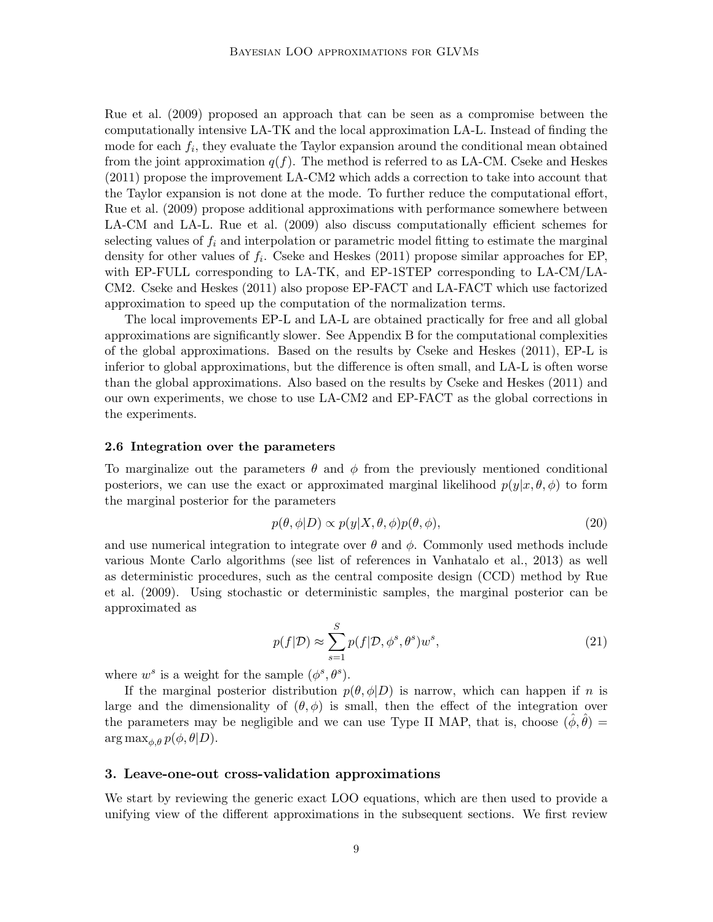Rue et al. (2009) proposed an approach that can be seen as a compromise between the computationally intensive LA-TK and the local approximation LA-L. Instead of finding the mode for each $f_i$, they evaluate the Taylor expansion around the conditional mean obtained from the joint approximation $q(f)$. The method is referred to as LA-CM. Cseke and Heskes (2011) propose the improvement LA-CM2 which adds a correction to take into account that the Taylor expansion is not done at the mode. To further reduce the computational effort, Rue et al. (2009) propose additional approximations with performance somewhere between LA-CM and LA-L. Rue et al. (2009) also discuss computationally efficient schemes for selecting values of $f_i$ and interpolation or parametric model fitting to estimate the marginal density for other values of $f_i$. Cseke and Heskes (2011) propose similar approaches for EP, with EP-FULL corresponding to LA-TK, and EP-1STEP corresponding to LA-CM/LA-CM2. Cseke and Heskes (2011) also propose EP-FACT and LA-FACT which use factorized approximation to speed up the computation of the normalization terms.

The local improvements EP-L and LA-L are obtained practically for free and all global approximations are significantly slower. See Appendix B for the computational complexities of the global approximations. Based on the results by Cseke and Heskes (2011), EP-L is inferior to global approximations, but the difference is often small, and LA-L is often worse than the global approximations. Also based on the results by Cseke and Heskes (2011) and our own experiments, we chose to use LA-CM2 and EP-FACT as the global corrections in the experiments.

### 2.6 Integration over the parameters

To marginalize out the parameters $\theta$ and $\phi$ from the previously mentioned conditional posteriors, we can use the exact or approximated marginal likelihood $p(y|x, \theta, \phi)$ to form the marginal posterior for the parameters

$$p(\theta, \phi|D) \propto p(y|X, \theta, \phi)p(\theta, \phi), \tag{20}$$

and use numerical integration to integrate over $\theta$ and $\phi$. Commonly used methods include various Monte Carlo algorithms (see list of references in Vanhatalo et al., 2013) as well as deterministic procedures, such as the central composite design (CCD) method by Rue et al. (2009). Using stochastic or deterministic samples, the marginal posterior can be approximated as

$$p(f|\mathcal{D}) \approx \sum_{s=1}^{S} p(f|\mathcal{D}, \phi^s, \theta^s)w^s, \tag{21}$$

where $w^s$ is a weight for the sample $(\phi^s, \theta^s)$.

If the marginal posterior distribution $p(\theta, \phi|D)$ is narrow, which can happen if $n$ is large and the dimensionality of $(\theta, \phi)$ is small, then the effect of the integration over the parameters may be negligible and we can use Type II MAP, that is, choose $(\hat{\phi}, \hat{\theta}) = \arg\max_{\phi,\theta} p(\phi, \theta|D)$.

## 3. Leave-one-out cross-validation approximations

We start by reviewing the generic exact LOO equations, which are then used to provide a unifying view of the different approximations in the subsequent sections. We first review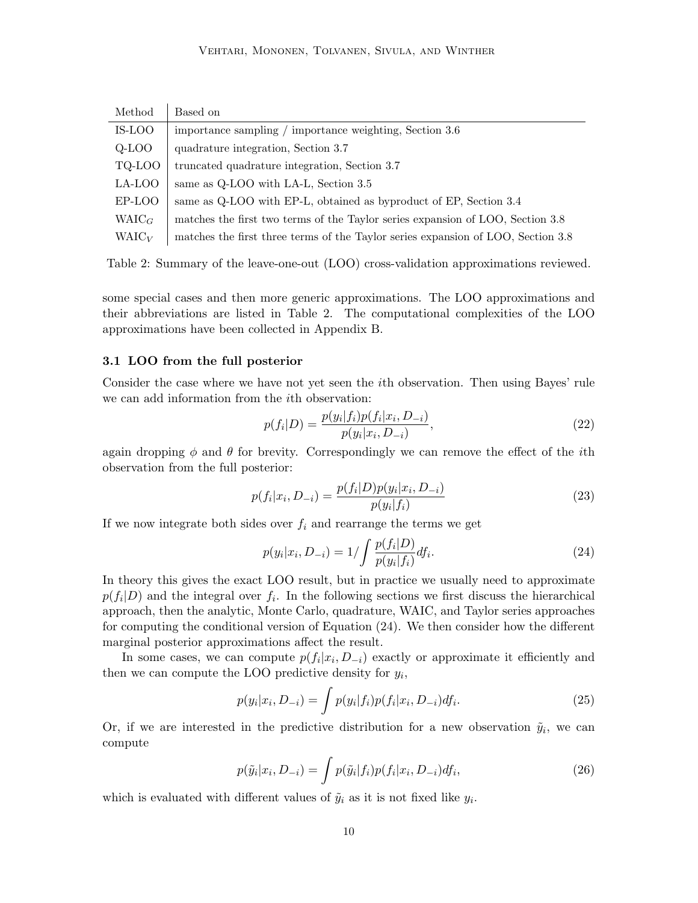| Method | Based on |
|---|---|
| IS-LOO | importance sampling / importance weighting, Section 3.6 |
| Q-LOO | quadrature integration, Section 3.7 |
| TQ-LOO | truncated quadrature integration, Section 3.7 |
| LA-LOO | same as Q-LOO with LA-L, Section 3.5 |
| EP-LOO | same as Q-LOO with EP-L, obtained as byproduct of EP, Section 3.4 |
| $\text{WAIC}_G$ | matches the first two terms of the Taylor series expansion of LOO, Section 3.8 |
| $\text{WAIC}_V$ | matches the first three terms of the Taylor series expansion of LOO, Section 3.8 |

Table 2: Summary of the leave-one-out (LOO) cross-validation approximations reviewed.

some special cases and then more generic approximations. The LOO approximations and their abbreviations are listed in Table 2. The computational complexities of the LOO approximations have been collected in Appendix B.

### 3.1 LOO from the full posterior

Consider the case where we have not yet seen the $i$th observation. Then using Bayes' rule we can add information from the $i$th observation:

$$p(f_i|D) = \frac{p(y_i|f_i)p(f_i|x_i, D_{-i})}{p(y_i|x_i, D_{-i})}, \tag{22}$$

again dropping $\phi$ and $\theta$ for brevity. Correspondingly we can remove the effect of the $i$th observation from the full posterior:

$$p(f_i|x_i, D_{-i}) = \frac{p(f_i|D)p(y_i|x_i, D_{-i})}{p(y_i|f_i)} \tag{23}$$

If we now integrate both sides over $f_i$ and rearrange the terms we get

$$p(y_i|x_i, D_{-i}) = 1/\int \frac{p(f_i|D)}{p(y_i|f_i)} df_i. \tag{24}$$

In theory this gives the exact LOO result, but in practice we usually need to approximate $p(f_i|D)$ and the integral over $f_i$. In the following sections we first discuss the hierarchical approach, then the analytic, Monte Carlo, quadrature, WAIC, and Taylor series approaches for computing the conditional version of Equation (24). We then consider how the different marginal posterior approximations affect the result.

In some cases, we can compute $p(f_i|x_i, D_{-i})$ exactly or approximate it efficiently and then we can compute the LOO predictive density for $y_i$,

$$p(y_i|x_i, D_{-i}) = \int p(y_i|f_i)p(f_i|x_i, D_{-i})df_i. \tag{25}$$

Or, if we are interested in the predictive distribution for a new observation $\tilde{y}_i$, we can compute

$$p(\tilde{y}_i|x_i, D_{-i}) = \int p(\tilde{y}_i|f_i)p(f_i|x_i, D_{-i})df_i, \tag{26}$$

which is evaluated with different values of $\tilde{y}_i$ as it is not fixed like $y_i$.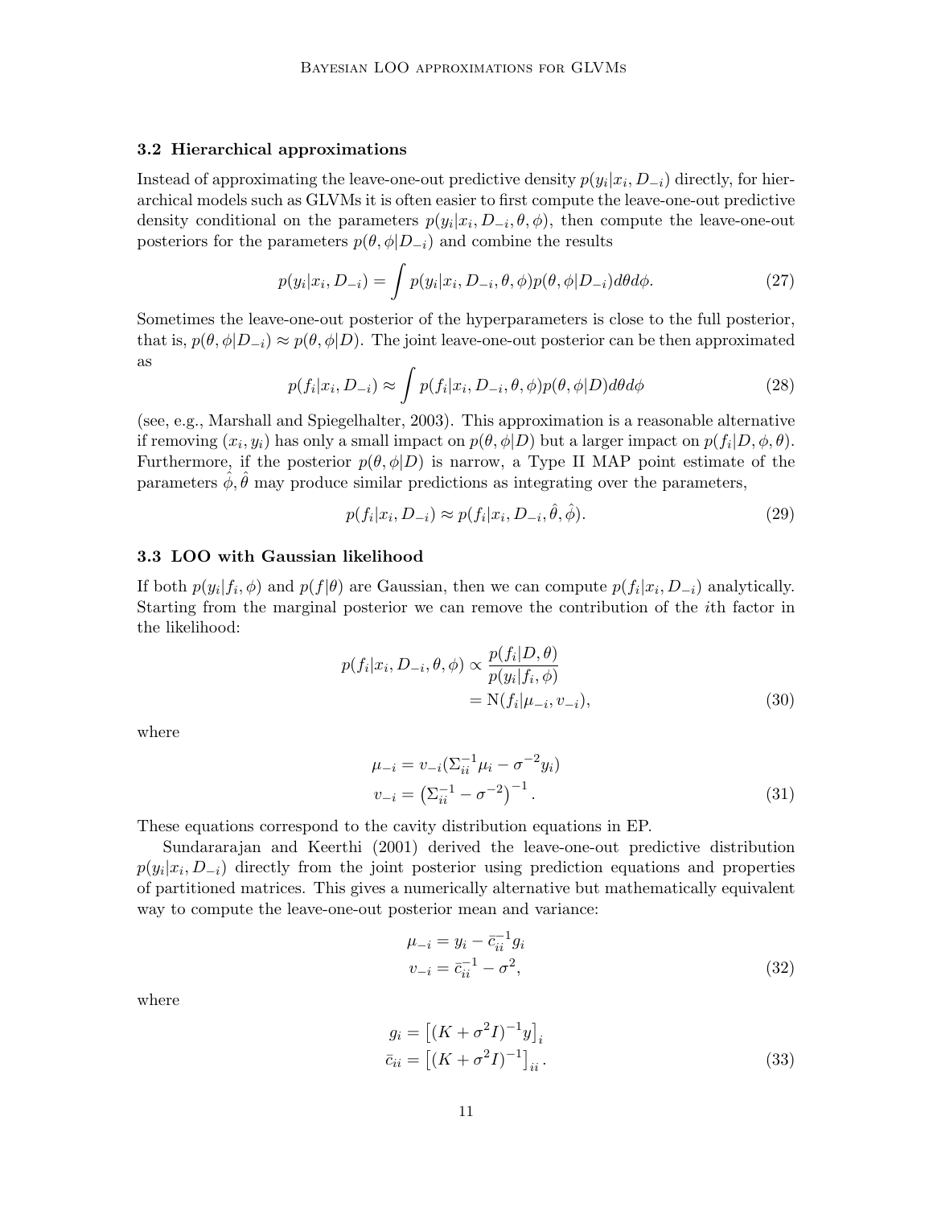### 3.2 Hierarchical approximations

Instead of approximating the leave-one-out predictive density $p(y_i|x_i, D_{-i})$ directly, for hierarchical models such as GLVMs it is often easier to first compute the leave-one-out predictive density conditional on the parameters $p(y_i|x_i, D_{-i}, \theta, \phi)$, then compute the leave-one-out posteriors for the parameters $p(\theta, \phi|D_{-i})$ and combine the results

$$p(y_i|x_i, D_{-i}) = \int p(y_i|x_i, D_{-i}, \theta, \phi) p(\theta, \phi|D_{-i}) d\theta d\phi. \tag{27}$$

Sometimes the leave-one-out posterior of the hyperparameters is close to the full posterior, that is, $p(\theta, \phi|D_{-i}) \approx p(\theta, \phi|D)$. The joint leave-one-out posterior can be then approximated as

$$p(f_i|x_i, D_{-i}) \approx \int p(f_i|x_i, D_{-i}, \theta, \phi) p(\theta, \phi|D) d\theta d\phi \tag{28}$$

(see, e.g., Marshall and Spiegelhalter, 2003). This approximation is a reasonable alternative if removing $(x_i, y_i)$ has only a small impact on $p(\theta, \phi|D)$ but a larger impact on $p(f_i|D, \phi, \theta)$. Furthermore, if the posterior $p(\theta, \phi|D)$ is narrow, a Type II MAP point estimate of the parameters $\hat{\phi}, \hat{\theta}$ may produce similar predictions as integrating over the parameters,

$$p(f_i|x_i, D_{-i}) \approx p(f_i|x_i, D_{-i}, \hat{\theta}, \hat{\phi}). \tag{29}$$

### 3.3 LOO with Gaussian likelihood

If both $p(y_i|f_i, \phi)$ and $p(f|\theta)$ are Gaussian, then we can compute $p(f_i|x_i, D_{-i})$ analytically. Starting from the marginal posterior we can remove the contribution of the $i$th factor in the likelihood:

$$\begin{aligned} p(f_i|x_i, D_{-i}, \theta, \phi) &\propto \frac{p(f_i|D, \theta)}{p(y_i|f_i, \phi)} \\ &= \mathrm{N}(f_i|\mu_{-i}, v_{-i}), \end{aligned} \tag{30}$$

where

$$\begin{aligned} \mu_{-i} &= v_{-i}(\Sigma_{ii}^{-1}\mu_i - \sigma^{-2}y_i) \\ v_{-i} &= \left(\Sigma_{ii}^{-1} - \sigma^{-2}\right)^{-1}. \end{aligned} \tag{31}$$

These equations correspond to the cavity distribution equations in EP.

Sundararajan and Keerthi (2001) derived the leave-one-out predictive distribution $p(y_i|x_i, D_{-i})$ directly from the joint posterior using prediction equations and properties of partitioned matrices. This gives a numerically alternative but mathematically equivalent way to compute the leave-one-out posterior mean and variance:

$$\begin{aligned} \mu_{-i} &= y_i - \bar{c}_{ii}^{-1} g_i \\ v_{-i} &= \bar{c}_{ii}^{-1} - \sigma^2, \end{aligned} \tag{32}$$

where

$$\begin{aligned} g_i &= \left[(K + \sigma^2 I)^{-1} y\right]_i \\ \bar{c}_{ii} &= \left[(K + \sigma^2 I)^{-1}\right]_{ii}. \end{aligned} \tag{33}$$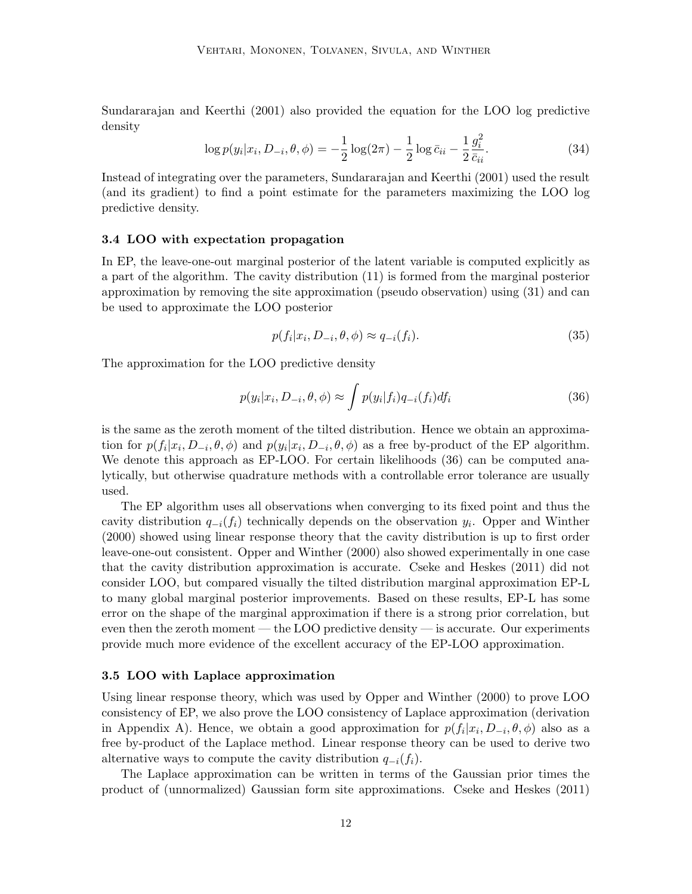Sundararajan and Keerthi (2001) also provided the equation for the LOO log predictive density

$$\log p(y_i|x_i, D_{-i}, \theta, \phi) = -\frac{1}{2}\log(2\pi) - \frac{1}{2}\log \bar{c}_{ii} - \frac{1}{2}\frac{g_i^2}{\bar{c}_{ii}}. \tag{34}$$

Instead of integrating over the parameters, Sundararajan and Keerthi (2001) used the result (and its gradient) to find a point estimate for the parameters maximizing the LOO log predictive density.

### 3.4 LOO with expectation propagation

In EP, the leave-one-out marginal posterior of the latent variable is computed explicitly as a part of the algorithm. The cavity distribution (11) is formed from the marginal posterior approximation by removing the site approximation (pseudo observation) using (31) and can be used to approximate the LOO posterior

$$p(f_i|x_i, D_{-i}, \theta, \phi) \approx q_{-i}(f_i). \tag{35}$$

The approximation for the LOO predictive density

$$p(y_i|x_i, D_{-i}, \theta, \phi) \approx \int p(y_i|f_i) q_{-i}(f_i) df_i \tag{36}$$

is the same as the zeroth moment of the tilted distribution. Hence we obtain an approximation for $p(f_i|x_i, D_{-i}, \theta, \phi)$ and $p(y_i|x_i, D_{-i}, \theta, \phi)$ as a free by-product of the EP algorithm. We denote this approach as EP-LOO. For certain likelihoods (36) can be computed analytically, but otherwise quadrature methods with a controllable error tolerance are usually used.

The EP algorithm uses all observations when converging to its fixed point and thus the cavity distribution $q_{-i}(f_i)$ technically depends on the observation $y_i$. Opper and Winther (2000) showed using linear response theory that the cavity distribution is up to first order leave-one-out consistent. Opper and Winther (2000) also showed experimentally in one case that the cavity distribution approximation is accurate. Cseke and Heskes (2011) did not consider LOO, but compared visually the tilted distribution marginal approximation EP-L to many global marginal posterior improvements. Based on these results, EP-L has some error on the shape of the marginal approximation if there is a strong prior correlation, but even then the zeroth moment — the LOO predictive density — is accurate. Our experiments provide much more evidence of the excellent accuracy of the EP-LOO approximation.

### 3.5 LOO with Laplace approximation

Using linear response theory, which was used by Opper and Winther (2000) to prove LOO consistency of EP, we also prove the LOO consistency of Laplace approximation (derivation in Appendix A). Hence, we obtain a good approximation for $p(f_i|x_i, D_{-i}, \theta, \phi)$ also as a free by-product of the Laplace method. Linear response theory can be used to derive two alternative ways to compute the cavity distribution $q_{-i}(f_i)$.

The Laplace approximation can be written in terms of the Gaussian prior times the product of (unnormalized) Gaussian form site approximations. Cseke and Heskes (2011)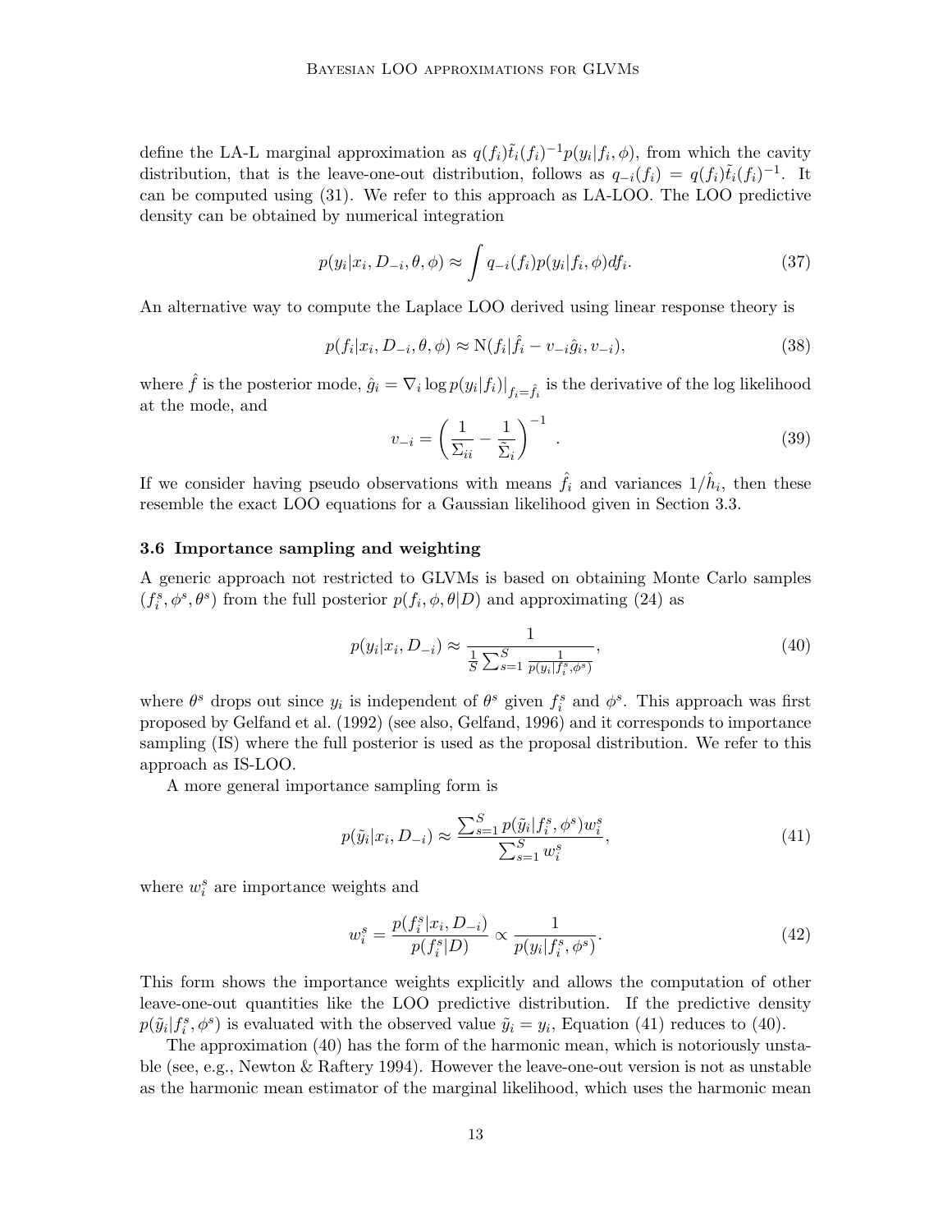define the LA-L marginal approximation as $q(f_i)\tilde{t}_i(f_i)^{-1}p(y_i|f_i,\phi)$, from which the cavity distribution, that is the leave-one-out distribution, follows as $q_{-i}(f_i) = q(f_i)\tilde{t}_i(f_i)^{-1}$. It can be computed using (31). We refer to this approach as LA-LOO. The LOO predictive density can be obtained by numerical integration

$$p(y_i|x_i, D_{-i}, \theta, \phi) \approx \int q_{-i}(f_i) p(y_i|f_i, \phi) df_i. \tag{37}$$

An alternative way to compute the Laplace LOO derived using linear response theory is

$$p(f_i|x_i, D_{-i}, \theta, \phi) \approx \mathrm{N}(f_i|\hat{f}_i - v_{-i}\hat{g}_i, v_{-i}), \tag{38}$$

where $\hat{f}$ is the posterior mode, $\hat{g}_i = \nabla_i \log p(y_i|f_i)\big|_{f_i=\hat{f}_i}$ is the derivative of the log likelihood at the mode, and

$$v_{-i} = \left(\frac{1}{\Sigma_{ii}} - \frac{1}{\tilde{\Sigma}_i}\right)^{-1}. \tag{39}$$

If we consider having pseudo observations with means $\hat{f}_i$ and variances $1/\hat{h}_i$, then these resemble the exact LOO equations for a Gaussian likelihood given in Section 3.3.

### 3.6 Importance sampling and weighting

A generic approach not restricted to GLVMs is based on obtaining Monte Carlo samples $(f_i^s, \phi^s, \theta^s)$ from the full posterior $p(f_i, \phi, \theta|D)$ and approximating (24) as

$$p(y_i|x_i, D_{-i}) \approx \frac{1}{\frac{1}{S}\sum_{s=1}^{S} \frac{1}{p(y_i|f_i^s, \phi^s)}}, \tag{40}$$

where $\theta^s$ drops out since $y_i$ is independent of $\theta^s$ given $f_i^s$ and $\phi^s$. This approach was first proposed by Gelfand et al. (1992) (see also, Gelfand, 1996) and it corresponds to importance sampling (IS) where the full posterior is used as the proposal distribution. We refer to this approach as IS-LOO.

A more general importance sampling form is

$$p(\tilde{y}_i|x_i, D_{-i}) \approx \frac{\sum_{s=1}^{S} p(\tilde{y}_i|f_i^s, \phi^s) w_i^s}{\sum_{s=1}^{S} w_i^s}, \tag{41}$$

where $w_i^s$ are importance weights and

$$w_i^s = \frac{p(f_i^s|x_i, D_{-i})}{p(f_i^s|D)} \propto \frac{1}{p(y_i|f_i^s, \phi^s)}. \tag{42}$$

This form shows the importance weights explicitly and allows the computation of other leave-one-out quantities like the LOO predictive distribution. If the predictive density $p(\tilde{y}_i|f_i^s, \phi^s)$ is evaluated with the observed value $\tilde{y}_i = y_i$, Equation (41) reduces to (40).

The approximation (40) has the form of the harmonic mean, which is notoriously unstable (see, e.g., Newton & Raftery 1994). However the leave-one-out version is not as unstable as the harmonic mean estimator of the marginal likelihood, which uses the harmonic mean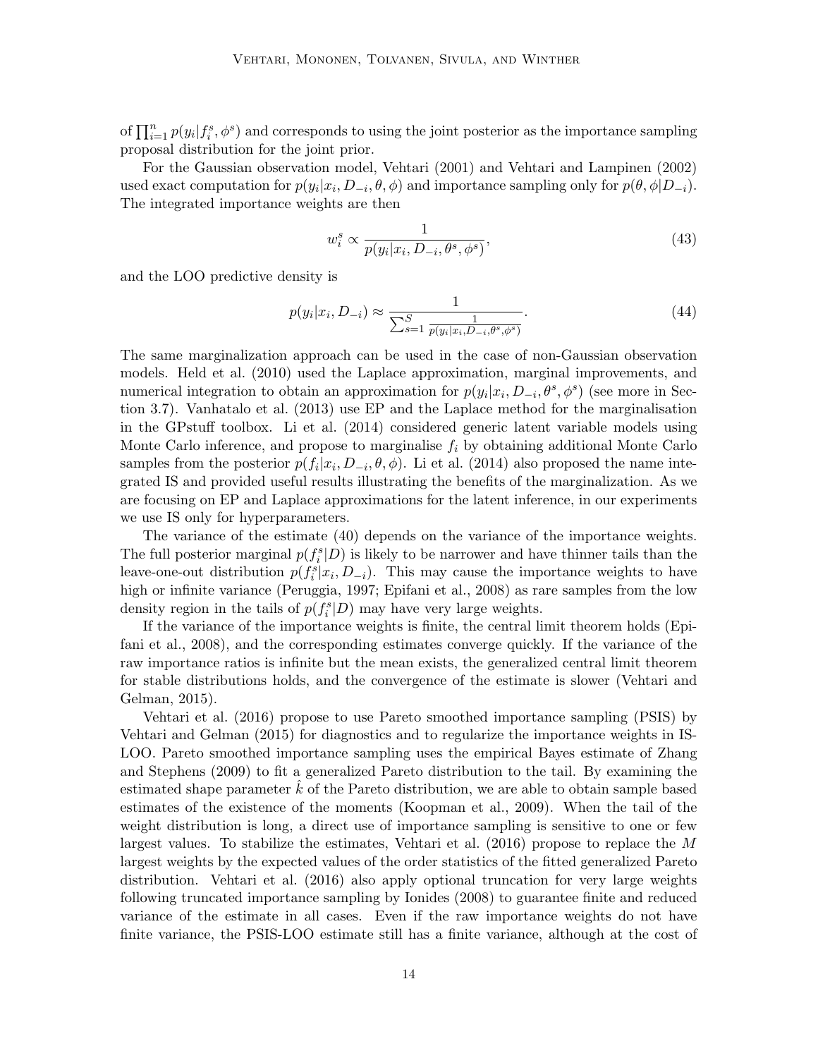of $\prod_{i=1}^{n} p(y_i|f_i^s, \phi^s)$ and corresponds to using the joint posterior as the importance sampling proposal distribution for the joint prior.

For the Gaussian observation model, Vehtari (2001) and Vehtari and Lampinen (2002) used exact computation for $p(y_i|x_i, D_{-i}, \theta, \phi)$ and importance sampling only for $p(\theta, \phi|D_{-i})$. The integrated importance weights are then

$$w_i^s \propto \frac{1}{p(y_i|x_i, D_{-i}, \theta^s, \phi^s)}, \tag{43}$$

and the LOO predictive density is

$$p(y_i|x_i, D_{-i}) \approx \frac{1}{\sum_{s=1}^{S} \frac{1}{p(y_i|x_i, D_{-i}, \theta^s, \phi^s)}}. \tag{44}$$

The same marginalization approach can be used in the case of non-Gaussian observation models. Held et al. (2010) used the Laplace approximation, marginal improvements, and numerical integration to obtain an approximation for $p(y_i|x_i, D_{-i}, \theta^s, \phi^s)$ (see more in Section 3.7). Vanhatalo et al. (2013) use EP and the Laplace method for the marginalisation in the GPstuff toolbox. Li et al. (2014) considered generic latent variable models using Monte Carlo inference, and propose to marginalise $f_i$ by obtaining additional Monte Carlo samples from the posterior $p(f_i|x_i, D_{-i}, \theta, \phi)$. Li et al. (2014) also proposed the name integrated IS and provided useful results illustrating the benefits of the marginalization. As we are focusing on EP and Laplace approximations for the latent inference, in our experiments we use IS only for hyperparameters.

The variance of the estimate (40) depends on the variance of the importance weights. The full posterior marginal $p(f_i^s|D)$ is likely to be narrower and have thinner tails than the leave-one-out distribution $p(f_i^s|x_i, D_{-i})$. This may cause the importance weights to have high or infinite variance (Peruggia, 1997; Epifani et al., 2008) as rare samples from the low density region in the tails of $p(f_i^s|D)$ may have very large weights.

If the variance of the importance weights is finite, the central limit theorem holds (Epifani et al., 2008), and the corresponding estimates converge quickly. If the variance of the raw importance ratios is infinite but the mean exists, the generalized central limit theorem for stable distributions holds, and the convergence of the estimate is slower (Vehtari and Gelman, 2015).

Vehtari et al. (2016) propose to use Pareto smoothed importance sampling (PSIS) by Vehtari and Gelman (2015) for diagnostics and to regularize the importance weights in IS-LOO. Pareto smoothed importance sampling uses the empirical Bayes estimate of Zhang and Stephens (2009) to fit a generalized Pareto distribution to the tail. By examining the estimated shape parameter $\hat{k}$ of the Pareto distribution, we are able to obtain sample based estimates of the existence of the moments (Koopman et al., 2009). When the tail of the weight distribution is long, a direct use of importance sampling is sensitive to one or few largest values. To stabilize the estimates, Vehtari et al. (2016) propose to replace the $M$ largest weights by the expected values of the order statistics of the fitted generalized Pareto distribution. Vehtari et al. (2016) also apply optional truncation for very large weights following truncated importance sampling by Ionides (2008) to guarantee finite and reduced variance of the estimate in all cases. Even if the raw importance weights do not have finite variance, the PSIS-LOO estimate still has a finite variance, although at the cost of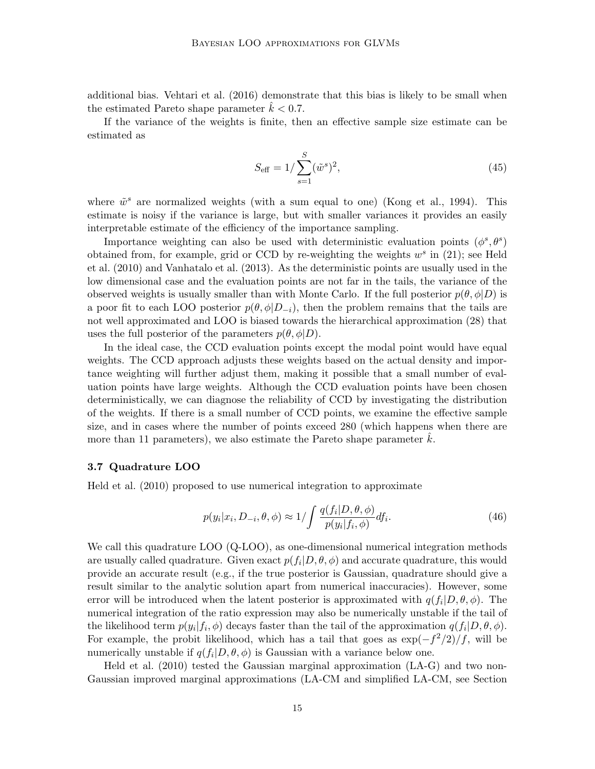additional bias. Vehtari et al. (2016) demonstrate that this bias is likely to be small when the estimated Pareto shape parameter $\hat{k} < 0.7$.

If the variance of the weights is finite, then an effective sample size estimate can be estimated as

$$S_{\text{eff}} = 1/\sum_{s=1}^{S} (\tilde{w}^s)^2, \tag{45}$$

where $\tilde{w}^s$ are normalized weights (with a sum equal to one) (Kong et al., 1994). This estimate is noisy if the variance is large, but with smaller variances it provides an easily interpretable estimate of the efficiency of the importance sampling.

Importance weighting can also be used with deterministic evaluation points $(\phi^s, \theta^s)$ obtained from, for example, grid or CCD by re-weighting the weights $w^s$ in (21); see Held et al. (2010) and Vanhatalo et al. (2013). As the deterministic points are usually used in the low dimensional case and the evaluation points are not far in the tails, the variance of the observed weights is usually smaller than with Monte Carlo. If the full posterior $p(\theta, \phi|D)$ is a poor fit to each LOO posterior $p(\theta, \phi|D_{-i})$, then the problem remains that the tails are not well approximated and LOO is biased towards the hierarchical approximation (28) that uses the full posterior of the parameters $p(\theta, \phi|D)$.

In the ideal case, the CCD evaluation points except the modal point would have equal weights. The CCD approach adjusts these weights based on the actual density and importance weighting will further adjust them, making it possible that a small number of evaluation points have large weights. Although the CCD evaluation points have been chosen deterministically, we can diagnose the reliability of CCD by investigating the distribution of the weights. If there is a small number of CCD points, we examine the effective sample size, and in cases where the number of points exceed 280 (which happens when there are more than 11 parameters), we also estimate the Pareto shape parameter $\hat{k}$.

### 3.7 Quadrature LOO

Held et al. (2010) proposed to use numerical integration to approximate

$$p(y_i|x_i, D_{-i}, \theta, \phi) \approx 1/\int \frac{q(f_i|D, \theta, \phi)}{p(y_i|f_i, \phi)} df_i. \tag{46}$$

We call this quadrature LOO (Q-LOO), as one-dimensional numerical integration methods are usually called quadrature. Given exact $p(f_i|D, \theta, \phi)$ and accurate quadrature, this would provide an accurate result (e.g., if the true posterior is Gaussian, quadrature should give a result similar to the analytic solution apart from numerical inaccuracies). However, some error will be introduced when the latent posterior is approximated with $q(f_i|D, \theta, \phi)$. The numerical integration of the ratio expression may also be numerically unstable if the tail of the likelihood term $p(y_i|f_i, \phi)$ decays faster than the tail of the approximation $q(f_i|D, \theta, \phi)$. For example, the probit likelihood, which has a tail that goes as $\exp(-f^2/2)/f$, will be numerically unstable if $q(f_i|D, \theta, \phi)$ is Gaussian with a variance below one.

Held et al. (2010) tested the Gaussian marginal approximation (LA-G) and two non-Gaussian improved marginal approximations (LA-CM and simplified LA-CM, see Section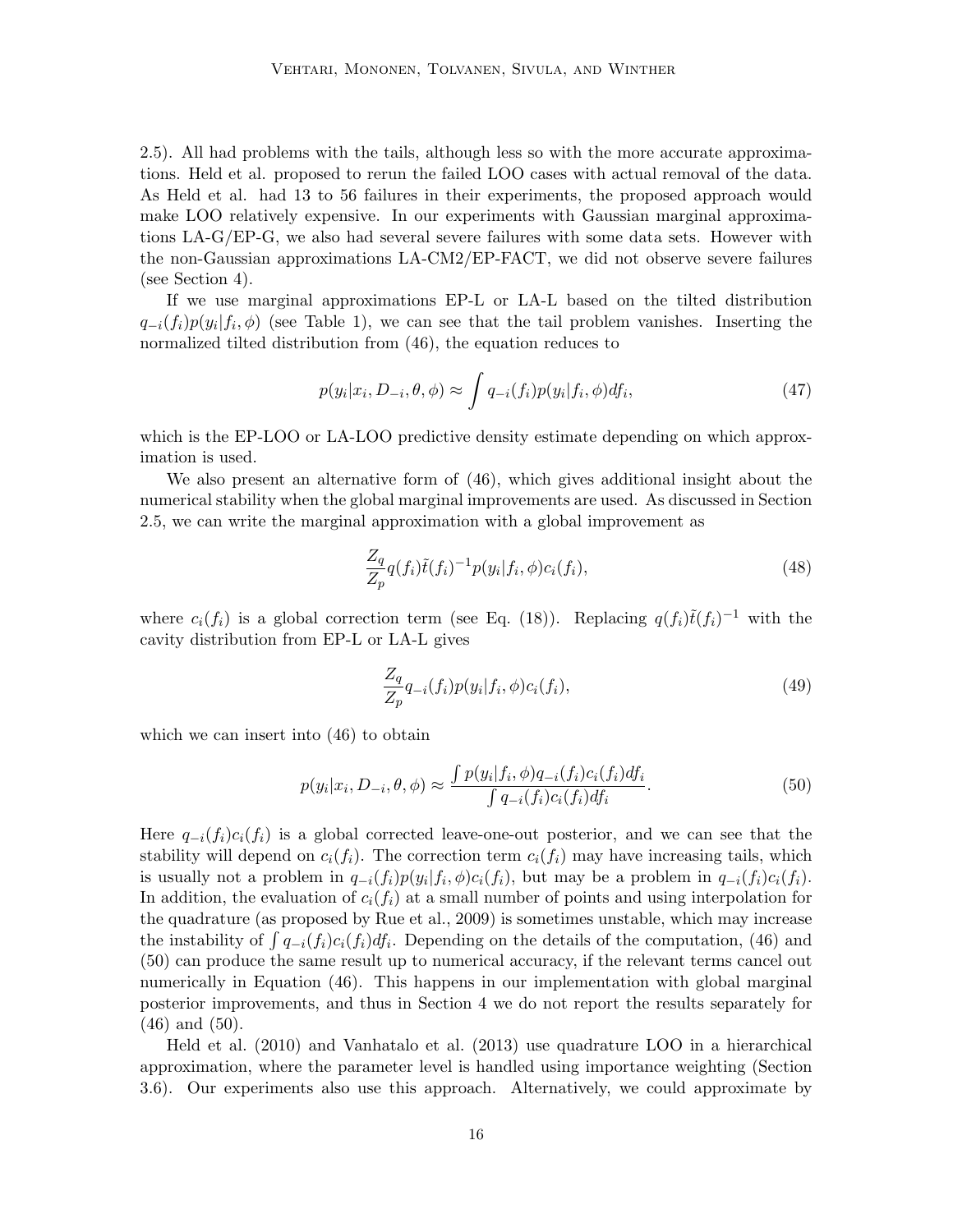2.5). All had problems with the tails, although less so with the more accurate approximations. Held et al. proposed to rerun the failed LOO cases with actual removal of the data. As Held et al. had 13 to 56 failures in their experiments, the proposed approach would make LOO relatively expensive. In our experiments with Gaussian marginal approximations LA-G/EP-G, we also had several severe failures with some data sets. However with the non-Gaussian approximations LA-CM2/EP-FACT, we did not observe severe failures (see Section 4).

If we use marginal approximations EP-L or LA-L based on the tilted distribution $q_{-i}(f_i)p(y_i|f_i, \phi)$ (see Table 1), we can see that the tail problem vanishes. Inserting the normalized tilted distribution from (46), the equation reduces to

$$p(y_i|x_i, D_{-i}, \theta, \phi) \approx \int q_{-i}(f_i)p(y_i|f_i, \phi)df_i, \tag{47}$$

which is the EP-LOO or LA-LOO predictive density estimate depending on which approximation is used.

We also present an alternative form of (46), which gives additional insight about the numerical stability when the global marginal improvements are used. As discussed in Section 2.5, we can write the marginal approximation with a global improvement as

$$\frac{Z_q}{Z_p} q(f_i)\tilde{t}(f_i)^{-1}p(y_i|f_i, \phi)c_i(f_i), \tag{48}$$

where $c_i(f_i)$ is a global correction term (see Eq. (18)). Replacing $q(f_i)\tilde{t}(f_i)^{-1}$ with the cavity distribution from EP-L or LA-L gives

$$\frac{Z_q}{Z_p} q_{-i}(f_i)p(y_i|f_i, \phi)c_i(f_i), \tag{49}$$

which we can insert into (46) to obtain

$$p(y_i|x_i, D_{-i}, \theta, \phi) \approx \frac{\int p(y_i|f_i, \phi)q_{-i}(f_i)c_i(f_i)df_i}{\int q_{-i}(f_i)c_i(f_i)df_i}. \tag{50}$$

Here $q_{-i}(f_i)c_i(f_i)$ is a global corrected leave-one-out posterior, and we can see that the stability will depend on $c_i(f_i)$. The correction term $c_i(f_i)$ may have increasing tails, which is usually not a problem in $q_{-i}(f_i)p(y_i|f_i, \phi)c_i(f_i)$, but may be a problem in $q_{-i}(f_i)c_i(f_i)$. In addition, the evaluation of $c_i(f_i)$ at a small number of points and using interpolation for the quadrature (as proposed by Rue et al., 2009) is sometimes unstable, which may increase the instability of $\int q_{-i}(f_i)c_i(f_i)df_i$. Depending on the details of the computation, (46) and (50) can produce the same result up to numerical accuracy, if the relevant terms cancel out numerically in Equation (46). This happens in our implementation with global marginal posterior improvements, and thus in Section 4 we do not report the results separately for (46) and (50).

Held et al. (2010) and Vanhatalo et al. (2013) use quadrature LOO in a hierarchical approximation, where the parameter level is handled using importance weighting (Section 3.6). Our experiments also use this approach. Alternatively, we could approximate by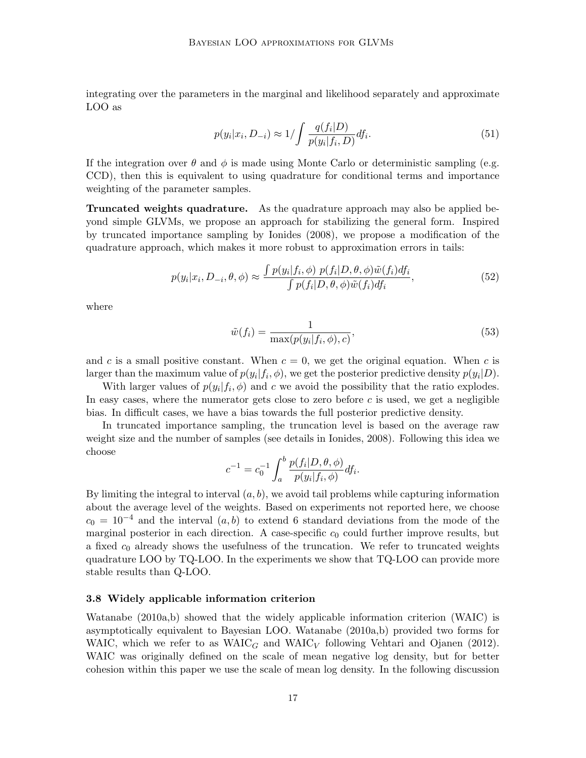integrating over the parameters in the marginal and likelihood separately and approximate LOO as

$$p(y_i|x_i, D_{-i}) \approx 1/\int \frac{q(f_i|D)}{p(y_i|f_i, D)} df_i. \tag{51}$$

If the integration over $\theta$ and $\phi$ is made using Monte Carlo or deterministic sampling (e.g. CCD), then this is equivalent to using quadrature for conditional terms and importance weighting of the parameter samples.

**Truncated weights quadrature.** As the quadrature approach may also be applied beyond simple GLVMs, we propose an approach for stabilizing the general form. Inspired by truncated importance sampling by Ionides (2008), we propose a modification of the quadrature approach, which makes it more robust to approximation errors in tails:

$$p(y_i|x_i, D_{-i}, \theta, \phi) \approx \frac{\int p(y_i|f_i, \phi)\ p(f_i|D, \theta, \phi)\tilde{w}(f_i) df_i}{\int p(f_i|D, \theta, \phi)\tilde{w}(f_i) df_i}, \tag{52}$$

where

$$\tilde{w}(f_i) = \frac{1}{\max(p(y_i|f_i, \phi), c)}, \tag{53}$$

and $c$ is a small positive constant. When $c = 0$, we get the original equation. When $c$ is larger than the maximum value of $p(y_i|f_i, \phi)$, we get the posterior predictive density $p(y_i|D)$.

With larger values of $p(y_i|f_i, \phi)$ and $c$ we avoid the possibility that the ratio explodes. In easy cases, where the numerator gets close to zero before $c$ is used, we get a negligible bias. In difficult cases, we have a bias towards the full posterior predictive density.

In truncated importance sampling, the truncation level is based on the average raw weight size and the number of samples (see details in Ionides, 2008). Following this idea we choose

$$c^{-1} = c_0^{-1} \int_a^b \frac{p(f_i|D, \theta, \phi)}{p(y_i|f_i, \phi)} df_i.$$

By limiting the integral to interval $(a, b)$, we avoid tail problems while capturing information about the average level of the weights. Based on experiments not reported here, we choose $c_0 = 10^{-4}$ and the interval $(a, b)$ to extend 6 standard deviations from the mode of the marginal posterior in each direction. A case-specific $c_0$ could further improve results, but a fixed $c_0$ already shows the usefulness of the truncation. We refer to truncated weights quadrature LOO by TQ-LOO. In the experiments we show that TQ-LOO can provide more stable results than Q-LOO.

### 3.8 Widely applicable information criterion

Watanabe (2010a,b) showed that the widely applicable information criterion (WAIC) is asymptotically equivalent to Bayesian LOO. Watanabe (2010a,b) provided two forms for WAIC, which we refer to as $\text{WAIC}_G$ and $\text{WAIC}_V$ following Vehtari and Ojanen (2012). WAIC was originally defined on the scale of mean negative log density, but for better cohesion within this paper we use the scale of mean log density. In the following discussion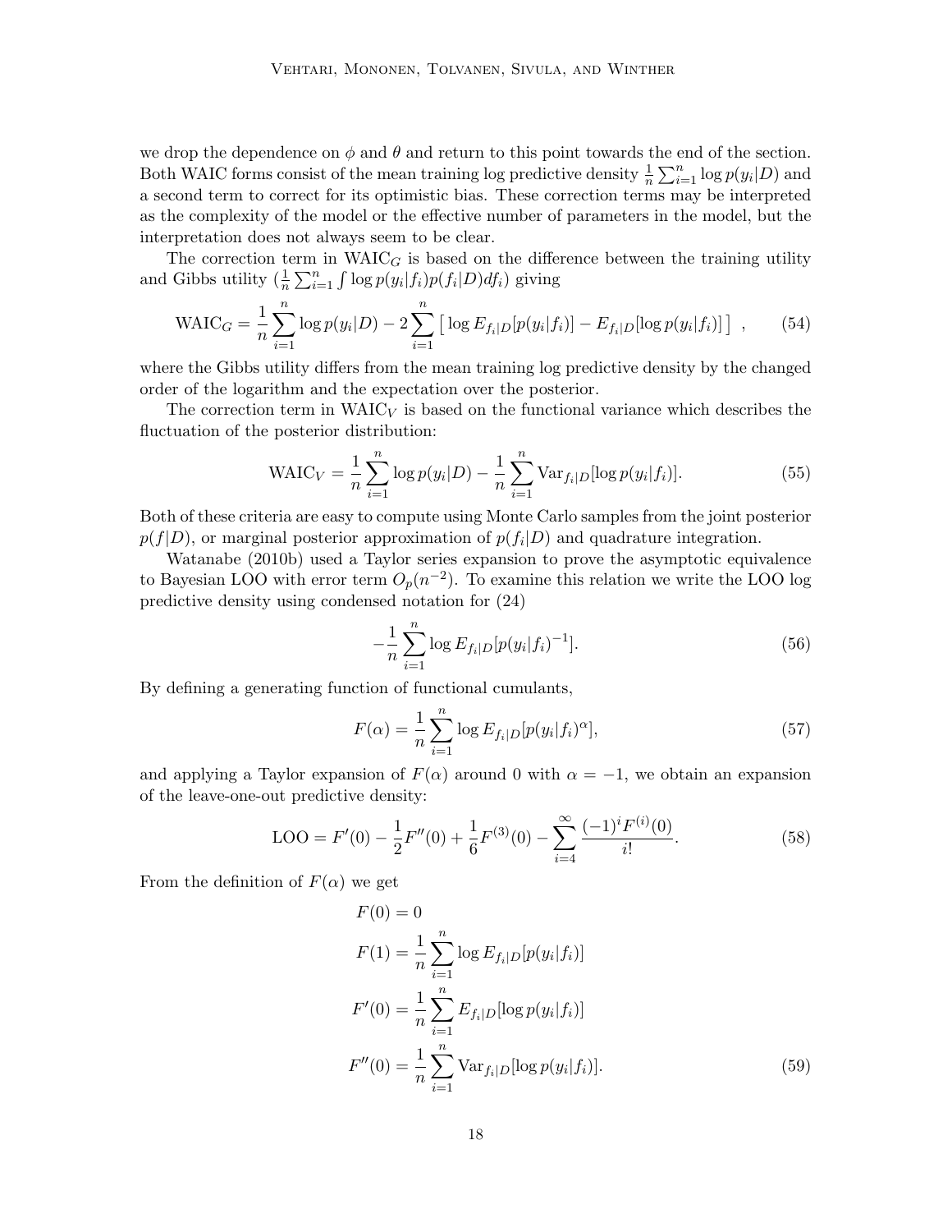we drop the dependence on $\phi$ and $\theta$ and return to this point towards the end of the section. Both WAIC forms consist of the mean training log predictive density $\frac{1}{n}\sum_{i=1}^{n} \log p(y_i|D)$ and a second term to correct for its optimistic bias. These correction terms may be interpreted as the complexity of the model or the effective number of parameters in the model, but the interpretation does not always seem to be clear.

The correction term in $\text{WAIC}_G$ is based on the difference between the training utility and Gibbs utility ($\frac{1}{n}\sum_{i=1}^{n} \int \log p(y_i|f_i) p(f_i|D) df_i$) giving

$$\text{WAIC}_G = \frac{1}{n}\sum_{i=1}^{n} \log p(y_i|D) - 2\sum_{i=1}^{n} \left[ \log E_{f_i|D}[p(y_i|f_i)] - E_{f_i|D}[\log p(y_i|f_i)] \right] , \tag{54}$$

where the Gibbs utility differs from the mean training log predictive density by the changed order of the logarithm and the expectation over the posterior.

The correction term in $\text{WAIC}_V$ is based on the functional variance which describes the fluctuation of the posterior distribution:

$$\text{WAIC}_V = \frac{1}{n}\sum_{i=1}^{n} \log p(y_i|D) - \frac{1}{n}\sum_{i=1}^{n} \text{Var}_{f_i|D}[\log p(y_i|f_i)]. \tag{55}$$

Both of these criteria are easy to compute using Monte Carlo samples from the joint posterior $p(f|D)$, or marginal posterior approximation of $p(f_i|D)$ and quadrature integration.

Watanabe (2010b) used a Taylor series expansion to prove the asymptotic equivalence to Bayesian LOO with error term $O_p(n^{-2})$. To examine this relation we write the LOO log predictive density using condensed notation for (24)

$$-\frac{1}{n}\sum_{i=1}^{n} \log E_{f_i|D}[p(y_i|f_i)^{-1}]. \tag{56}$$

By defining a generating function of functional cumulants,

$$F(\alpha) = \frac{1}{n}\sum_{i=1}^{n} \log E_{f_i|D}[p(y_i|f_i)^{\alpha}], \tag{57}$$

and applying a Taylor expansion of $F(\alpha)$ around 0 with $\alpha = -1$, we obtain an expansion of the leave-one-out predictive density:

$$\text{LOO} = F'(0) - \frac{1}{2}F''(0) + \frac{1}{6}F^{(3)}(0) - \sum_{i=4}^{\infty} \frac{(-1)^i F^{(i)}(0)}{i!}. \tag{58}$$

From the definition of $F(\alpha)$ we get

$$\begin{aligned}
F(0) &= 0 \\
F(1) &= \frac{1}{n}\sum_{i=1}^{n} \log E_{f_i|D}[p(y_i|f_i)] \\
F'(0) &= \frac{1}{n}\sum_{i=1}^{n} E_{f_i|D}[\log p(y_i|f_i)] \\
F''(0) &= \frac{1}{n}\sum_{i=1}^{n} \text{Var}_{f_i|D}[\log p(y_i|f_i)].
\end{aligned} \tag{59}$$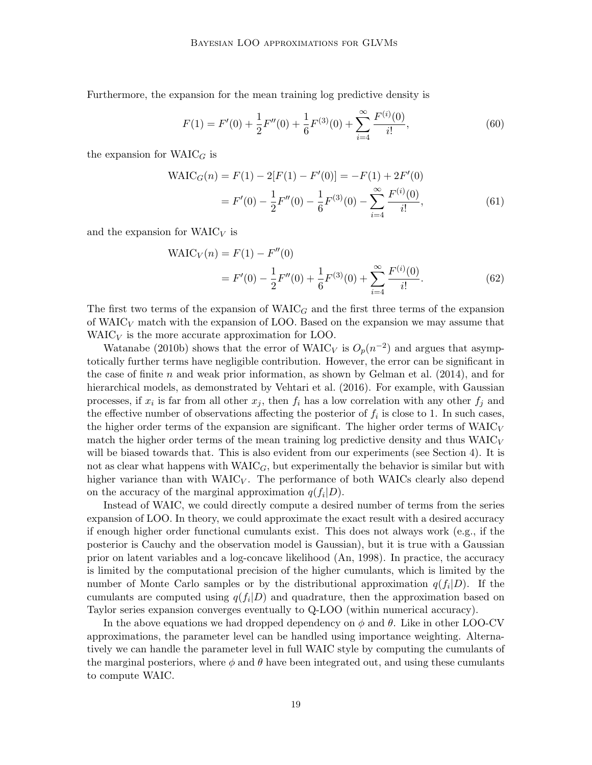Furthermore, the expansion for the mean training log predictive density is

$$F(1) = F'(0) + \frac{1}{2}F''(0) + \frac{1}{6}F^{(3)}(0) + \sum_{i=4}^{\infty} \frac{F^{(i)}(0)}{i!}, \tag{60}$$

the expansion for $\mathrm{WAIC}_G$ is

$$\begin{aligned}
\mathrm{WAIC}_G(n) &= F(1) - 2[F(1) - F'(0)] = -F(1) + 2F'(0) \\
&= F'(0) - \frac{1}{2}F''(0) - \frac{1}{6}F^{(3)}(0) - \sum_{i=4}^{\infty} \frac{F^{(i)}(0)}{i!},
\end{aligned} \tag{61}$$

and the expansion for $\mathrm{WAIC}_V$ is

$$\begin{aligned}
\mathrm{WAIC}_V(n) &= F(1) - F''(0) \\
&= F'(0) - \frac{1}{2}F''(0) + \frac{1}{6}F^{(3)}(0) + \sum_{i=4}^{\infty} \frac{F^{(i)}(0)}{i!}.
\end{aligned} \tag{62}$$

The first two terms of the expansion of $\mathrm{WAIC}_G$ and the first three terms of the expansion of $\mathrm{WAIC}_V$ match with the expansion of LOO. Based on the expansion we may assume that $\mathrm{WAIC}_V$ is the more accurate approximation for LOO.

Watanabe (2010b) shows that the error of $\mathrm{WAIC}_V$ is $O_p(n^{-2})$ and argues that asymptotically further terms have negligible contribution. However, the error can be significant in the case of finite $n$ and weak prior information, as shown by Gelman et al. (2014), and for hierarchical models, as demonstrated by Vehtari et al. (2016). For example, with Gaussian processes, if $x_i$ is far from all other $x_j$, then $f_i$ has a low correlation with any other $f_j$ and the effective number of observations affecting the posterior of $f_i$ is close to 1. In such cases, the higher order terms of the expansion are significant. The higher order terms of $\mathrm{WAIC}_V$ match the higher order terms of the mean training log predictive density and thus $\mathrm{WAIC}_V$ will be biased towards that. This is also evident from our experiments (see Section 4). It is not as clear what happens with $\mathrm{WAIC}_G$, but experimentally the behavior is similar but with higher variance than with $\mathrm{WAIC}_V$. The performance of both WAICs clearly also depend on the accuracy of the marginal approximation $q(f_i|D)$.

Instead of WAIC, we could directly compute a desired number of terms from the series expansion of LOO. In theory, we could approximate the exact result with a desired accuracy if enough higher order functional cumulants exist. This does not always work (e.g., if the posterior is Cauchy and the observation model is Gaussian), but it is true with a Gaussian prior on latent variables and a log-concave likelihood (An, 1998). In practice, the accuracy is limited by the computational precision of the higher cumulants, which is limited by the number of Monte Carlo samples or by the distributional approximation $q(f_i|D)$. If the cumulants are computed using $q(f_i|D)$ and quadrature, then the approximation based on Taylor series expansion converges eventually to Q-LOO (within numerical accuracy).

In the above equations we had dropped dependency on $\phi$ and $\theta$. Like in other LOO-CV approximations, the parameter level can be handled using importance weighting. Alternatively we can handle the parameter level in full WAIC style by computing the cumulants of the marginal posteriors, where $\phi$ and $\theta$ have been integrated out, and using these cumulants to compute WAIC.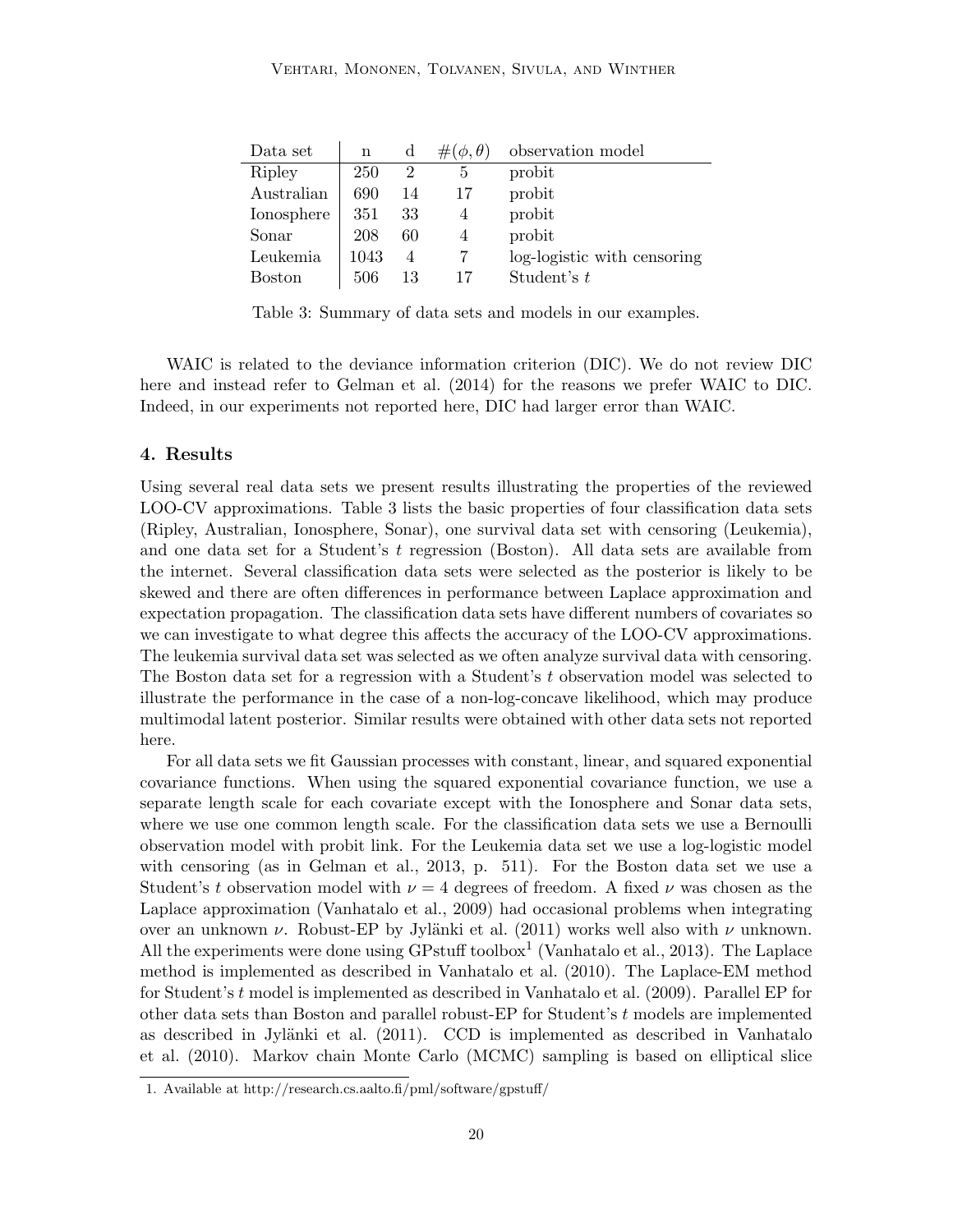| Data set | n | d | $\#(\phi, \theta)$ | observation model |
|---|---|---|---|---|
| Ripley | 250 | 2 | 5 | probit |
| Australian | 690 | 14 | 17 | probit |
| Ionosphere | 351 | 33 | 4 | probit |
| Sonar | 208 | 60 | 4 | probit |
| Leukemia | 1043 | 4 | 7 | log-logistic with censoring |
| Boston | 506 | 13 | 17 | Student's $t$ |

Table 3: Summary of data sets and models in our examples.

WAIC is related to the deviance information criterion (DIC). We do not review DIC here and instead refer to Gelman et al. (2014) for the reasons we prefer WAIC to DIC. Indeed, in our experiments not reported here, DIC had larger error than WAIC.

## 4. Results

Using several real data sets we present results illustrating the properties of the reviewed LOO-CV approximations. Table 3 lists the basic properties of four classification data sets (Ripley, Australian, Ionosphere, Sonar), one survival data set with censoring (Leukemia), and one data set for a Student's $t$ regression (Boston). All data sets are available from the internet. Several classification data sets were selected as the posterior is likely to be skewed and there are often differences in performance between Laplace approximation and expectation propagation. The classification data sets have different numbers of covariates so we can investigate to what degree this affects the accuracy of the LOO-CV approximations. The leukemia survival data set was selected as we often analyze survival data with censoring. The Boston data set for a regression with a Student's $t$ observation model was selected to illustrate the performance in the case of a non-log-concave likelihood, which may produce multimodal latent posterior. Similar results were obtained with other data sets not reported here.

For all data sets we fit Gaussian processes with constant, linear, and squared exponential covariance functions. When using the squared exponential covariance function, we use a separate length scale for each covariate except with the Ionosphere and Sonar data sets, where we use one common length scale. For the classification data sets we use a Bernoulli observation model with probit link. For the Leukemia data set we use a log-logistic model with censoring (as in Gelman et al., 2013, p. 511). For the Boston data set we use a Student's $t$ observation model with $\nu = 4$ degrees of freedom. A fixed $\nu$ was chosen as the Laplace approximation (Vanhatalo et al., 2009) had occasional problems when integrating over an unknown $\nu$. Robust-EP by Jylänki et al. (2011) works well also with $\nu$ unknown. All the experiments were done using GPstuff toolbox[1] (Vanhatalo et al., 2013). The Laplace method is implemented as described in Vanhatalo et al. (2010). The Laplace-EM method for Student's $t$ model is implemented as described in Vanhatalo et al. (2009). Parallel EP for other data sets than Boston and parallel robust-EP for Student's $t$ models are implemented as described in Jylänki et al. (2011). CCD is implemented as described in Vanhatalo et al. (2010). Markov chain Monte Carlo (MCMC) sampling is based on elliptical slice

1. Available at http://research.cs.aalto.fi/pml/software/gpstuff/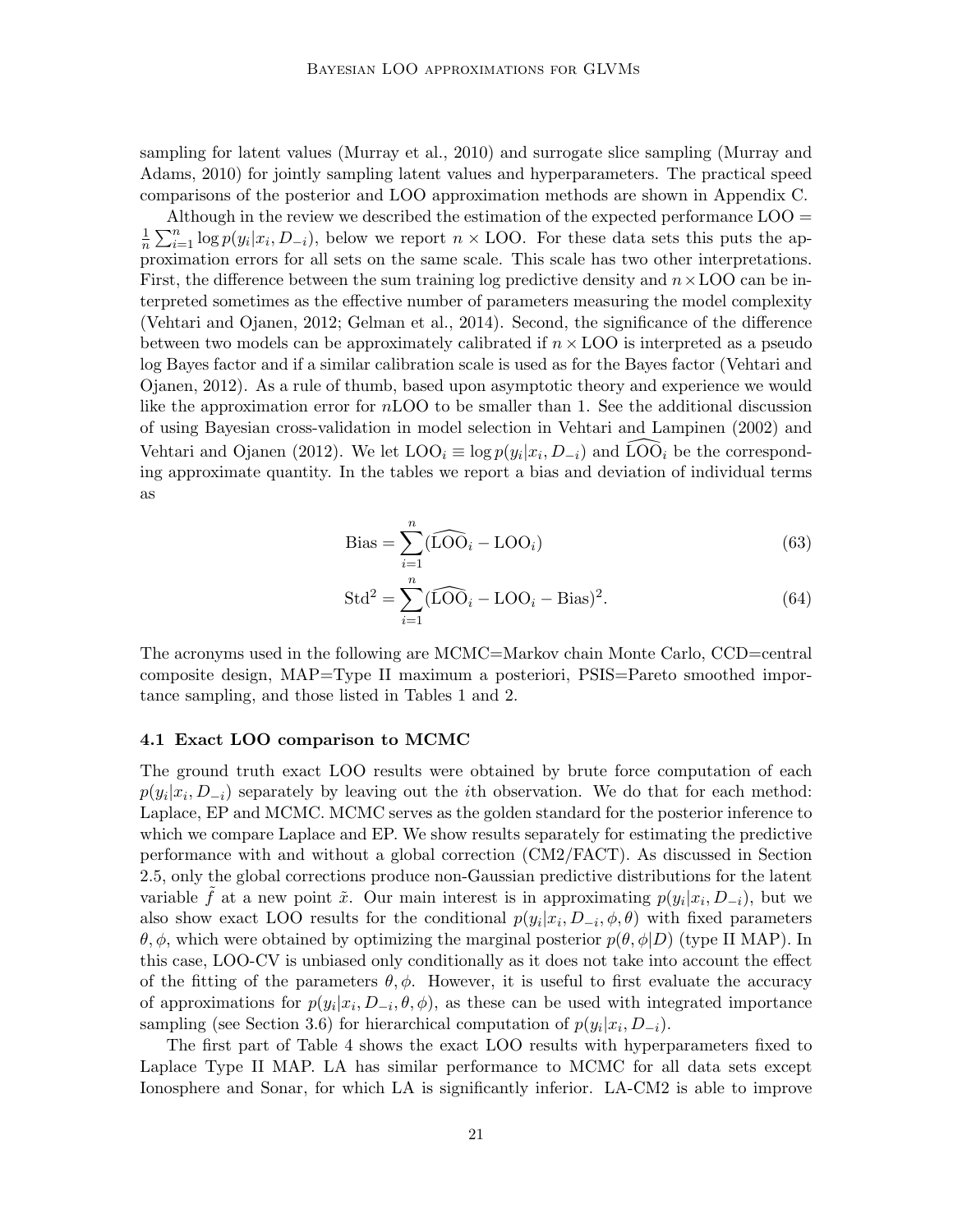sampling for latent values (Murray et al., 2010) and surrogate slice sampling (Murray and Adams, 2010) for jointly sampling latent values and hyperparameters. The practical speed comparisons of the posterior and LOO approximation methods are shown in Appendix C.

Although in the review we described the estimation of the expected performance $\mathrm{LOO} = \frac{1}{n}\sum_{i=1}^{n} \log p(y_i|x_i, D_{-i})$, below we report $n \times \mathrm{LOO}$. For these data sets this puts the approximation errors for all sets on the same scale. This scale has two other interpretations. First, the difference between the sum training log predictive density and $n \times \mathrm{LOO}$ can be interpreted sometimes as the effective number of parameters measuring the model complexity (Vehtari and Ojanen, 2012; Gelman et al., 2014). Second, the significance of the difference between two models can be approximately calibrated if $n \times \mathrm{LOO}$ is interpreted as a pseudo log Bayes factor and if a similar calibration scale is used as for the Bayes factor (Vehtari and Ojanen, 2012). As a rule of thumb, based upon asymptotic theory and experience we would like the approximation error for $n\mathrm{LOO}$ to be smaller than 1. See the additional discussion of using Bayesian cross-validation in model selection in Vehtari and Lampinen (2002) and Vehtari and Ojanen (2012). We let $\mathrm{LOO}_i \equiv \log p(y_i|x_i, D_{-i})$ and $\widehat{\mathrm{LOO}}_i$ be the corresponding approximate quantity. In the tables we report a bias and deviation of individual terms as

$$\mathrm{Bias} = \sum_{i=1}^{n} (\widehat{\mathrm{LOO}}_i - \mathrm{LOO}_i) \tag{63}$$

$$\mathrm{Std}^2 = \sum_{i=1}^{n} (\widehat{\mathrm{LOO}}_i - \mathrm{LOO}_i - \mathrm{Bias})^2. \tag{64}$$

The acronyms used in the following are MCMC=Markov chain Monte Carlo, CCD=central composite design, MAP=Type II maximum a posteriori, PSIS=Pareto smoothed importance sampling, and those listed in Tables 1 and 2.

### 4.1 Exact LOO comparison to MCMC

The ground truth exact LOO results were obtained by brute force computation of each $p(y_i|x_i, D_{-i})$ separately by leaving out the $i$th observation. We do that for each method: Laplace, EP and MCMC. MCMC serves as the golden standard for the posterior inference to which we compare Laplace and EP. We show results separately for estimating the predictive performance with and without a global correction (CM2/FACT). As discussed in Section 2.5, only the global corrections produce non-Gaussian predictive distributions for the latent variable $\tilde{f}$ at a new point $\tilde{x}$. Our main interest is in approximating $p(y_i|x_i, D_{-i})$, but we also show exact LOO results for the conditional $p(y_i|x_i, D_{-i}, \phi, \theta)$ with fixed parameters $\theta, \phi$, which were obtained by optimizing the marginal posterior $p(\theta, \phi|D)$ (type II MAP). In this case, LOO-CV is unbiased only conditionally as it does not take into account the effect of the fitting of the parameters $\theta, \phi$. However, it is useful to first evaluate the accuracy of approximations for $p(y_i|x_i, D_{-i}, \theta, \phi)$, as these can be used with integrated importance sampling (see Section 3.6) for hierarchical computation of $p(y_i|x_i, D_{-i})$.

The first part of Table 4 shows the exact LOO results with hyperparameters fixed to Laplace Type II MAP. LA has similar performance to MCMC for all data sets except Ionosphere and Sonar, for which LA is significantly inferior. LA-CM2 is able to improve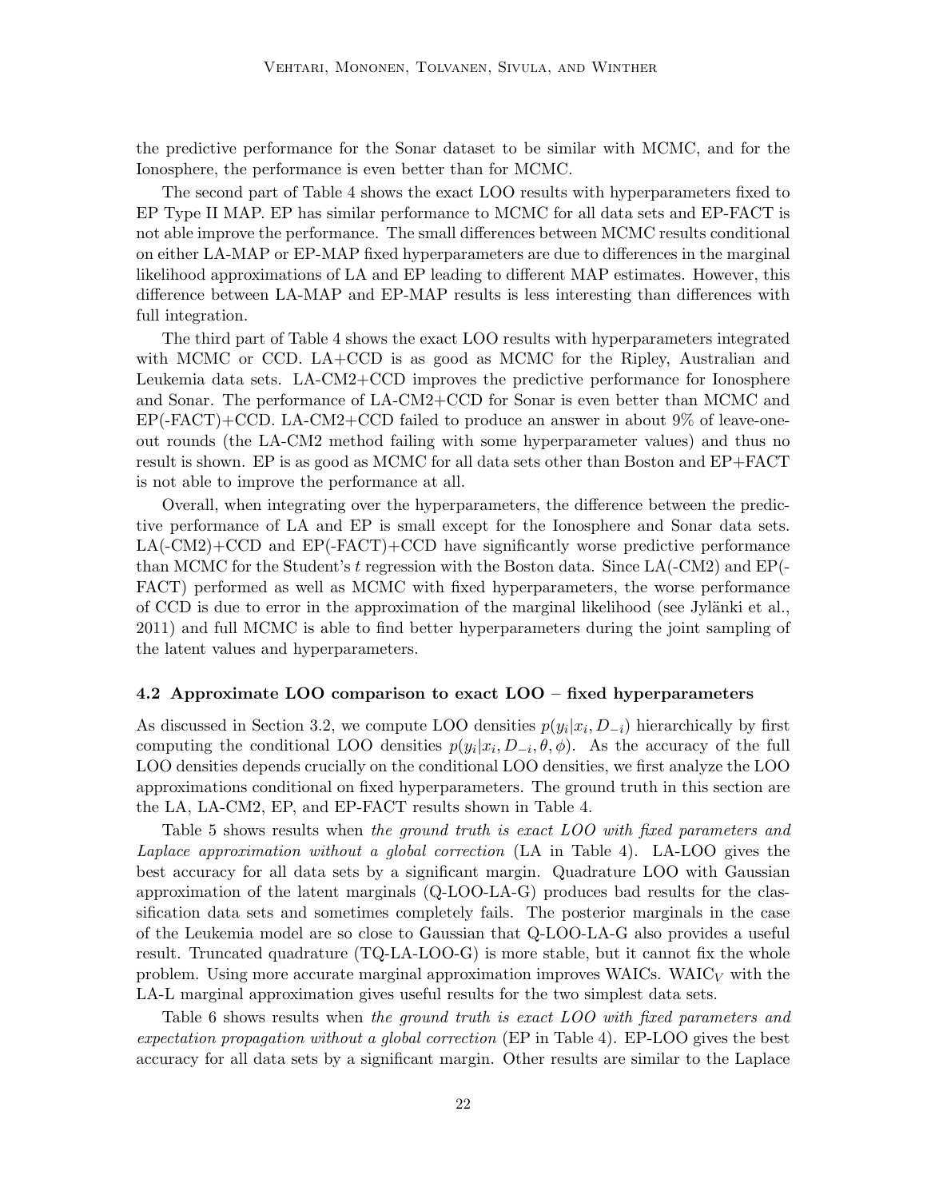the predictive performance for the Sonar dataset to be similar with MCMC, and for the Ionosphere, the performance is even better than for MCMC.

The second part of Table 4 shows the exact LOO results with hyperparameters fixed to EP Type II MAP. EP has similar performance to MCMC for all data sets and EP-FACT is not able improve the performance. The small differences between MCMC results conditional on either LA-MAP or EP-MAP fixed hyperparameters are due to differences in the marginal likelihood approximations of LA and EP leading to different MAP estimates. However, this difference between LA-MAP and EP-MAP results is less interesting than differences with full integration.

The third part of Table 4 shows the exact LOO results with hyperparameters integrated with MCMC or CCD. LA+CCD is as good as MCMC for the Ripley, Australian and Leukemia data sets. LA-CM2+CCD improves the predictive performance for Ionosphere and Sonar. The performance of LA-CM2+CCD for Sonar is even better than MCMC and EP(-FACT)+CCD. LA-CM2+CCD failed to produce an answer in about 9% of leave-one-out rounds (the LA-CM2 method failing with some hyperparameter values) and thus no result is shown. EP is as good as MCMC for all data sets other than Boston and EP+FACT is not able to improve the performance at all.

Overall, when integrating over the hyperparameters, the difference between the predictive performance of LA and EP is small except for the Ionosphere and Sonar data sets. LA(-CM2)+CCD and EP(-FACT)+CCD have significantly worse predictive performance than MCMC for the Student's $t$ regression with the Boston data. Since LA(-CM2) and EP(-FACT) performed as well as MCMC with fixed hyperparameters, the worse performance of CCD is due to error in the approximation of the marginal likelihood (see Jylänki et al., 2011) and full MCMC is able to find better hyperparameters during the joint sampling of the latent values and hyperparameters.

### 4.2 Approximate LOO comparison to exact LOO – fixed hyperparameters

As discussed in Section 3.2, we compute LOO densities $p(y_i|x_i, D_{-i})$ hierarchically by first computing the conditional LOO densities $p(y_i|x_i, D_{-i}, \theta, \phi)$. As the accuracy of the full LOO densities depends crucially on the conditional LOO densities, we first analyze the LOO approximations conditional on fixed hyperparameters. The ground truth in this section are the LA, LA-CM2, EP, and EP-FACT results shown in Table 4.

Table 5 shows results when *the ground truth is exact LOO with fixed parameters and Laplace approximation without a global correction* (LA in Table 4). LA-LOO gives the best accuracy for all data sets by a significant margin. Quadrature LOO with Gaussian approximation of the latent marginals (Q-LOO-LA-G) produces bad results for the classification data sets and sometimes completely fails. The posterior marginals in the case of the Leukemia model are so close to Gaussian that Q-LOO-LA-G also provides a useful result. Truncated quadrature (TQ-LA-LOO-G) is more stable, but it cannot fix the whole problem. Using more accurate marginal approximation improves WAICs. $\mathrm{WAIC}_V$ with the LA-L marginal approximation gives useful results for the two simplest data sets.

Table 6 shows results when *the ground truth is exact LOO with fixed parameters and expectation propagation without a global correction* (EP in Table 4). EP-LOO gives the best accuracy for all data sets by a significant margin. Other results are similar to the Laplace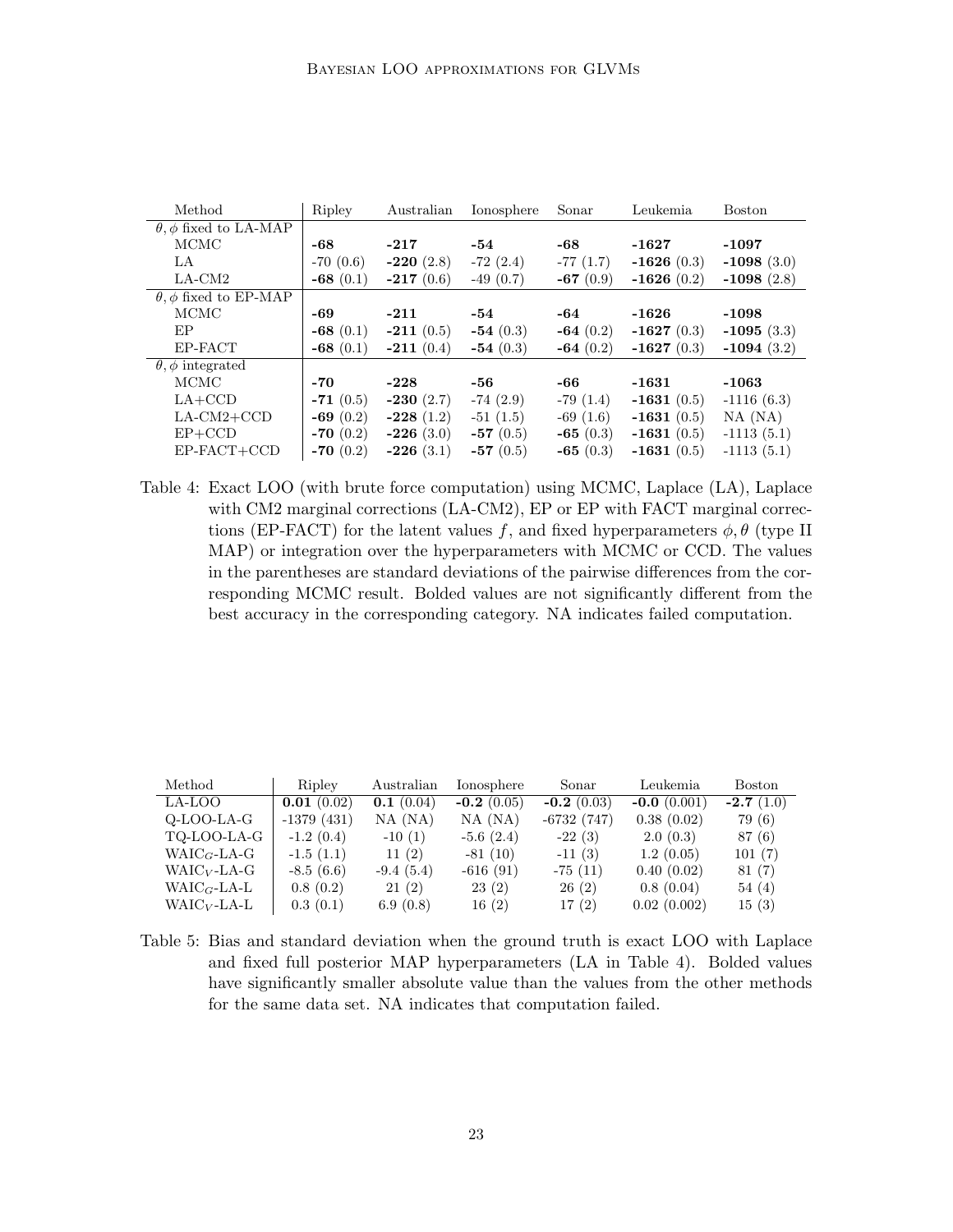| Method | Ripley | Australian | Ionosphere | Sonar | Leukemia | Boston |
|---|---|---|---|---|---|---|
| $\theta, \phi$ fixed to LA-MAP | | | | | | |
| MCMC | **-68** | **-217** | **-54** | **-68** | **-1627** | **-1097** |
| LA | -70 (0.6) | **-220** (2.8) | -72 (2.4) | -77 (1.7) | **-1626** (0.3) | **-1098** (3.0) |
| LA-CM2 | **-68** (0.1) | **-217** (0.6) | -49 (0.7) | **-67** (0.9) | **-1626** (0.2) | **-1098** (2.8) |
| $\theta, \phi$ fixed to EP-MAP | | | | | | |
| MCMC | **-69** | **-211** | **-54** | **-64** | **-1626** | **-1098** |
| EP | **-68** (0.1) | **-211** (0.5) | **-54** (0.3) | **-64** (0.2) | **-1627** (0.3) | **-1095** (3.3) |
| EP-FACT | **-68** (0.1) | **-211** (0.4) | **-54** (0.3) | **-64** (0.2) | **-1627** (0.3) | **-1094** (3.2) |
| $\theta, \phi$ integrated | | | | | | |
| MCMC | **-70** | **-228** | **-56** | **-66** | **-1631** | **-1063** |
| LA+CCD | **-71** (0.5) | **-230** (2.7) | -74 (2.9) | -79 (1.4) | **-1631** (0.5) | -1116 (6.3) |
| LA-CM2+CCD | **-69** (0.2) | **-228** (1.2) | -51 (1.5) | -69 (1.6) | **-1631** (0.5) | NA (NA) |
| EP+CCD | **-70** (0.2) | **-226** (3.0) | **-57** (0.5) | **-65** (0.3) | **-1631** (0.5) | -1113 (5.1) |
| EP-FACT+CCD | **-70** (0.2) | **-226** (3.1) | **-57** (0.5) | **-65** (0.3) | **-1631** (0.5) | -1113 (5.1) |

Table 4: Exact LOO (with brute force computation) using MCMC, Laplace (LA), Laplace with CM2 marginal corrections (LA-CM2), EP or EP with FACT marginal corrections (EP-FACT) for the latent values $f$, and fixed hyperparameters $\phi, \theta$ (type II MAP) or integration over the hyperparameters with MCMC or CCD. The values in the parentheses are standard deviations of the pairwise differences from the corresponding MCMC result. Bolded values are not significantly different from the best accuracy in the corresponding category. NA indicates failed computation.

| Method | Ripley | Australian | Ionosphere | Sonar | Leukemia | Boston |
|---|---|---|---|---|---|---|
| LA-LOO | **0.01** (0.02) | **0.1** (0.04) | **-0.2** (0.05) | **-0.2** (0.03) | **-0.0** (0.001) | **-2.7** (1.0) |
| Q-LOO-LA-G | -1379 (431) | NA (NA) | NA (NA) | -6732 (747) | 0.38 (0.02) | 79 (6) |
| TQ-LOO-LA-G | -1.2 (0.4) | -10 (1) | -5.6 (2.4) | -22 (3) | 2.0 (0.3) | 87 (6) |
| $\text{WAIC}_G$-LA-G | -1.5 (1.1) | 11 (2) | -81 (10) | -11 (3) | 1.2 (0.05) | 101 (7) |
| $\text{WAIC}_V$-LA-G | -8.5 (6.6) | -9.4 (5.4) | -616 (91) | -75 (11) | 0.40 (0.02) | 81 (7) |
| $\text{WAIC}_G$-LA-L | 0.8 (0.2) | 21 (2) | 23 (2) | 26 (2) | 0.8 (0.04) | 54 (4) |
| $\text{WAIC}_V$-LA-L | 0.3 (0.1) | 6.9 (0.8) | 16 (2) | 17 (2) | 0.02 (0.002) | 15 (3) |

Table 5: Bias and standard deviation when the ground truth is exact LOO with Laplace and fixed full posterior MAP hyperparameters (LA in Table 4). Bolded values have significantly smaller absolute value than the values from the other methods for the same data set. NA indicates that computation failed.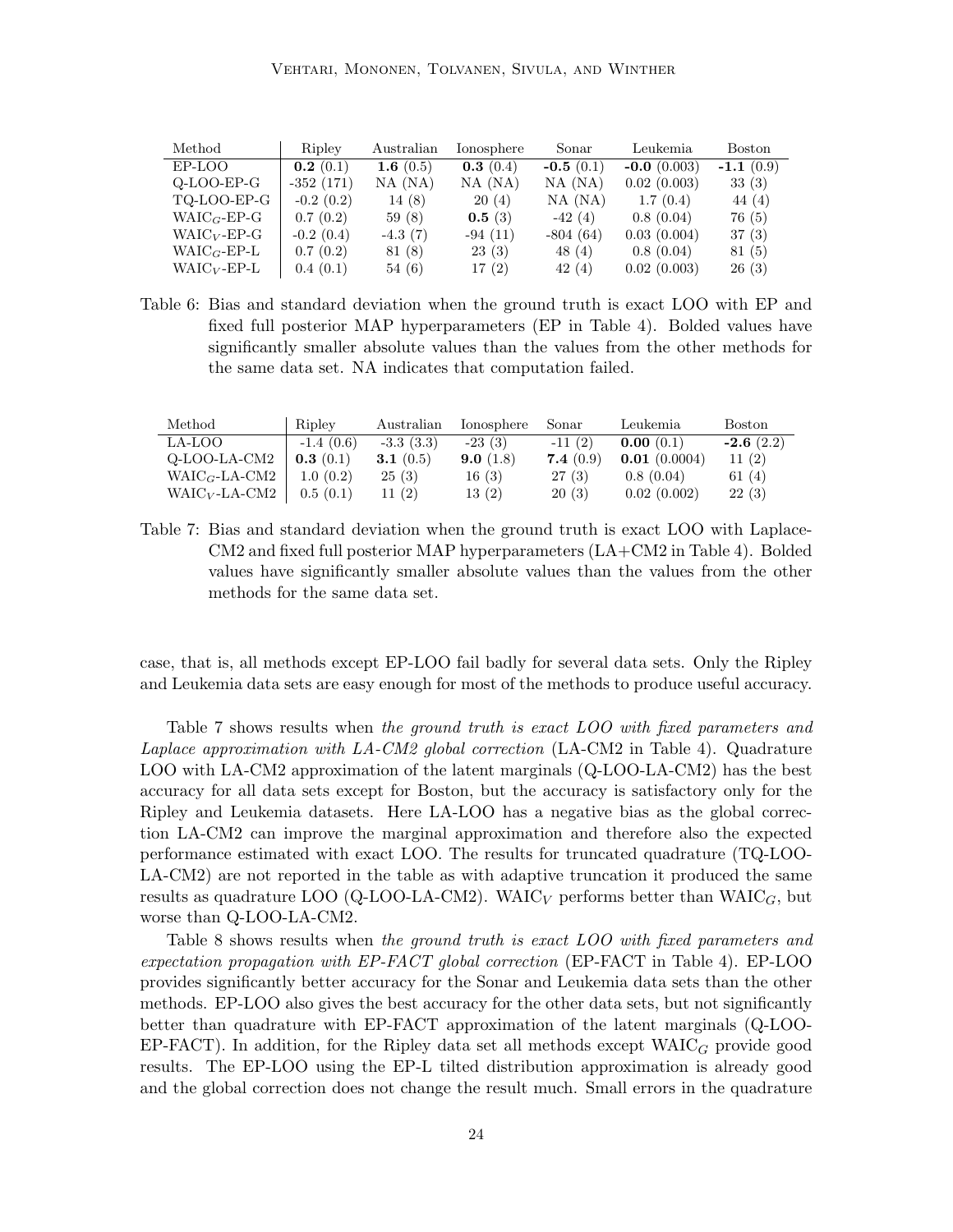| Method | Ripley | Australian | Ionosphere | Sonar | Leukemia | Boston |
|---|---|---|---|---|---|---|
| EP-LOO | **0.2** (0.1) | **1.6** (0.5) | **0.3** (0.4) | **-0.5** (0.1) | **-0.0** (0.003) | **-1.1** (0.9) |
| Q-LOO-EP-G | -352 (171) | NA (NA) | NA (NA) | NA (NA) | 0.02 (0.003) | 33 (3) |
| TQ-LOO-EP-G | -0.2 (0.2) | 14 (8) | 20 (4) | NA (NA) | 1.7 (0.4) | 44 (4) |
| WAIC$_G$-EP-G | 0.7 (0.2) | 59 (8) | **0.5** (3) | -42 (4) | 0.8 (0.04) | 76 (5) |
| WAIC$_V$-EP-G | -0.2 (0.4) | -4.3 (7) | -94 (11) | -804 (64) | 0.03 (0.004) | 37 (3) |
| WAIC$_G$-EP-L | 0.7 (0.2) | 81 (8) | 23 (3) | 48 (4) | 0.8 (0.04) | 81 (5) |
| WAIC$_V$-EP-L | 0.4 (0.1) | 54 (6) | 17 (2) | 42 (4) | 0.02 (0.003) | 26 (3) |

Table 6: Bias and standard deviation when the ground truth is exact LOO with EP and fixed full posterior MAP hyperparameters (EP in Table 4). Bolded values have significantly smaller absolute values than the values from the other methods for the same data set. NA indicates that computation failed.

| Method | Ripley | Australian | Ionosphere | Sonar | Leukemia | Boston |
|---|---|---|---|---|---|---|
| LA-LOO | -1.4 (0.6) | -3.3 (3.3) | -23 (3) | -11 (2) | **0.00** (0.1) | **-2.6** (2.2) |
| Q-LOO-LA-CM2 | **0.3** (0.1) | **3.1** (0.5) | **9.0** (1.8) | **7.4** (0.9) | **0.01** (0.0004) | 11 (2) |
| WAIC$_G$-LA-CM2 | 1.0 (0.2) | 25 (3) | 16 (3) | 27 (3) | 0.8 (0.04) | 61 (4) |
| WAIC$_V$-LA-CM2 | 0.5 (0.1) | 11 (2) | 13 (2) | 20 (3) | 0.02 (0.002) | 22 (3) |

Table 7: Bias and standard deviation when the ground truth is exact LOO with Laplace-CM2 and fixed full posterior MAP hyperparameters (LA+CM2 in Table 4). Bolded values have significantly smaller absolute values than the values from the other methods for the same data set.

case, that is, all methods except EP-LOO fail badly for several data sets. Only the Ripley and Leukemia data sets are easy enough for most of the methods to produce useful accuracy.

Table 7 shows results when *the ground truth is exact LOO with fixed parameters and Laplace approximation with LA-CM2 global correction* (LA-CM2 in Table 4). Quadrature LOO with LA-CM2 approximation of the latent marginals (Q-LOO-LA-CM2) has the best accuracy for all data sets except for Boston, but the accuracy is satisfactory only for the Ripley and Leukemia datasets. Here LA-LOO has a negative bias as the global correction LA-CM2 can improve the marginal approximation and therefore also the expected performance estimated with exact LOO. The results for truncated quadrature (TQ-LOO-LA-CM2) are not reported in the table as with adaptive truncation it produced the same results as quadrature LOO (Q-LOO-LA-CM2). WAIC$_V$ performs better than WAIC$_G$, but worse than Q-LOO-LA-CM2.

Table 8 shows results when *the ground truth is exact LOO with fixed parameters and expectation propagation with EP-FACT global correction* (EP-FACT in Table 4). EP-LOO provides significantly better accuracy for the Sonar and Leukemia data sets than the other methods. EP-LOO also gives the best accuracy for the other data sets, but not significantly better than quadrature with EP-FACT approximation of the latent marginals (Q-LOO-EP-FACT). In addition, for the Ripley data set all methods except WAIC$_G$ provide good results. The EP-LOO using the EP-L tilted distribution approximation is already good and the global correction does not change the result much. Small errors in the quadrature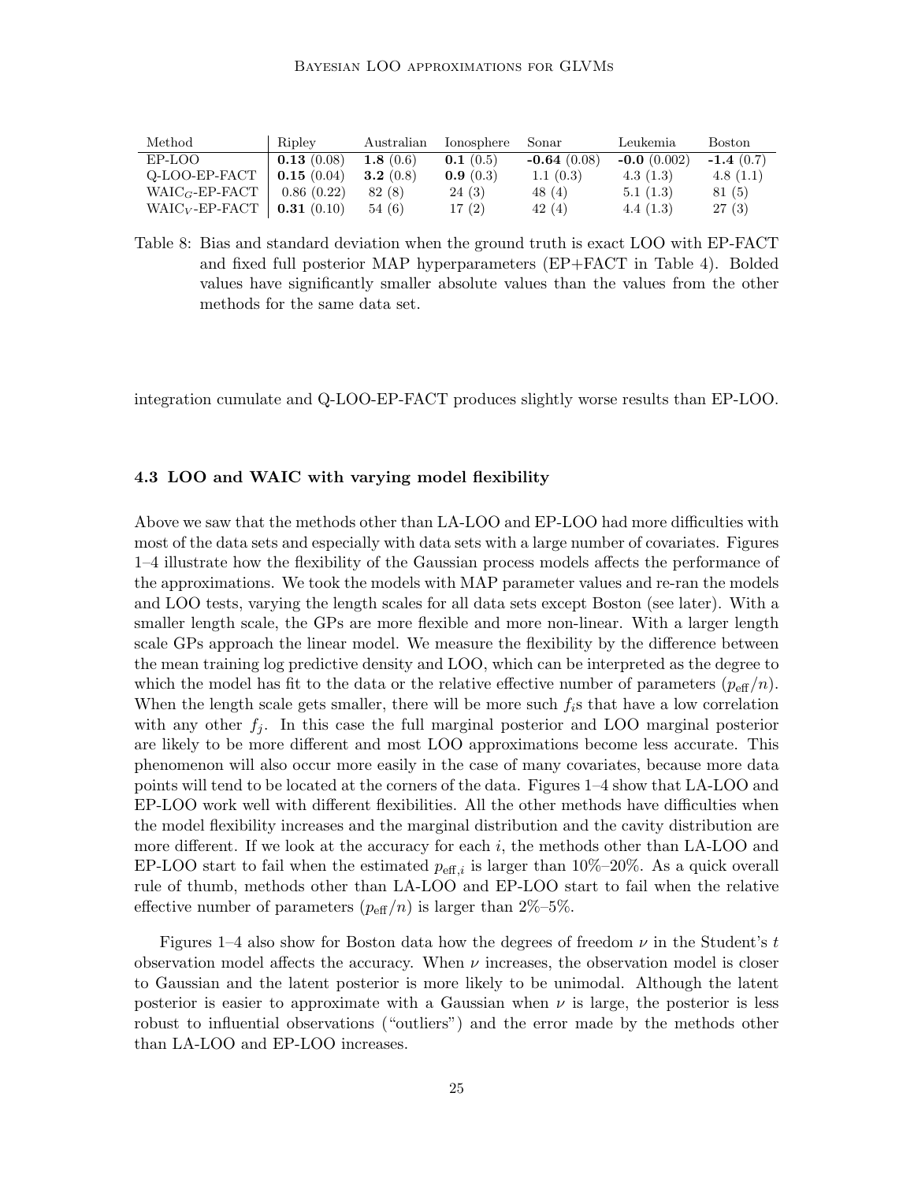| Method | Ripley | Australian | Ionosphere | Sonar | Leukemia | Boston |
|---|---|---|---|---|---|---|
| EP-LOO | **0.13** (0.08) | **1.8** (0.6) | **0.1** (0.5) | **-0.64** (0.08) | **-0.0** (0.002) | **-1.4** (0.7) |
| Q-LOO-EP-FACT | **0.15** (0.04) | **3.2** (0.8) | **0.9** (0.3) | 1.1 (0.3) | 4.3 (1.3) | 4.8 (1.1) |
| $\text{WAIC}_G$-EP-FACT | 0.86 (0.22) | 82 (8) | 24 (3) | 48 (4) | 5.1 (1.3) | 81 (5) |
| $\text{WAIC}_V$-EP-FACT | **0.31** (0.10) | 54 (6) | 17 (2) | 42 (4) | 4.4 (1.3) | 27 (3) |

Table 8: Bias and standard deviation when the ground truth is exact LOO with EP-FACT and fixed full posterior MAP hyperparameters (EP+FACT in Table 4). Bolded values have significantly smaller absolute values than the values from the other methods for the same data set.

integration cumulate and Q-LOO-EP-FACT produces slightly worse results than EP-LOO.

### 4.3 LOO and WAIC with varying model flexibility

Above we saw that the methods other than LA-LOO and EP-LOO had more difficulties with most of the data sets and especially with data sets with a large number of covariates. Figures 1–4 illustrate how the flexibility of the Gaussian process models affects the performance of the approximations. We took the models with MAP parameter values and re-ran the models and LOO tests, varying the length scales for all data sets except Boston (see later). With a smaller length scale, the GPs are more flexible and more non-linear. With a larger length scale GPs approach the linear model. We measure the flexibility by the difference between the mean training log predictive density and LOO, which can be interpreted as the degree to which the model has fit to the data or the relative effective number of parameters ($p_{\text{eff}}/n$). When the length scale gets smaller, there will be more such $f_i$s that have a low correlation with any other $f_j$. In this case the full marginal posterior and LOO marginal posterior are likely to be more different and most LOO approximations become less accurate. This phenomenon will also occur more easily in the case of many covariates, because more data points will tend to be located at the corners of the data. Figures 1–4 show that LA-LOO and EP-LOO work well with different flexibilities. All the other methods have difficulties when the model flexibility increases and the marginal distribution and the cavity distribution are more different. If we look at the accuracy for each $i$, the methods other than LA-LOO and EP-LOO start to fail when the estimated $p_{\text{eff},i}$ is larger than 10%–20%. As a quick overall rule of thumb, methods other than LA-LOO and EP-LOO start to fail when the relative effective number of parameters ($p_{\text{eff}}/n$) is larger than 2%–5%.

Figures 1–4 also show for Boston data how the degrees of freedom $\nu$ in the Student's $t$ observation model affects the accuracy. When $\nu$ increases, the observation model is closer to Gaussian and the latent posterior is more likely to be unimodal. Although the latent posterior is easier to approximate with a Gaussian when $\nu$ is large, the posterior is less robust to influential observations ("outliers") and the error made by the methods other than LA-LOO and EP-LOO increases.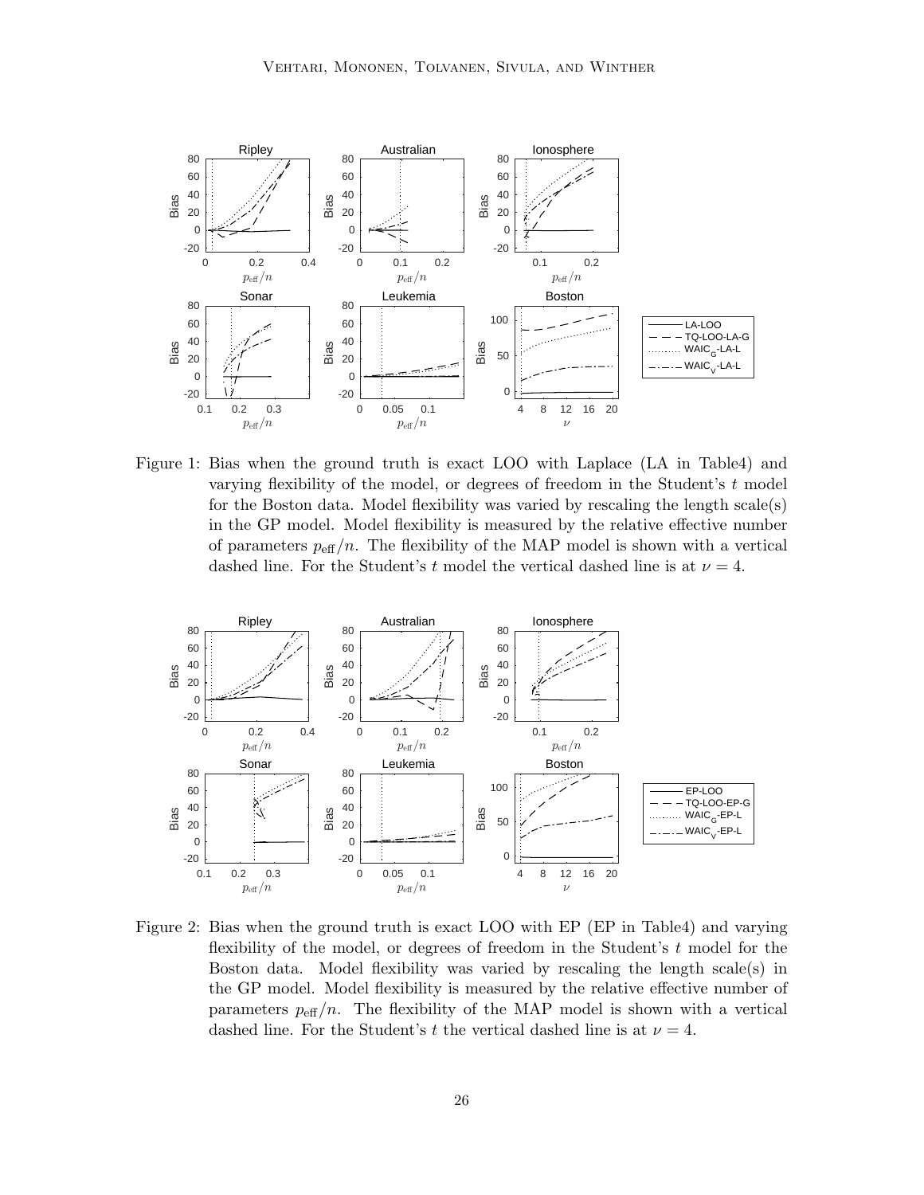Ripley

Australian

Ionosphere

Sonar

Leukemia

Boston

Bias

$p_{\text{eff}}/n$

$\nu$

LA-LOO

TQ-LOO-LA-G

WAIC$_G$-LA-L

WAIC$_V$-LA-L

Figure 1: Bias when the ground truth is exact LOO with Laplace (LA in Table4) and varying flexibility of the model, or degrees of freedom in the Student's $t$ model for the Boston data. Model flexibility was varied by rescaling the length scale(s) in the GP model. Model flexibility is measured by the relative effective number of parameters $p_{\text{eff}}/n$. The flexibility of the MAP model is shown with a vertical dashed line. For the Student's $t$ model the vertical dashed line is at $\nu = 4$.

Ripley

Australian

Ionosphere

Sonar

Leukemia

Boston

Bias

$p_{\text{eff}}/n$

$\nu$

EP-LOO

TQ-LOO-EP-G

WAIC$_G$-EP-L

WAIC$_V$-EP-L

Figure 2: Bias when the ground truth is exact LOO with EP (EP in Table4) and varying flexibility of the model, or degrees of freedom in the Student's $t$ model for the Boston data. Model flexibility was varied by rescaling the length scale(s) in the GP model. Model flexibility is measured by the relative effective number of parameters $p_{\text{eff}}/n$. The flexibility of the MAP model is shown with a vertical dashed line. For the Student's $t$ the vertical dashed line is at $\nu = 4$.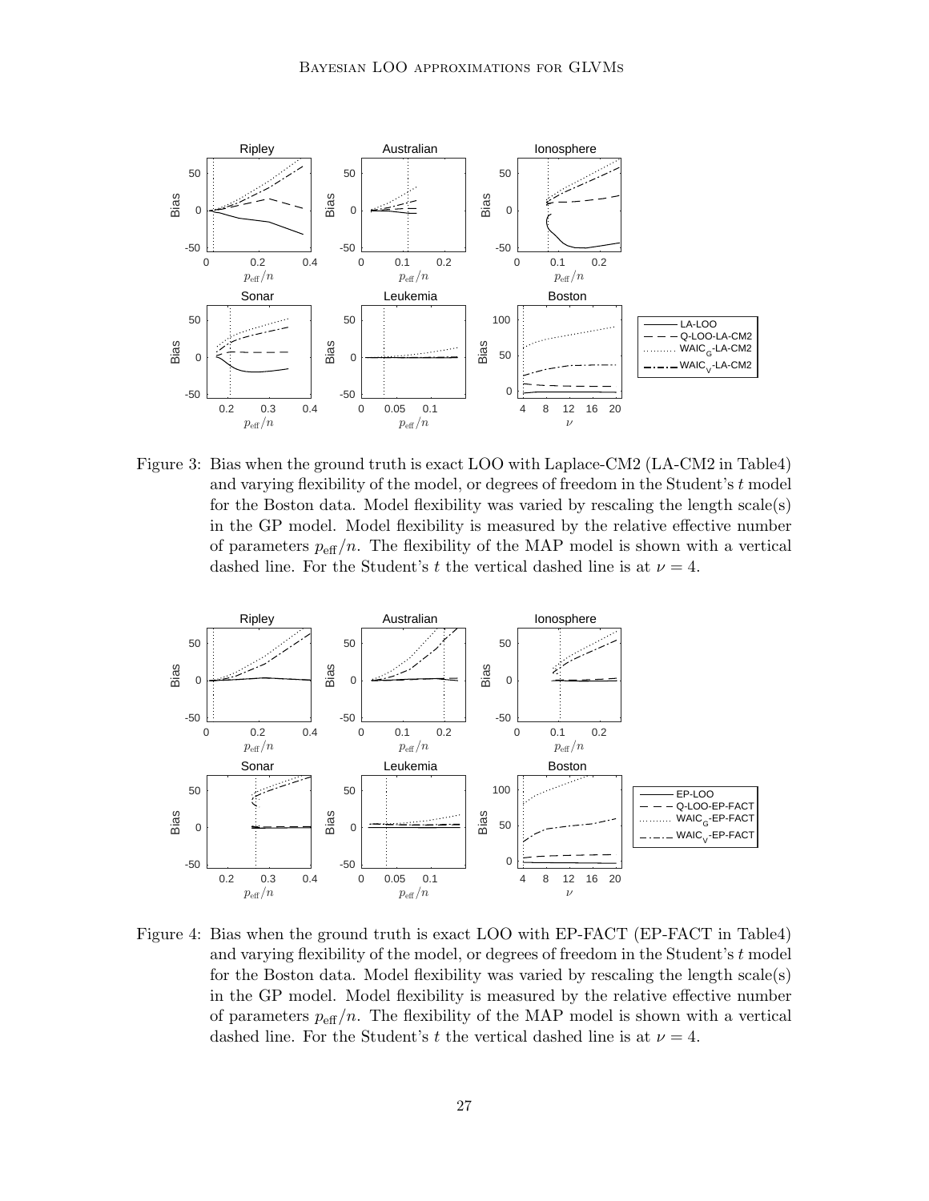Ripley

Australian

Ionosphere

Sonar

Leukemia

Boston

Bias

$p_{\text{eff}}/n$

$\nu$

LA-LOO

Q-LOO-LA-CM2

WAIC$_G$-LA-CM2

WAIC$_V$-LA-CM2

Figure 3: Bias when the ground truth is exact LOO with Laplace-CM2 (LA-CM2 in Table4) and varying flexibility of the model, or degrees of freedom in the Student's $t$ model for the Boston data. Model flexibility was varied by rescaling the length scale(s) in the GP model. Model flexibility is measured by the relative effective number of parameters $p_{\text{eff}}/n$. The flexibility of the MAP model is shown with a vertical dashed line. For the Student's $t$ the vertical dashed line is at $\nu = 4$.

Ripley

Australian

Ionosphere

Sonar

Leukemia

Boston

Bias

$p_{\text{eff}}/n$

$\nu$

EP-LOO

Q-LOO-EP-FACT

WAIC$_G$-EP-FACT

WAIC$_V$-EP-FACT

Figure 4: Bias when the ground truth is exact LOO with EP-FACT (EP-FACT in Table4) and varying flexibility of the model, or degrees of freedom in the Student's $t$ model for the Boston data. Model flexibility was varied by rescaling the length scale(s) in the GP model. Model flexibility is measured by the relative effective number of parameters $p_{\text{eff}}/n$. The flexibility of the MAP model is shown with a vertical dashed line. For the Student's $t$ the vertical dashed line is at $\nu = 4$.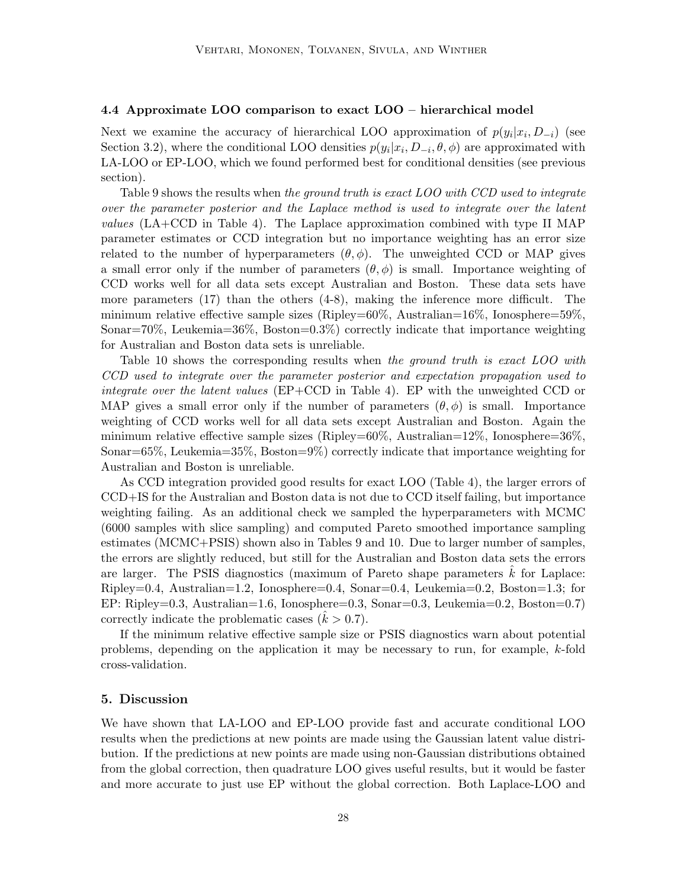### 4.4 Approximate LOO comparison to exact LOO – hierarchical model

Next we examine the accuracy of hierarchical LOO approximation of $p(y_i|x_i, D_{-i})$ (see Section 3.2), where the conditional LOO densities $p(y_i|x_i, D_{-i}, \theta, \phi)$ are approximated with LA-LOO or EP-LOO, which we found performed best for conditional densities (see previous section).

Table 9 shows the results when *the ground truth is exact LOO with CCD used to integrate over the parameter posterior and the Laplace method is used to integrate over the latent values* (LA+CCD in Table 4). The Laplace approximation combined with type II MAP parameter estimates or CCD integration but no importance weighting has an error size related to the number of hyperparameters $(\theta, \phi)$. The unweighted CCD or MAP gives a small error only if the number of parameters $(\theta, \phi)$ is small. Importance weighting of CCD works well for all data sets except Australian and Boston. These data sets have more parameters (17) than the others (4-8), making the inference more difficult. The minimum relative effective sample sizes (Ripley=60%, Australian=16%, Ionosphere=59%, Sonar=70%, Leukemia=36%, Boston=0.3%) correctly indicate that importance weighting for Australian and Boston data sets is unreliable.

Table 10 shows the corresponding results when *the ground truth is exact LOO with CCD used to integrate over the parameter posterior and expectation propagation used to integrate over the latent values* (EP+CCD in Table 4). EP with the unweighted CCD or MAP gives a small error only if the number of parameters $(\theta, \phi)$ is small. Importance weighting of CCD works well for all data sets except Australian and Boston. Again the minimum relative effective sample sizes (Ripley=60%, Australian=12%, Ionosphere=36%, Sonar=65%, Leukemia=35%, Boston=9%) correctly indicate that importance weighting for Australian and Boston is unreliable.

As CCD integration provided good results for exact LOO (Table 4), the larger errors of CCD+IS for the Australian and Boston data is not due to CCD itself failing, but importance weighting failing. As an additional check we sampled the hyperparameters with MCMC (6000 samples with slice sampling) and computed Pareto smoothed importance sampling estimates (MCMC+PSIS) shown also in Tables 9 and 10. Due to larger number of samples, the errors are slightly reduced, but still for the Australian and Boston data sets the errors are larger. The PSIS diagnostics (maximum of Pareto shape parameters $\hat{k}$ for Laplace: Ripley=0.4, Australian=1.2, Ionosphere=0.4, Sonar=0.4, Leukemia=0.2, Boston=1.3; for EP: Ripley=0.3, Australian=1.6, Ionosphere=0.3, Sonar=0.3, Leukemia=0.2, Boston=0.7) correctly indicate the problematic cases ($\hat{k} > 0.7$).

If the minimum relative effective sample size or PSIS diagnostics warn about potential problems, depending on the application it may be necessary to run, for example, $k$-fold cross-validation.

## 5. Discussion

We have shown that LA-LOO and EP-LOO provide fast and accurate conditional LOO results when the predictions at new points are made using the Gaussian latent value distribution. If the predictions at new points are made using non-Gaussian distributions obtained from the global correction, then quadrature LOO gives useful results, but it would be faster and more accurate to just use EP without the global correction. Both Laplace-LOO and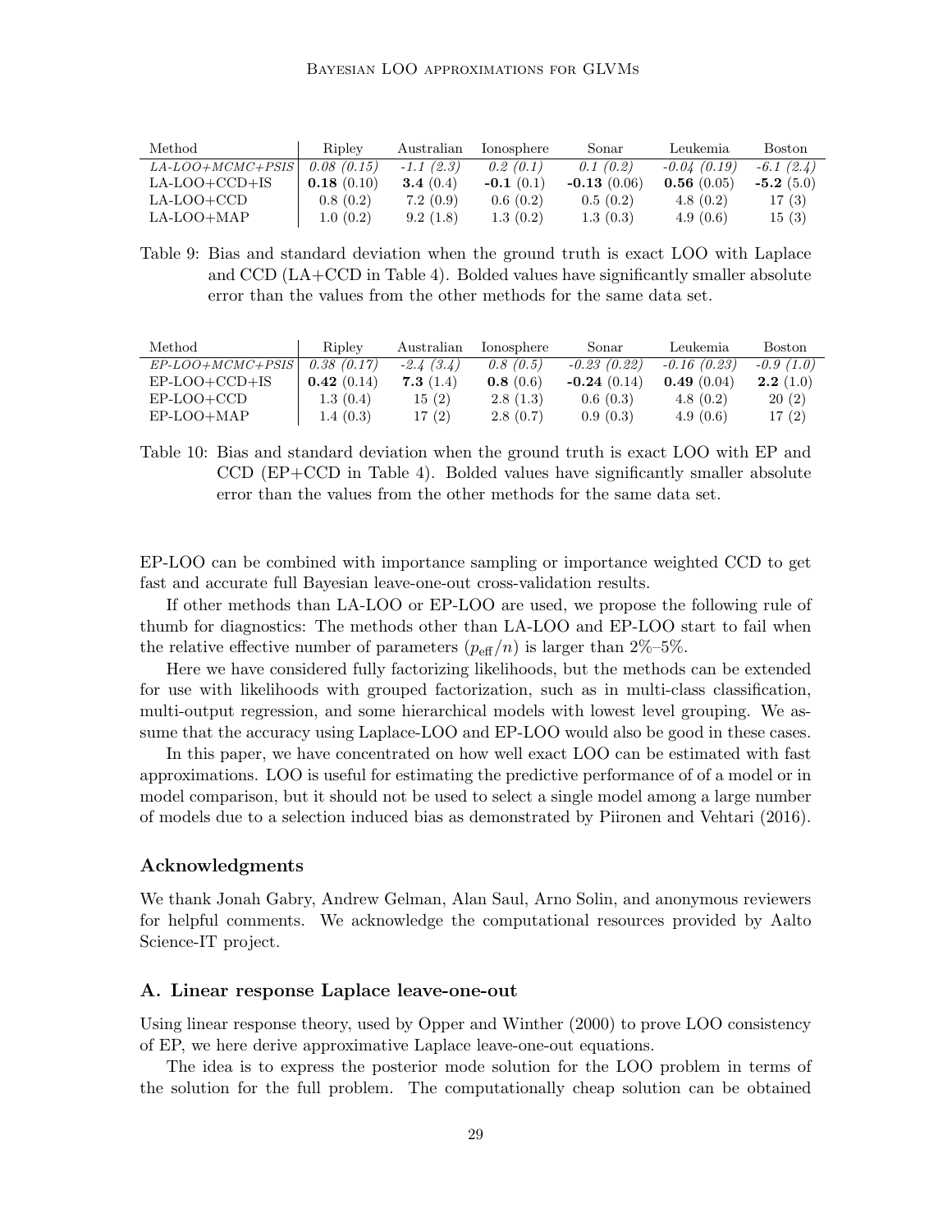| Method | Ripley | Australian | Ionosphere | Sonar | Leukemia | Boston |
|---|---|---|---|---|---|---|
| *LA-LOO+MCMC+PSIS* | *0.08 (0.15)* | *-1.1 (2.3)* | *0.2 (0.1)* | *0.1 (0.2)* | *-0.04 (0.19)* | *-6.1 (2.4)* |
| LA-LOO+CCD+IS | **0.18** (0.10) | **3.4** (0.4) | **-0.1** (0.1) | **-0.13** (0.06) | **0.56** (0.05) | **-5.2** (5.0) |
| LA-LOO+CCD | 0.8 (0.2) | 7.2 (0.9) | 0.6 (0.2) | 0.5 (0.2) | 4.8 (0.2) | 17 (3) |
| LA-LOO+MAP | 1.0 (0.2) | 9.2 (1.8) | 1.3 (0.2) | 1.3 (0.3) | 4.9 (0.6) | 15 (3) |

Table 9: Bias and standard deviation when the ground truth is exact LOO with Laplace and CCD (LA+CCD in Table 4). Bolded values have significantly smaller absolute error than the values from the other methods for the same data set.

| Method | Ripley | Australian | Ionosphere | Sonar | Leukemia | Boston |
|---|---|---|---|---|---|---|
| *EP-LOO+MCMC+PSIS* | *0.38 (0.17)* | *-2.4 (3.4)* | *0.8 (0.5)* | *-0.23 (0.22)* | *-0.16 (0.23)* | *-0.9 (1.0)* |
| EP-LOO+CCD+IS | **0.42** (0.14) | **7.3** (1.4) | **0.8** (0.6) | **-0.24** (0.14) | **0.49** (0.04) | **2.2** (1.0) |
| EP-LOO+CCD | 1.3 (0.4) | 15 (2) | 2.8 (1.3) | 0.6 (0.3) | 4.8 (0.2) | 20 (2) |
| EP-LOO+MAP | 1.4 (0.3) | 17 (2) | 2.8 (0.7) | 0.9 (0.3) | 4.9 (0.6) | 17 (2) |

Table 10: Bias and standard deviation when the ground truth is exact LOO with EP and CCD (EP+CCD in Table 4). Bolded values have significantly smaller absolute error than the values from the other methods for the same data set.

EP-LOO can be combined with importance sampling or importance weighted CCD to get fast and accurate full Bayesian leave-one-out cross-validation results.

If other methods than LA-LOO or EP-LOO are used, we propose the following rule of thumb for diagnostics: The methods other than LA-LOO and EP-LOO start to fail when the relative effective number of parameters ($p_{\text{eff}}/n$) is larger than 2%–5%.

Here we have considered fully factorizing likelihoods, but the methods can be extended for use with likelihoods with grouped factorization, such as in multi-class classification, multi-output regression, and some hierarchical models with lowest level grouping. We assume that the accuracy using Laplace-LOO and EP-LOO would also be good in these cases.

In this paper, we have concentrated on how well exact LOO can be estimated with fast approximations. LOO is useful for estimating the predictive performance of of a model or in model comparison, but it should not be used to select a single model among a large number of models due to a selection induced bias as demonstrated by Piironen and Vehtari (2016).

### Acknowledgments

We thank Jonah Gabry, Andrew Gelman, Alan Saul, Arno Solin, and anonymous reviewers for helpful comments. We acknowledge the computational resources provided by Aalto Science-IT project.

### A. Linear response Laplace leave-one-out

Using linear response theory, used by Opper and Winther (2000) to prove LOO consistency of EP, we here derive approximative Laplace leave-one-out equations.

The idea is to express the posterior mode solution for the LOO problem in terms of the solution for the full problem. The computationally cheap solution can be obtained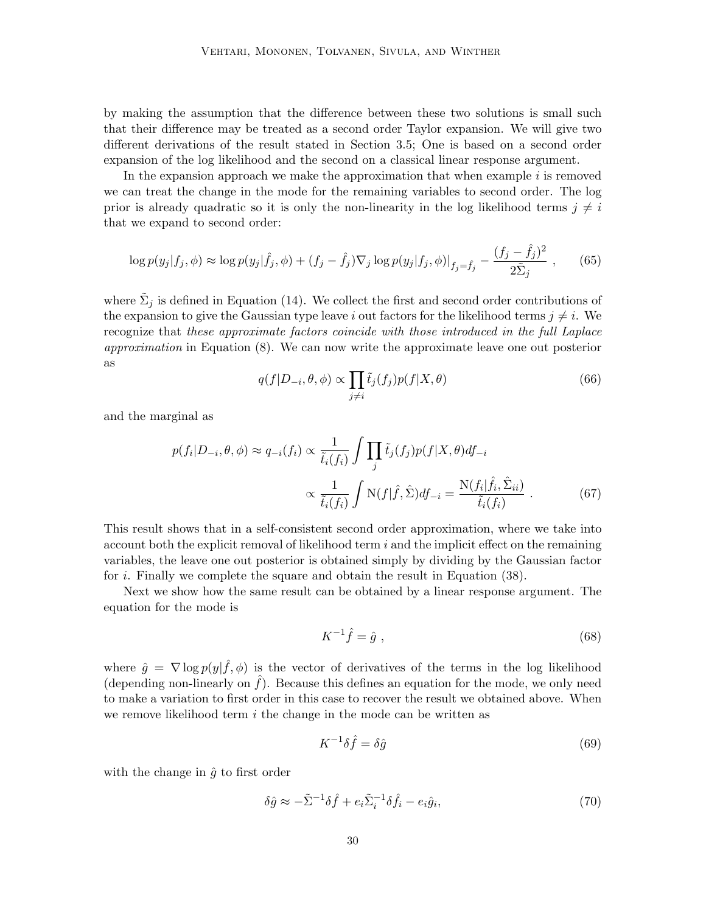by making the assumption that the difference between these two solutions is small such that their difference may be treated as a second order Taylor expansion. We will give two different derivations of the result stated in Section 3.5; One is based on a second order expansion of the log likelihood and the second on a classical linear response argument.

In the expansion approach we make the approximation that when example $i$ is removed we can treat the change in the mode for the remaining variables to second order. The log prior is already quadratic so it is only the non-linearity in the log likelihood terms $j \neq i$ that we expand to second order:

$$\log p(y_j|f_j, \phi) \approx \log p(y_j|\hat{f}_j, \phi) + (f_j - \hat{f}_j)\nabla_j \log p(y_j|f_j, \phi)\big|_{f_j=\hat{f}_j} - \frac{(f_j - \hat{f}_j)^2}{2\tilde{\Sigma}_j} \,, \tag{65}$$

where $\tilde{\Sigma}_j$ is defined in Equation (14). We collect the first and second order contributions of the expansion to give the Gaussian type leave $i$ out factors for the likelihood terms $j \neq i$. We recognize that *these approximate factors coincide with those introduced in the full Laplace approximation* in Equation (8). We can now write the approximate leave one out posterior as

$$q(f|D_{-i}, \theta, \phi) \propto \prod_{j \neq i} \tilde{t}_j(f_j) p(f|X, \theta) \tag{66}$$

and the marginal as

$$\begin{aligned} p(f_i|D_{-i}, \theta, \phi) \approx q_{-i}(f_i) &\propto \frac{1}{\tilde{t}_i(f_i)} \int \prod_j \tilde{t}_j(f_j) p(f|X, \theta) df_{-i} \\ &\propto \frac{1}{\tilde{t}_i(f_i)} \int \mathrm{N}(f|\hat{f}, \hat{\Sigma}) df_{-i} = \frac{\mathrm{N}(f_i|\hat{f}_i, \hat{\Sigma}_{ii})}{\tilde{t}_i(f_i)} \,. \end{aligned} \tag{67}$$

This result shows that in a self-consistent second order approximation, where we take into account both the explicit removal of likelihood term $i$ and the implicit effect on the remaining variables, the leave one out posterior is obtained simply by dividing by the Gaussian factor for $i$. Finally we complete the square and obtain the result in Equation (38).

Next we show how the same result can be obtained by a linear response argument. The equation for the mode is

$$K^{-1}\hat{f} = \hat{g} \,, \tag{68}$$

where $\hat{g} = \nabla \log p(y|\hat{f}, \phi)$ is the vector of derivatives of the terms in the log likelihood (depending non-linearly on $\hat{f}$). Because this defines an equation for the mode, we only need to make a variation to first order in this case to recover the result we obtained above. When we remove likelihood term $i$ the change in the mode can be written as

$$K^{-1}\delta\hat{f} = \delta\hat{g} \tag{69}$$

with the change in $\hat{g}$ to first order

$$\delta\hat{g} \approx -\tilde{\Sigma}^{-1}\delta\hat{f} + e_i\tilde{\Sigma}_i^{-1}\delta\hat{f}_i - e_i\hat{g}_i, \tag{70}$$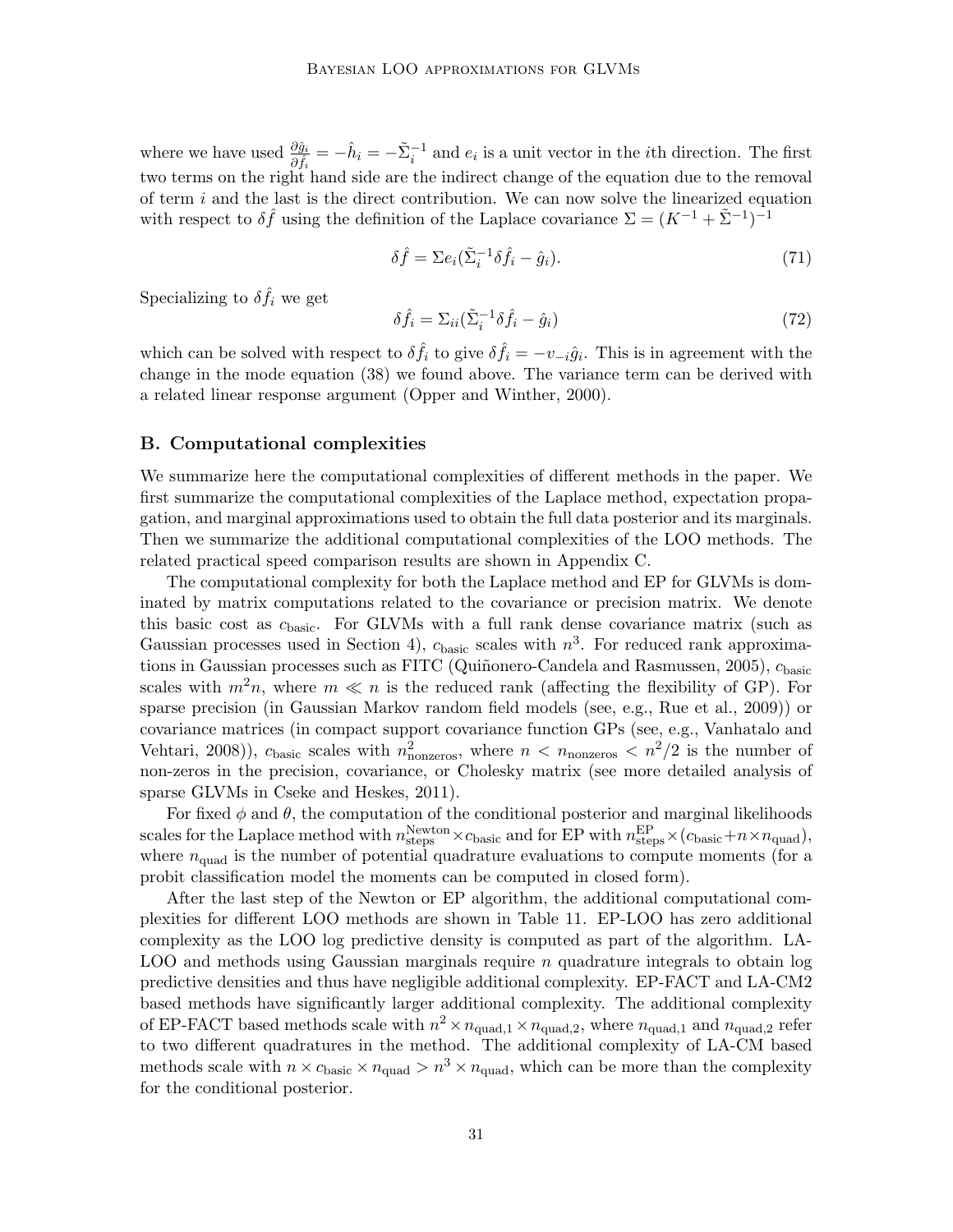where we have used $\frac{\partial \hat{g}_i}{\partial \hat{f}_i} = -\hat{h}_i = -\tilde{\Sigma}_i^{-1}$ and $e_i$ is a unit vector in the $i$th direction. The first two terms on the right hand side are the indirect change of the equation due to the removal of term $i$ and the last is the direct contribution. We can now solve the linearized equation with respect to $\delta \hat{f}$ using the definition of the Laplace covariance $\Sigma = (K^{-1} + \tilde{\Sigma}^{-1})^{-1}$

$$\delta \hat{f} = \Sigma e_i (\tilde{\Sigma}_i^{-1} \delta \hat{f}_i - \hat{g}_i). \tag{71}$$

Specializing to $\delta \hat{f}_i$ we get

$$\delta \hat{f}_i = \Sigma_{ii} (\tilde{\Sigma}_i^{-1} \delta \hat{f}_i - \hat{g}_i) \tag{72}$$

which can be solved with respect to $\delta \hat{f}_i$ to give $\delta \hat{f}_i = -v_{-i} \hat{g}_i$. This is in agreement with the change in the mode equation (38) we found above. The variance term can be derived with a related linear response argument (Opper and Winther, 2000).

## B. Computational complexities

We summarize here the computational complexities of different methods in the paper. We first summarize the computational complexities of the Laplace method, expectation propagation, and marginal approximations used to obtain the full data posterior and its marginals. Then we summarize the additional computational complexities of the LOO methods. The related practical speed comparison results are shown in Appendix C.

The computational complexity for both the Laplace method and EP for GLVMs is dominated by matrix computations related to the covariance or precision matrix. We denote this basic cost as $c_{\text{basic}}$. For GLVMs with a full rank dense covariance matrix (such as Gaussian processes used in Section 4), $c_{\text{basic}}$ scales with $n^3$. For reduced rank approximations in Gaussian processes such as FITC (Quiñonero-Candela and Rasmussen, 2005), $c_{\text{basic}}$ scales with $m^2 n$, where $m \ll n$ is the reduced rank (affecting the flexibility of GP). For sparse precision (in Gaussian Markov random field models (see, e.g., Rue et al., 2009)) or covariance matrices (in compact support covariance function GPs (see, e.g., Vanhatalo and Vehtari, 2008)), $c_{\text{basic}}$ scales with $n_{\text{nonzeros}}^2$, where $n < n_{\text{nonzeros}} < n^2/2$ is the number of non-zeros in the precision, covariance, or Cholesky matrix (see more detailed analysis of sparse GLVMs in Cseke and Heskes, 2011).

For fixed $\phi$ and $\theta$, the computation of the conditional posterior and marginal likelihoods scales for the Laplace method with $n_{\text{steps}}^{\text{Newton}} \times c_{\text{basic}}$ and for EP with $n_{\text{steps}}^{\text{EP}} \times (c_{\text{basic}} + n \times n_{\text{quad}})$, where $n_{\text{quad}}$ is the number of potential quadrature evaluations to compute moments (for a probit classification model the moments can be computed in closed form).

After the last step of the Newton or EP algorithm, the additional computational complexities for different LOO methods are shown in Table 11. EP-LOO has zero additional complexity as the LOO log predictive density is computed as part of the algorithm. LA-LOO and methods using Gaussian marginals require $n$ quadrature integrals to obtain log predictive densities and thus have negligible additional complexity. EP-FACT and LA-CM2 based methods have significantly larger additional complexity. The additional complexity of EP-FACT based methods scale with $n^2 \times n_{\text{quad},1} \times n_{\text{quad},2}$, where $n_{\text{quad},1}$ and $n_{\text{quad},2}$ refer to two different quadratures in the method. The additional complexity of LA-CM based methods scale with $n \times c_{\text{basic}} \times n_{\text{quad}} > n^3 \times n_{\text{quad}}$, which can be more than the complexity for the conditional posterior.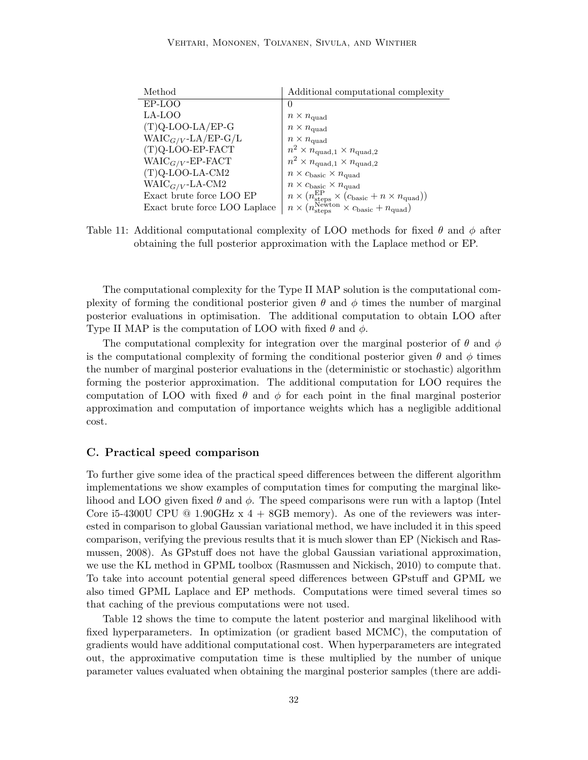| Method | Additional computational complexity |
|---|---|
| EP-LOO | 0 |
| LA-LOO | $n \times n_{\text{quad}}$ |
| (T)Q-LOO-LA/EP-G | $n \times n_{\text{quad}}$ |
| WAIC$_{G/V}$-LA/EP-G/L | $n \times n_{\text{quad}}$ |
| (T)Q-LOO-EP-FACT | $n^2 \times n_{\text{quad},1} \times n_{\text{quad},2}$ |
| WAIC$_{G/V}$-EP-FACT | $n^2 \times n_{\text{quad},1} \times n_{\text{quad},2}$ |
| (T)Q-LOO-LA-CM2 | $n \times c_{\text{basic}} \times n_{\text{quad}}$ |
| WAIC$_{G/V}$-LA-CM2 | $n \times c_{\text{basic}} \times n_{\text{quad}}$ |
| Exact brute force LOO EP | $n \times (n_{\text{steps}}^{\text{EP}} \times (c_{\text{basic}} + n \times n_{\text{quad}}))$ |
| Exact brute force LOO Laplace | $n \times (n_{\text{steps}}^{\text{Newton}} \times c_{\text{basic}} + n_{\text{quad}})$ |

Table 11: Additional computational complexity of LOO methods for fixed $\theta$ and $\phi$ after obtaining the full posterior approximation with the Laplace method or EP.

The computational complexity for the Type II MAP solution is the computational complexity of forming the conditional posterior given $\theta$ and $\phi$ times the number of marginal posterior evaluations in optimisation. The additional computation to obtain LOO after Type II MAP is the computation of LOO with fixed $\theta$ and $\phi$.

The computational complexity for integration over the marginal posterior of $\theta$ and $\phi$ is the computational complexity of forming the conditional posterior given $\theta$ and $\phi$ times the number of marginal posterior evaluations in the (deterministic or stochastic) algorithm forming the posterior approximation. The additional computation for LOO requires the computation of LOO with fixed $\theta$ and $\phi$ for each point in the final marginal posterior approximation and computation of importance weights which has a negligible additional cost.

## C. Practical speed comparison

To further give some idea of the practical speed differences between the different algorithm implementations we show examples of computation times for computing the marginal likelihood and LOO given fixed $\theta$ and $\phi$. The speed comparisons were run with a laptop (Intel Core i5-4300U CPU @ 1.90GHz x 4 + 8GB memory). As one of the reviewers was interested in comparison to global Gaussian variational method, we have included it in this speed comparison, verifying the previous results that it is much slower than EP (Nickisch and Rasmussen, 2008). As GPstuff does not have the global Gaussian variational approximation, we use the KL method in GPML toolbox (Rasmussen and Nickisch, 2010) to compute that. To take into account potential general speed differences between GPstuff and GPML we also timed GPML Laplace and EP methods. Computations were timed several times so that caching of the previous computations were not used.

Table 12 shows the time to compute the latent posterior and marginal likelihood with fixed hyperparameters. In optimization (or gradient based MCMC), the computation of gradients would have additional computational cost. When hyperparameters are integrated out, the approximative computation time is these multiplied by the number of unique parameter values evaluated when obtaining the marginal posterior samples (there are addi-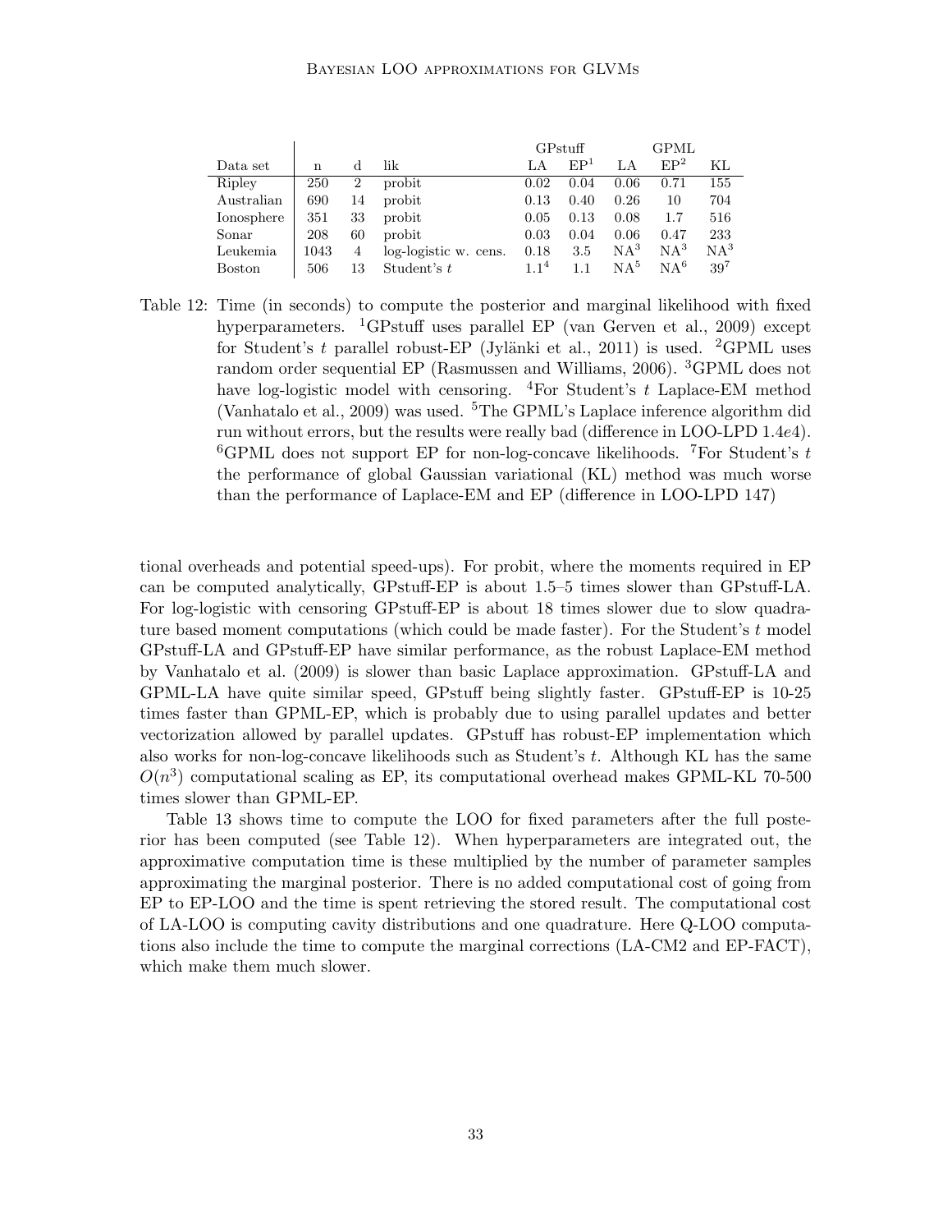| Data set | n | d | lik | GPstuff LA | GPstuff EP[1] | GPML LA | GPML EP[2] | GPML KL |
|---|---|---|---|---|---|---|---|---|
| Ripley | 250 | 2 | probit | 0.02 | 0.04 | 0.06 | 0.71 | 155 |
| Australian | 690 | 14 | probit | 0.13 | 0.40 | 0.26 | 10 | 704 |
| Ionosphere | 351 | 33 | probit | 0.05 | 0.13 | 0.08 | 1.7 | 516 |
| Sonar | 208 | 60 | probit | 0.03 | 0.04 | 0.06 | 0.47 | 233 |
| Leukemia | 1043 | 4 | log-logistic w. cens. | 0.18 | 3.5 | NA[3] | NA[3] | NA[3] |
| Boston | 506 | 13 | Student's $t$ | 1.1[4] | 1.1 | NA[5] | NA[6] | 39[7] |

Table 12: Time (in seconds) to compute the posterior and marginal likelihood with fixed hyperparameters. [1]GPstuff uses parallel EP (van Gerven et al., 2009) except for Student's $t$ parallel robust-EP (Jylänki et al., 2011) is used. [2]GPML uses random order sequential EP (Rasmussen and Williams, 2006). [3]GPML does not have log-logistic model with censoring. [4]For Student's $t$ Laplace-EM method (Vanhatalo et al., 2009) was used. [5]The GPML's Laplace inference algorithm did run without errors, but the results were really bad (difference in LOO-LPD $1.4e4$). [6]GPML does not support EP for non-log-concave likelihoods. [7]For Student's $t$ the performance of global Gaussian variational (KL) method was much worse than the performance of Laplace-EM and EP (difference in LOO-LPD 147)

tional overheads and potential speed-ups). For probit, where the moments required in EP can be computed analytically, GPstuff-EP is about 1.5–5 times slower than GPstuff-LA. For log-logistic with censoring GPstuff-EP is about 18 times slower due to slow quadrature based moment computations (which could be made faster). For the Student's $t$ model GPstuff-LA and GPstuff-EP have similar performance, as the robust Laplace-EM method by Vanhatalo et al. (2009) is slower than basic Laplace approximation. GPstuff-LA and GPML-LA have quite similar speed, GPstuff being slightly faster. GPstuff-EP is 10-25 times faster than GPML-EP, which is probably due to using parallel updates and better vectorization allowed by parallel updates. GPstuff has robust-EP implementation which also works for non-log-concave likelihoods such as Student's $t$. Although KL has the same $O(n^3)$ computational scaling as EP, its computational overhead makes GPML-KL 70-500 times slower than GPML-EP.

Table 13 shows time to compute the LOO for fixed parameters after the full posterior has been computed (see Table 12). When hyperparameters are integrated out, the approximative computation time is these multiplied by the number of parameter samples approximating the marginal posterior. There is no added computational cost of going from EP to EP-LOO and the time is spent retrieving the stored result. The computational cost of LA-LOO is computing cavity distributions and one quadrature. Here Q-LOO computations also include the time to compute the marginal corrections (LA-CM2 and EP-FACT), which make them much slower.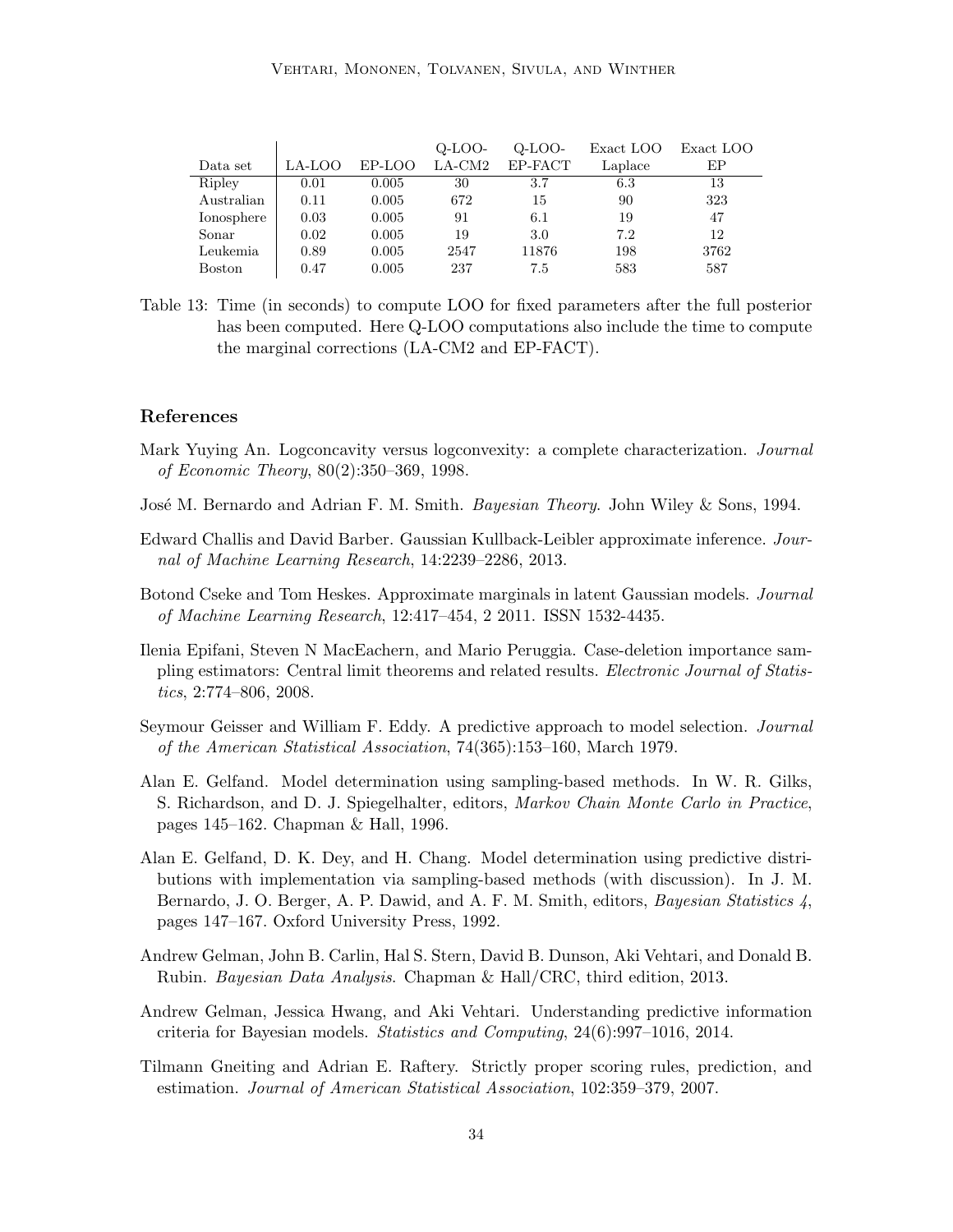| Data set | LA-LOO | EP-LOO | Q-LOO-LA-CM2 | Q-LOO-EP-FACT | Exact LOO Laplace | Exact LOO EP |
|---|---|---|---|---|---|---|
| Ripley | 0.01 | 0.005 | 30 | 3.7 | 6.3 | 13 |
| Australian | 0.11 | 0.005 | 672 | 15 | 90 | 323 |
| Ionosphere | 0.03 | 0.005 | 91 | 6.1 | 19 | 47 |
| Sonar | 0.02 | 0.005 | 19 | 3.0 | 7.2 | 12 |
| Leukemia | 0.89 | 0.005 | 2547 | 11876 | 198 | 3762 |
| Boston | 0.47 | 0.005 | 237 | 7.5 | 583 | 587 |

Table 13: Time (in seconds) to compute LOO for fixed parameters after the full posterior has been computed. Here Q-LOO computations also include the time to compute the marginal corrections (LA-CM2 and EP-FACT).

## References

Mark Yuying An. Logconcavity versus logconvexity: a complete characterization. *Journal of Economic Theory*, 80(2):350–369, 1998.

José M. Bernardo and Adrian F. M. Smith. *Bayesian Theory*. John Wiley & Sons, 1994.

Edward Challis and David Barber. Gaussian Kullback-Leibler approximate inference. *Journal of Machine Learning Research*, 14:2239–2286, 2013.

Botond Cseke and Tom Heskes. Approximate marginals in latent Gaussian models. *Journal of Machine Learning Research*, 12:417–454, 2 2011. ISSN 1532-4435.

Ilenia Epifani, Steven N MacEachern, and Mario Peruggia. Case-deletion importance sampling estimators: Central limit theorems and related results. *Electronic Journal of Statistics*, 2:774–806, 2008.

Seymour Geisser and William F. Eddy. A predictive approach to model selection. *Journal of the American Statistical Association*, 74(365):153–160, March 1979.

Alan E. Gelfand. Model determination using sampling-based methods. In W. R. Gilks, S. Richardson, and D. J. Spiegelhalter, editors, *Markov Chain Monte Carlo in Practice*, pages 145–162. Chapman & Hall, 1996.

Alan E. Gelfand, D. K. Dey, and H. Chang. Model determination using predictive distributions with implementation via sampling-based methods (with discussion). In J. M. Bernardo, J. O. Berger, A. P. Dawid, and A. F. M. Smith, editors, *Bayesian Statistics 4*, pages 147–167. Oxford University Press, 1992.

Andrew Gelman, John B. Carlin, Hal S. Stern, David B. Dunson, Aki Vehtari, and Donald B. Rubin. *Bayesian Data Analysis*. Chapman & Hall/CRC, third edition, 2013.

Andrew Gelman, Jessica Hwang, and Aki Vehtari. Understanding predictive information criteria for Bayesian models. *Statistics and Computing*, 24(6):997–1016, 2014.

Tilmann Gneiting and Adrian E. Raftery. Strictly proper scoring rules, prediction, and estimation. *Journal of American Statistical Association*, 102:359–379, 2007.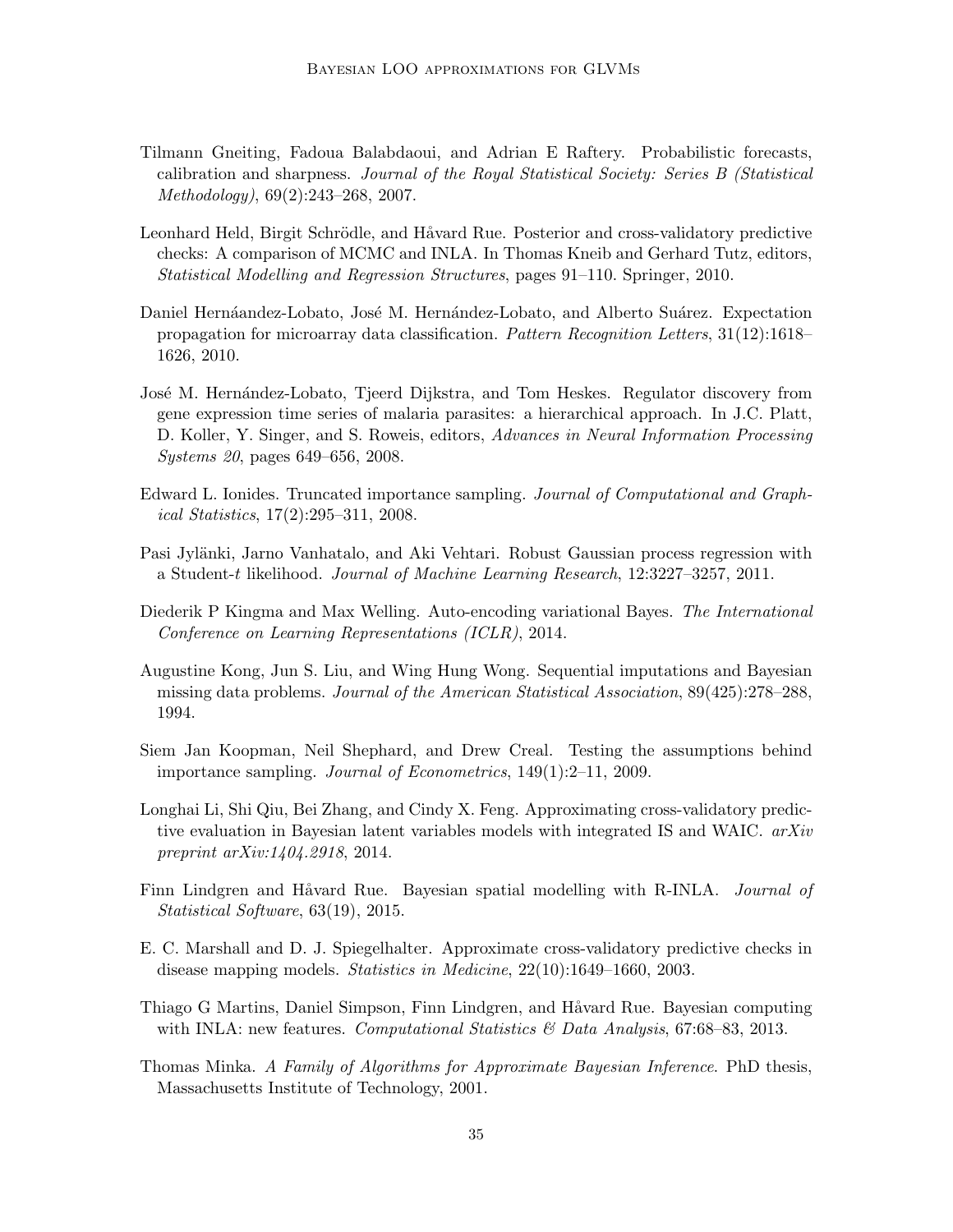Tilmann Gneiting, Fadoua Balabdaoui, and Adrian E Raftery. Probabilistic forecasts, calibration and sharpness. *Journal of the Royal Statistical Society: Series B (Statistical Methodology)*, 69(2):243–268, 2007.

Leonhard Held, Birgit Schrödle, and Håvard Rue. Posterior and cross-validatory predictive checks: A comparison of MCMC and INLA. In Thomas Kneib and Gerhard Tutz, editors, *Statistical Modelling and Regression Structures*, pages 91–110. Springer, 2010.

Daniel Hernáandez-Lobato, José M. Hernández-Lobato, and Alberto Suárez. Expectation propagation for microarray data classification. *Pattern Recognition Letters*, 31(12):1618–1626, 2010.

José M. Hernández-Lobato, Tjeerd Dijkstra, and Tom Heskes. Regulator discovery from gene expression time series of malaria parasites: a hierarchical approach. In J.C. Platt, D. Koller, Y. Singer, and S. Roweis, editors, *Advances in Neural Information Processing Systems 20*, pages 649–656, 2008.

Edward L. Ionides. Truncated importance sampling. *Journal of Computational and Graphical Statistics*, 17(2):295–311, 2008.

Pasi Jylänki, Jarno Vanhatalo, and Aki Vehtari. Robust Gaussian process regression with a Student-*t* likelihood. *Journal of Machine Learning Research*, 12:3227–3257, 2011.

Diederik P Kingma and Max Welling. Auto-encoding variational Bayes. *The International Conference on Learning Representations (ICLR)*, 2014.

Augustine Kong, Jun S. Liu, and Wing Hung Wong. Sequential imputations and Bayesian missing data problems. *Journal of the American Statistical Association*, 89(425):278–288, 1994.

Siem Jan Koopman, Neil Shephard, and Drew Creal. Testing the assumptions behind importance sampling. *Journal of Econometrics*, 149(1):2–11, 2009.

Longhai Li, Shi Qiu, Bei Zhang, and Cindy X. Feng. Approximating cross-validatory predictive evaluation in Bayesian latent variables models with integrated IS and WAIC. *arXiv preprint arXiv:1404.2918*, 2014.

Finn Lindgren and Håvard Rue. Bayesian spatial modelling with R-INLA. *Journal of Statistical Software*, 63(19), 2015.

E. C. Marshall and D. J. Spiegelhalter. Approximate cross-validatory predictive checks in disease mapping models. *Statistics in Medicine*, 22(10):1649–1660, 2003.

Thiago G Martins, Daniel Simpson, Finn Lindgren, and Håvard Rue. Bayesian computing with INLA: new features. *Computational Statistics & Data Analysis*, 67:68–83, 2013.

Thomas Minka. *A Family of Algorithms for Approximate Bayesian Inference*. PhD thesis, Massachusetts Institute of Technology, 2001.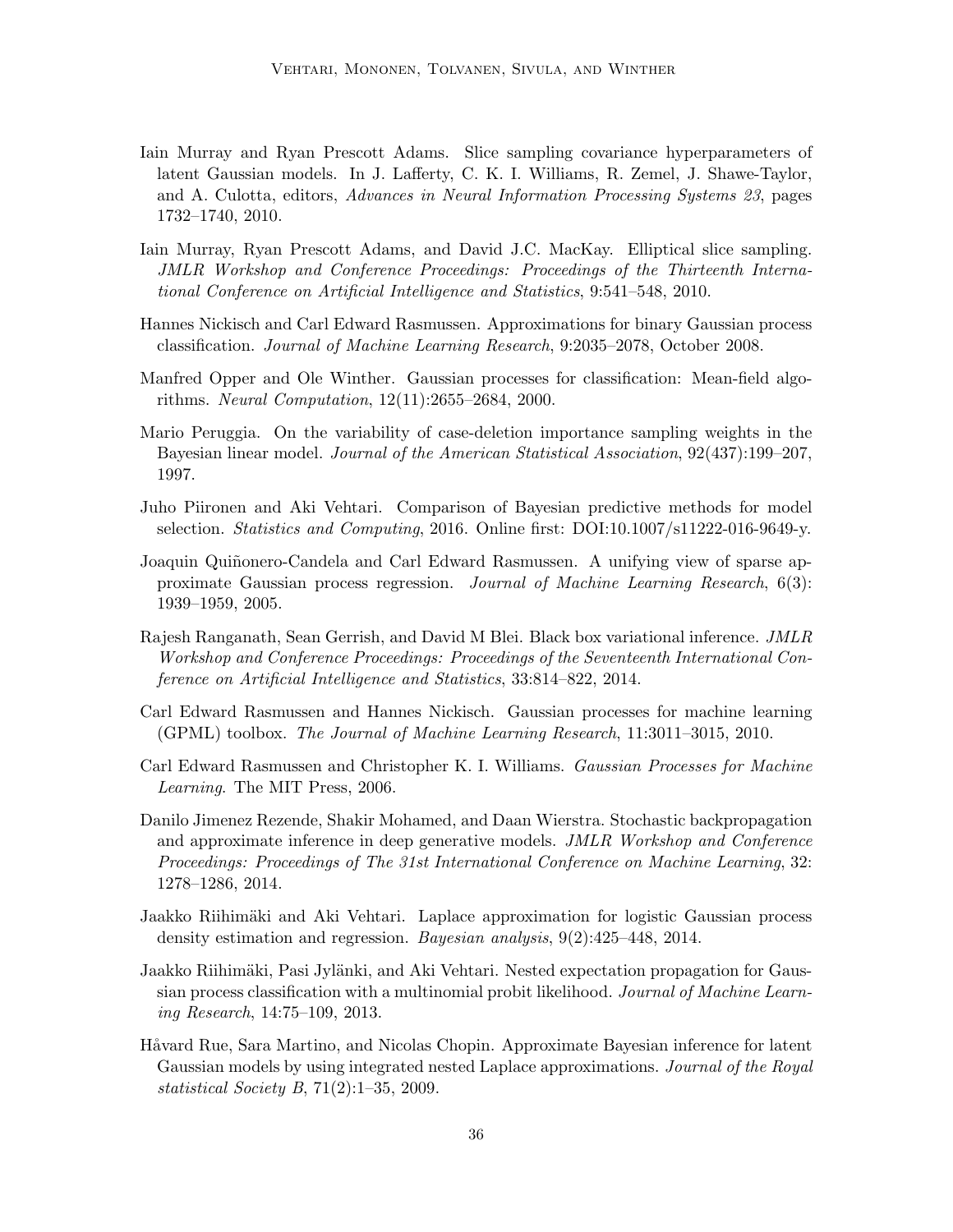Iain Murray and Ryan Prescott Adams. Slice sampling covariance hyperparameters of latent Gaussian models. In J. Lafferty, C. K. I. Williams, R. Zemel, J. Shawe-Taylor, and A. Culotta, editors, *Advances in Neural Information Processing Systems 23*, pages 1732–1740, 2010.

Iain Murray, Ryan Prescott Adams, and David J.C. MacKay. Elliptical slice sampling. *JMLR Workshop and Conference Proceedings: Proceedings of the Thirteenth International Conference on Artificial Intelligence and Statistics*, 9:541–548, 2010.

Hannes Nickisch and Carl Edward Rasmussen. Approximations for binary Gaussian process classification. *Journal of Machine Learning Research*, 9:2035–2078, October 2008.

Manfred Opper and Ole Winther. Gaussian processes for classification: Mean-field algorithms. *Neural Computation*, 12(11):2655–2684, 2000.

Mario Peruggia. On the variability of case-deletion importance sampling weights in the Bayesian linear model. *Journal of the American Statistical Association*, 92(437):199–207, 1997.

Juho Piironen and Aki Vehtari. Comparison of Bayesian predictive methods for model selection. *Statistics and Computing*, 2016. Online first: DOI:10.1007/s11222-016-9649-y.

Joaquin Quiñonero-Candela and Carl Edward Rasmussen. A unifying view of sparse approximate Gaussian process regression. *Journal of Machine Learning Research*, 6(3): 1939–1959, 2005.

Rajesh Ranganath, Sean Gerrish, and David M Blei. Black box variational inference. *JMLR Workshop and Conference Proceedings: Proceedings of the Seventeenth International Conference on Artificial Intelligence and Statistics*, 33:814–822, 2014.

Carl Edward Rasmussen and Hannes Nickisch. Gaussian processes for machine learning (GPML) toolbox. *The Journal of Machine Learning Research*, 11:3011–3015, 2010.

Carl Edward Rasmussen and Christopher K. I. Williams. *Gaussian Processes for Machine Learning*. The MIT Press, 2006.

Danilo Jimenez Rezende, Shakir Mohamed, and Daan Wierstra. Stochastic backpropagation and approximate inference in deep generative models. *JMLR Workshop and Conference Proceedings: Proceedings of The 31st International Conference on Machine Learning*, 32: 1278–1286, 2014.

Jaakko Riihimäki and Aki Vehtari. Laplace approximation for logistic Gaussian process density estimation and regression. *Bayesian analysis*, 9(2):425–448, 2014.

Jaakko Riihimäki, Pasi Jylänki, and Aki Vehtari. Nested expectation propagation for Gaussian process classification with a multinomial probit likelihood. *Journal of Machine Learning Research*, 14:75–109, 2013.

Håvard Rue, Sara Martino, and Nicolas Chopin. Approximate Bayesian inference for latent Gaussian models by using integrated nested Laplace approximations. *Journal of the Royal statistical Society B*, 71(2):1–35, 2009.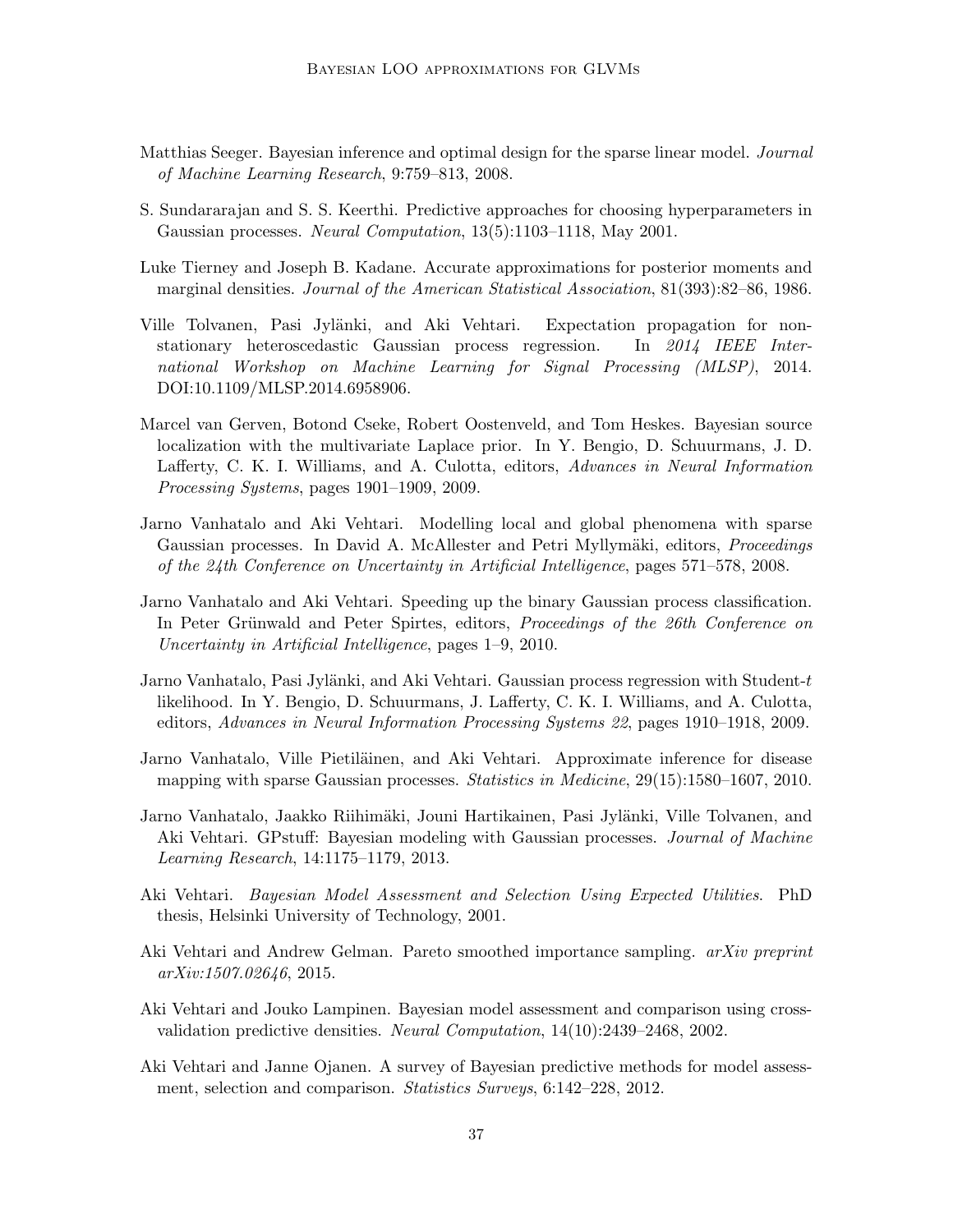Matthias Seeger. Bayesian inference and optimal design for the sparse linear model. *Journal of Machine Learning Research*, 9:759–813, 2008.

S. Sundararajan and S. S. Keerthi. Predictive approaches for choosing hyperparameters in Gaussian processes. *Neural Computation*, 13(5):1103–1118, May 2001.

Luke Tierney and Joseph B. Kadane. Accurate approximations for posterior moments and marginal densities. *Journal of the American Statistical Association*, 81(393):82–86, 1986.

Ville Tolvanen, Pasi Jylänki, and Aki Vehtari. Expectation propagation for non-stationary heteroscedastic Gaussian process regression. In *2014 IEEE International Workshop on Machine Learning for Signal Processing (MLSP)*, 2014. DOI:10.1109/MLSP.2014.6958906.

Marcel van Gerven, Botond Cseke, Robert Oostenveld, and Tom Heskes. Bayesian source localization with the multivariate Laplace prior. In Y. Bengio, D. Schuurmans, J. D. Lafferty, C. K. I. Williams, and A. Culotta, editors, *Advances in Neural Information Processing Systems*, pages 1901–1909, 2009.

Jarno Vanhatalo and Aki Vehtari. Modelling local and global phenomena with sparse Gaussian processes. In David A. McAllester and Petri Myllymäki, editors, *Proceedings of the 24th Conference on Uncertainty in Artificial Intelligence*, pages 571–578, 2008.

Jarno Vanhatalo and Aki Vehtari. Speeding up the binary Gaussian process classification. In Peter Grünwald and Peter Spirtes, editors, *Proceedings of the 26th Conference on Uncertainty in Artificial Intelligence*, pages 1–9, 2010.

Jarno Vanhatalo, Pasi Jylänki, and Aki Vehtari. Gaussian process regression with Student-$t$ likelihood. In Y. Bengio, D. Schuurmans, J. Lafferty, C. K. I. Williams, and A. Culotta, editors, *Advances in Neural Information Processing Systems 22*, pages 1910–1918, 2009.

Jarno Vanhatalo, Ville Pietiläinen, and Aki Vehtari. Approximate inference for disease mapping with sparse Gaussian processes. *Statistics in Medicine*, 29(15):1580–1607, 2010.

Jarno Vanhatalo, Jaakko Riihimäki, Jouni Hartikainen, Pasi Jylänki, Ville Tolvanen, and Aki Vehtari. GPstuff: Bayesian modeling with Gaussian processes. *Journal of Machine Learning Research*, 14:1175–1179, 2013.

Aki Vehtari. *Bayesian Model Assessment and Selection Using Expected Utilities*. PhD thesis, Helsinki University of Technology, 2001.

Aki Vehtari and Andrew Gelman. Pareto smoothed importance sampling. *arXiv preprint arXiv:1507.02646*, 2015.

Aki Vehtari and Jouko Lampinen. Bayesian model assessment and comparison using cross-validation predictive densities. *Neural Computation*, 14(10):2439–2468, 2002.

Aki Vehtari and Janne Ojanen. A survey of Bayesian predictive methods for model assessment, selection and comparison. *Statistics Surveys*, 6:142–228, 2012.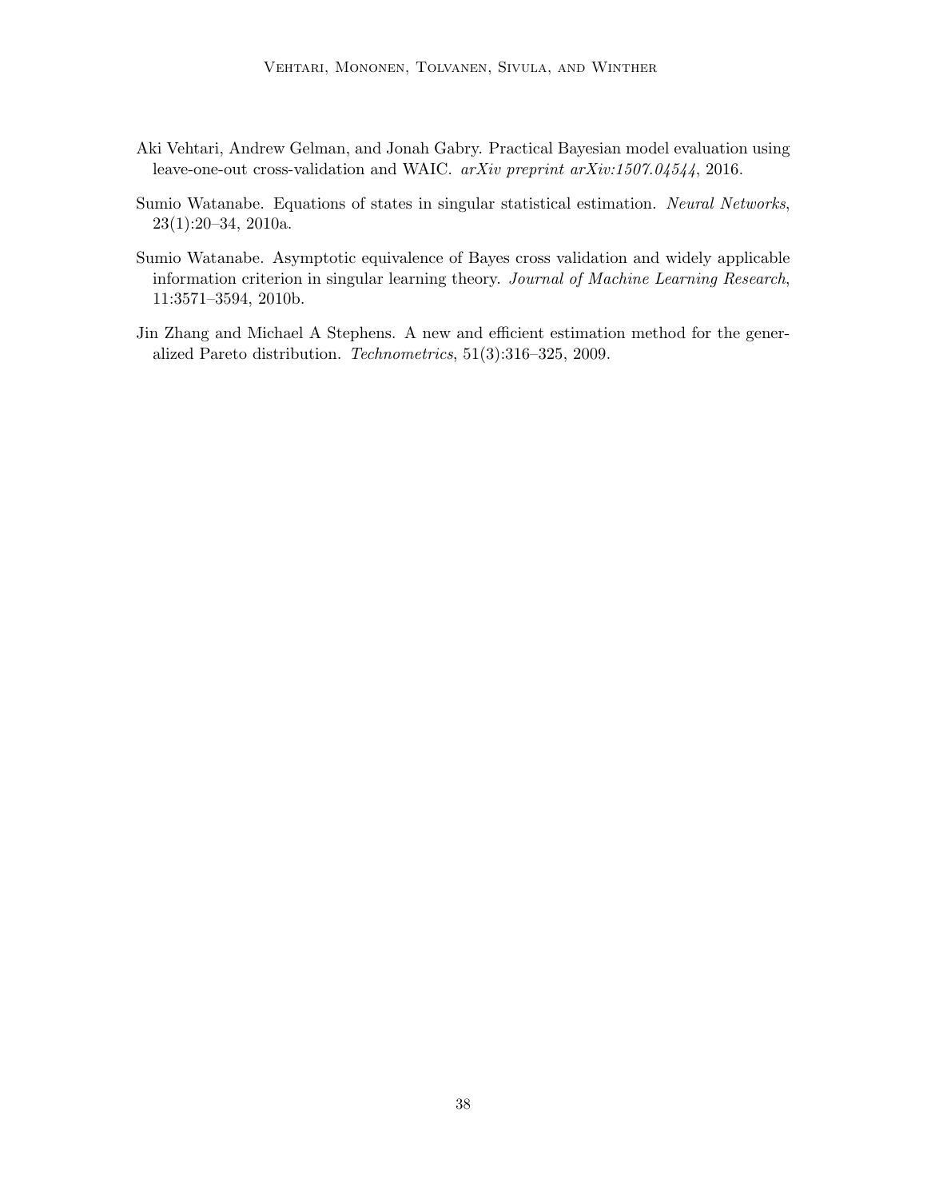Aki Vehtari, Andrew Gelman, and Jonah Gabry. Practical Bayesian model evaluation using leave-one-out cross-validation and WAIC. *arXiv preprint arXiv:1507.04544*, 2016.

Sumio Watanabe. Equations of states in singular statistical estimation. *Neural Networks*, 23(1):20–34, 2010a.

Sumio Watanabe. Asymptotic equivalence of Bayes cross validation and widely applicable information criterion in singular learning theory. *Journal of Machine Learning Research*, 11:3571–3594, 2010b.

Jin Zhang and Michael A Stephens. A new and efficient estimation method for the generalized Pareto distribution. *Technometrics*, 51(3):316–325, 2009.